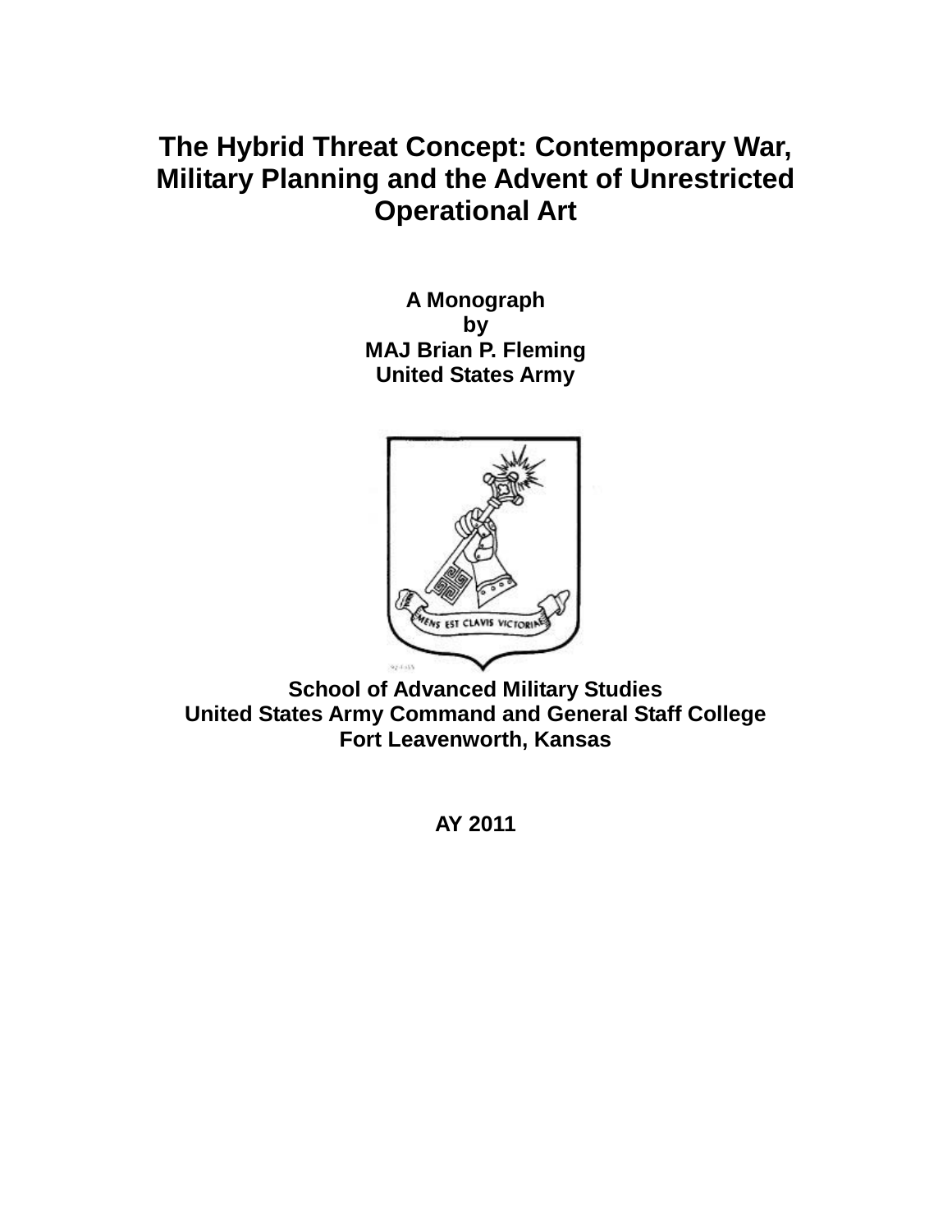# The Hybrid Threat Concept: Contemporary War, Military Planning and the Advent of Unrestricted Operational Art

**A Monograph**
**by**
**MAJ Brian P. Fleming**
**United States Army**

**School of Advanced Military Studies**
**United States Army Command and General Staff College**
**Fort Leavenworth, Kansas**

**AY 2011**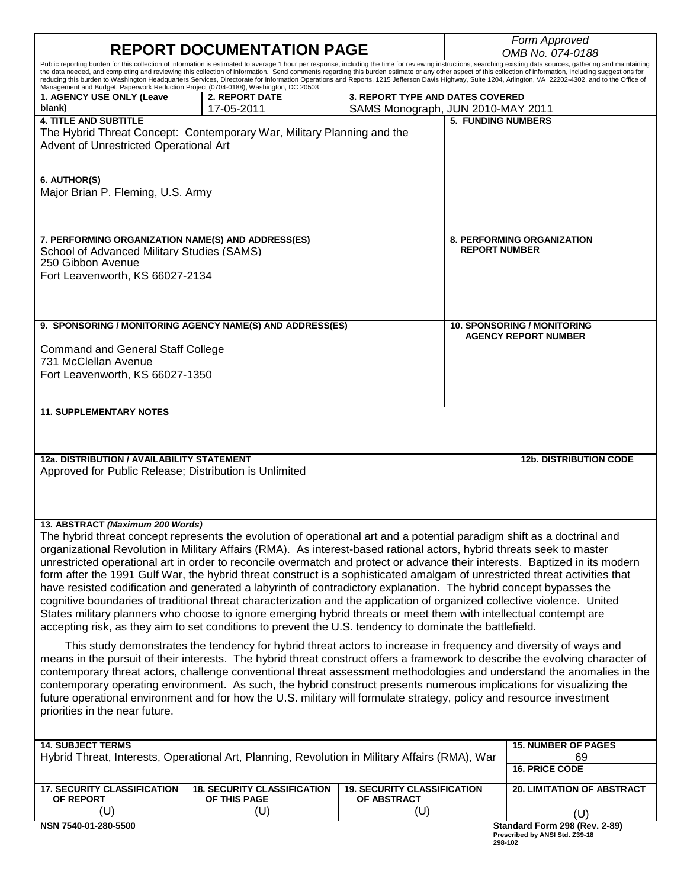# REPORT DOCUMENTATION PAGE

*Form Approved*
*OMB No. 074-0188*

Public reporting burden for this collection of information is estimated to average 1 hour per response, including the time for reviewing instructions, searching existing data sources, gathering and maintaining the data needed, and completing and reviewing this collection of information. Send comments regarding this burden estimate or any other aspect of this collection of information, including suggestions for reducing this burden to Washington Headquarters Services, Directorate for Information Operations and Reports, 1215 Jefferson Davis Highway, Suite 1204, Arlington, VA 22202-4302, and to the Office of Management and Budget, Paperwork Reduction Project (0704-0188), Washington, DC 20503

| 1. AGENCY USE ONLY (Leave blank) | 2. REPORT DATE | 3. REPORT TYPE AND DATES COVERED |
|---|---|---|
| | 17-05-2011 | SAMS Monograph, JUN 2010-MAY 2011 |

**4. TITLE AND SUBTITLE**
The Hybrid Threat Concept: Contemporary War, Military Planning and the Advent of Unrestricted Operational Art

**5. FUNDING NUMBERS**

**6. AUTHOR(S)**
Major Brian P. Fleming, U.S. Army

**7. PERFORMING ORGANIZATION NAME(S) AND ADDRESS(ES)**
School of Advanced Military Studies (SAMS)
250 Gibbon Avenue
Fort Leavenworth, KS 66027-2134

**8. PERFORMING ORGANIZATION REPORT NUMBER**

**9. SPONSORING / MONITORING AGENCY NAME(S) AND ADDRESS(ES)**
Command and General Staff College
731 McClellan Avenue
Fort Leavenworth, KS 66027-1350

**10. SPONSORING / MONITORING AGENCY REPORT NUMBER**

**11. SUPPLEMENTARY NOTES**

**12a. DISTRIBUTION / AVAILABILITY STATEMENT**
Approved for Public Release; Distribution is Unlimited

**12b. DISTRIBUTION CODE**

**13. ABSTRACT *(Maximum 200 Words)***

The hybrid threat concept represents the evolution of operational art and a potential paradigm shift as a doctrinal and organizational Revolution in Military Affairs (RMA). As interest-based rational actors, hybrid threats seek to master unrestricted operational art in order to reconcile overmatch and protect or advance their interests. Baptized in its modern form after the 1991 Gulf War, the hybrid threat construct is a sophisticated amalgam of unrestricted threat activities that have resisted codification and generated a labyrinth of contradictory explanation. The hybrid concept bypasses the cognitive boundaries of traditional threat characterization and the application of organized collective violence. United States military planners who choose to ignore emerging hybrid threats or meet them with intellectual contempt are accepting risk, as they aim to set conditions to prevent the U.S. tendency to dominate the battlefield.

This study demonstrates the tendency for hybrid threat actors to increase in frequency and diversity of ways and means in the pursuit of their interests. The hybrid threat construct offers a framework to describe the evolving character of contemporary threat actors, challenge conventional threat assessment methodologies and understand the anomalies in the contemporary operating environment. As such, the hybrid construct presents numerous implications for visualizing the future operational environment and for how the U.S. military will formulate strategy, policy and resource investment priorities in the near future.

| 14. SUBJECT TERMS | 15. NUMBER OF PAGES |
|---|---|
| Hybrid Threat, Interests, Operational Art, Planning, Revolution in Military Affairs (RMA), War | 69 |
| | **16. PRICE CODE** |

| 17. SECURITY CLASSIFICATION OF REPORT | 18. SECURITY CLASSIFICATION OF THIS PAGE | 19. SECURITY CLASSIFICATION OF ABSTRACT | 20. LIMITATION OF ABSTRACT |
|---|---|---|---|
| (U) | (U) | (U) | (U) |

**NSN 7540-01-280-5500**

**Standard Form 298 (Rev. 2-89)**
Prescribed by ANSI Std. Z39-18
298-102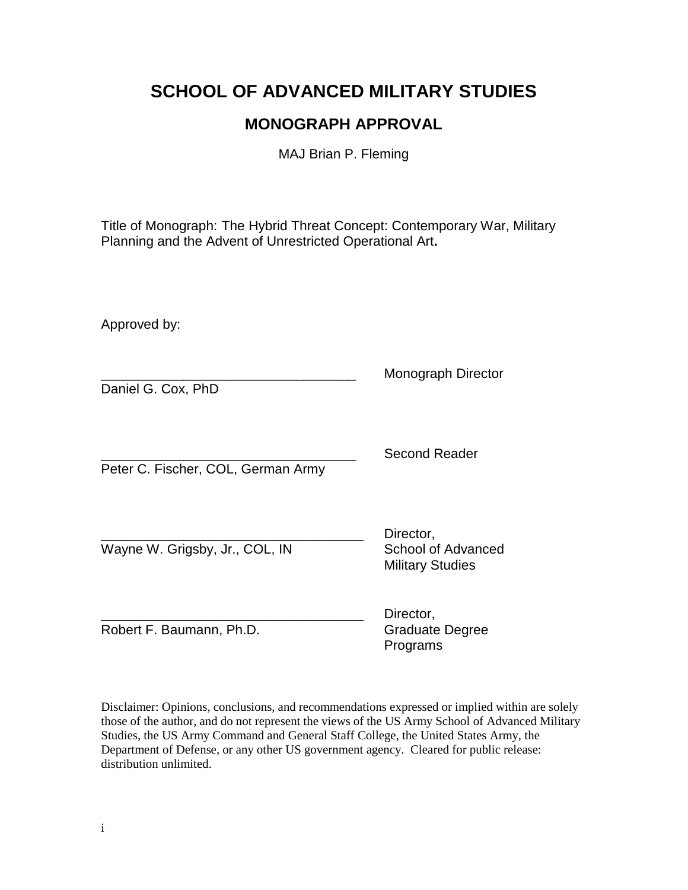# SCHOOL OF ADVANCED MILITARY STUDIES

## MONOGRAPH APPROVAL

MAJ Brian P. Fleming

Title of Monograph: The Hybrid Threat Concept: Contemporary War, Military Planning and the Advent of Unrestricted Operational Art**.**

Approved by:

__________________________________ Monograph Director
Daniel G. Cox, PhD

__________________________________ Second Reader
Peter C. Fischer, COL, German Army

___________________________________ Director,
Wayne W. Grigsby, Jr., COL, IN School of Advanced Military Studies

___________________________________ Director,
Robert F. Baumann, Ph.D. Graduate Degree Programs

Disclaimer: Opinions, conclusions, and recommendations expressed or implied within are solely those of the author, and do not represent the views of the US Army School of Advanced Military Studies, the US Army Command and General Staff College, the United States Army, the Department of Defense, or any other US government agency. Cleared for public release: distribution unlimited.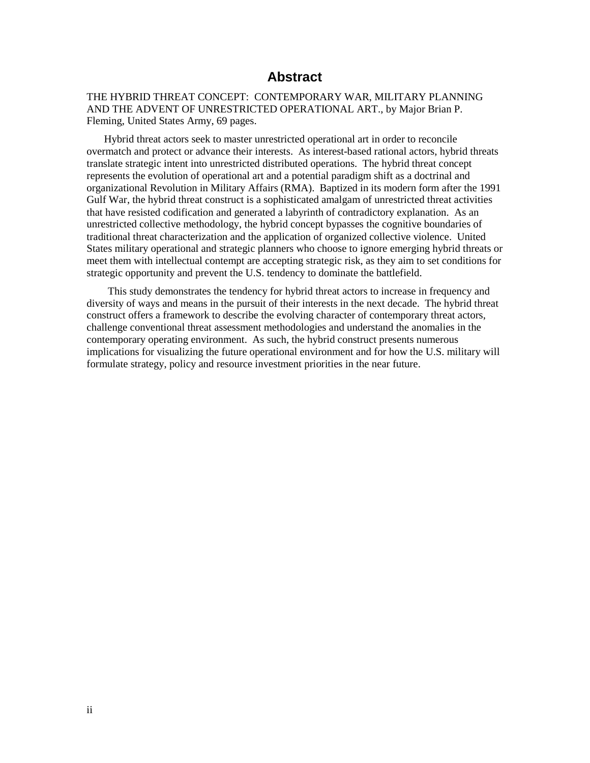# Abstract

THE HYBRID THREAT CONCEPT: CONTEMPORARY WAR, MILITARY PLANNING AND THE ADVENT OF UNRESTRICTED OPERATIONAL ART., by Major Brian P. Fleming, United States Army, 69 pages.

Hybrid threat actors seek to master unrestricted operational art in order to reconcile overmatch and protect or advance their interests. As interest-based rational actors, hybrid threats translate strategic intent into unrestricted distributed operations. The hybrid threat concept represents the evolution of operational art and a potential paradigm shift as a doctrinal and organizational Revolution in Military Affairs (RMA). Baptized in its modern form after the 1991 Gulf War, the hybrid threat construct is a sophisticated amalgam of unrestricted threat activities that have resisted codification and generated a labyrinth of contradictory explanation. As an unrestricted collective methodology, the hybrid concept bypasses the cognitive boundaries of traditional threat characterization and the application of organized collective violence. United States military operational and strategic planners who choose to ignore emerging hybrid threats or meet them with intellectual contempt are accepting strategic risk, as they aim to set conditions for strategic opportunity and prevent the U.S. tendency to dominate the battlefield.

This study demonstrates the tendency for hybrid threat actors to increase in frequency and diversity of ways and means in the pursuit of their interests in the next decade. The hybrid threat construct offers a framework to describe the evolving character of contemporary threat actors, challenge conventional threat assessment methodologies and understand the anomalies in the contemporary operating environment. As such, the hybrid construct presents numerous implications for visualizing the future operational environment and for how the U.S. military will formulate strategy, policy and resource investment priorities in the near future.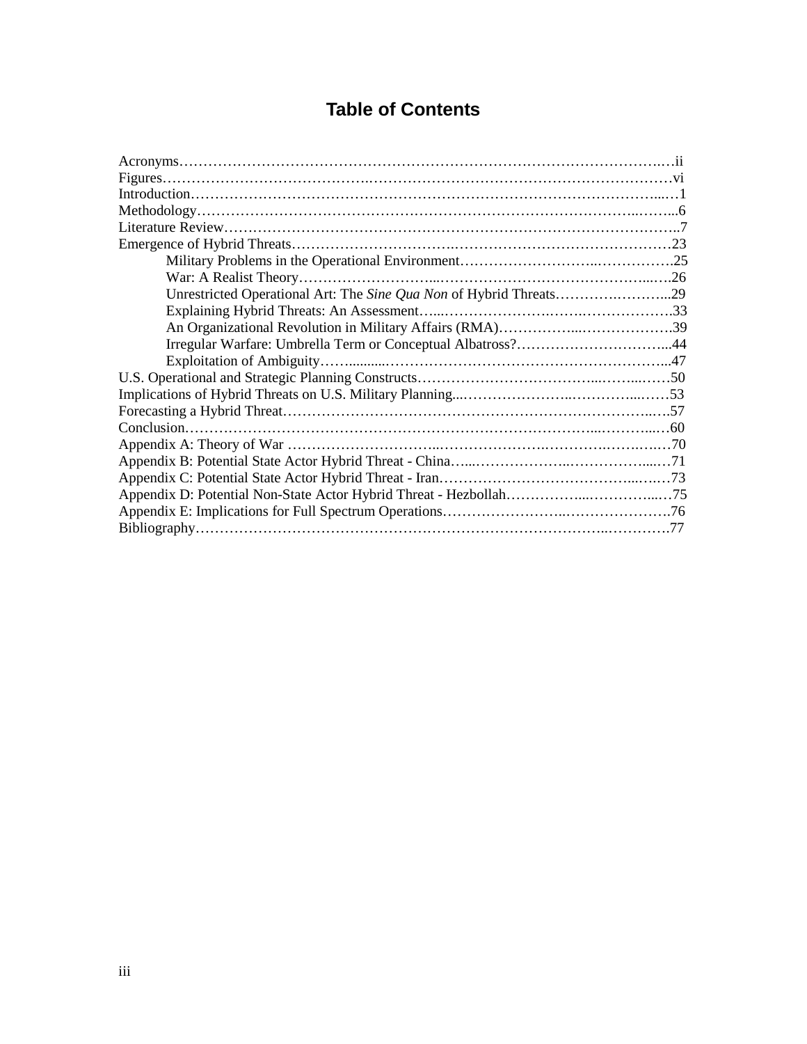# Table of Contents

Acronyms……………………………………………………………………………………….ii
Figures……………………………………………………………………………………….vi
Introduction……………………………………………………………………………………1
Methodology……………………………………………………………………………………6
Literature Review………………………………………………………………………………7
Emergence of Hybrid Threats…………………………………………………………………23
    Military Problems in the Operational Environment……………………………………25
    War: A Realist Theory………………………………………………………………………26
    Unrestricted Operational Art: The *Sine Qua Non* of Hybrid Threats……………………29
    Explaining Hybrid Threats: An Assessment…………………………………………………33
    An Organizational Revolution in Military Affairs (RMA)…………………………………39
    Irregular Warfare: Umbrella Term or Conceptual Albatross?……………………………44
    Exploitation of Ambiguity……………………………………………………………………47
U.S. Operational and Strategic Planning Constructs…………………………………………50
Implications of Hybrid Threats on U.S. Military Planning……………………………………53
Forecasting a Hybrid Threat……………………………………………………………………57
Conclusion………………………………………………………………………………………60
Appendix A: Theory of War ……………………………………………………………………70
Appendix B: Potential State Actor Hybrid Threat - China………………………………………71
Appendix C: Potential State Actor Hybrid Threat - Iran…………………………………………73
Appendix D: Potential Non-State Actor Hybrid Threat - Hezbollah……………………………75
Appendix E: Implications for Full Spectrum Operations………………………………………76
Bibliography……………………………………………………………………………………77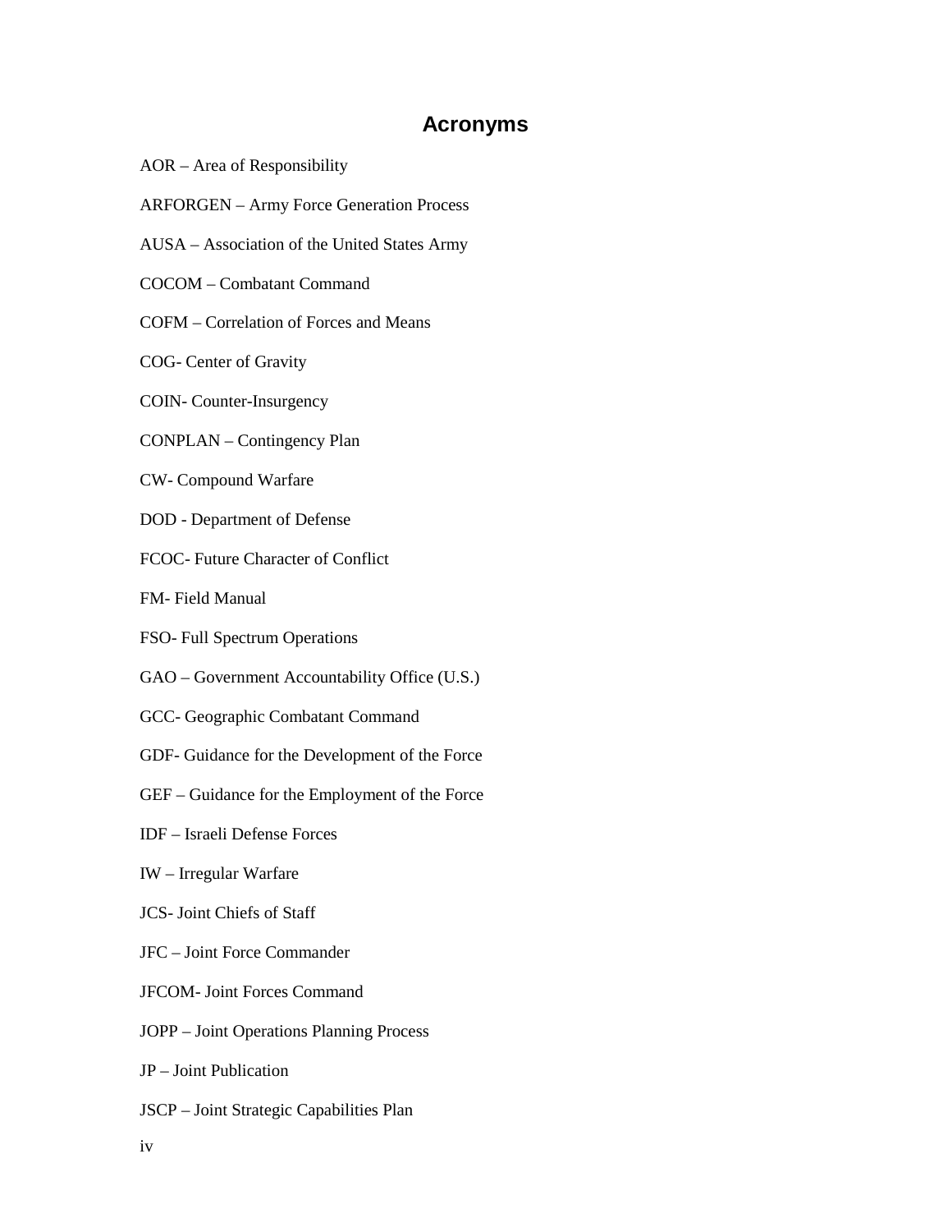## Acronyms

AOR – Area of Responsibility

ARFORGEN – Army Force Generation Process

AUSA – Association of the United States Army

COCOM – Combatant Command

COFM – Correlation of Forces and Means

COG- Center of Gravity

COIN- Counter-Insurgency

CONPLAN – Contingency Plan

CW- Compound Warfare

DOD - Department of Defense

FCOC- Future Character of Conflict

FM- Field Manual

FSO- Full Spectrum Operations

GAO – Government Accountability Office (U.S.)

GCC- Geographic Combatant Command

GDF- Guidance for the Development of the Force

GEF – Guidance for the Employment of the Force

IDF – Israeli Defense Forces

IW – Irregular Warfare

JCS- Joint Chiefs of Staff

JFC – Joint Force Commander

JFCOM- Joint Forces Command

JOPP – Joint Operations Planning Process

JP – Joint Publication

JSCP – Joint Strategic Capabilities Plan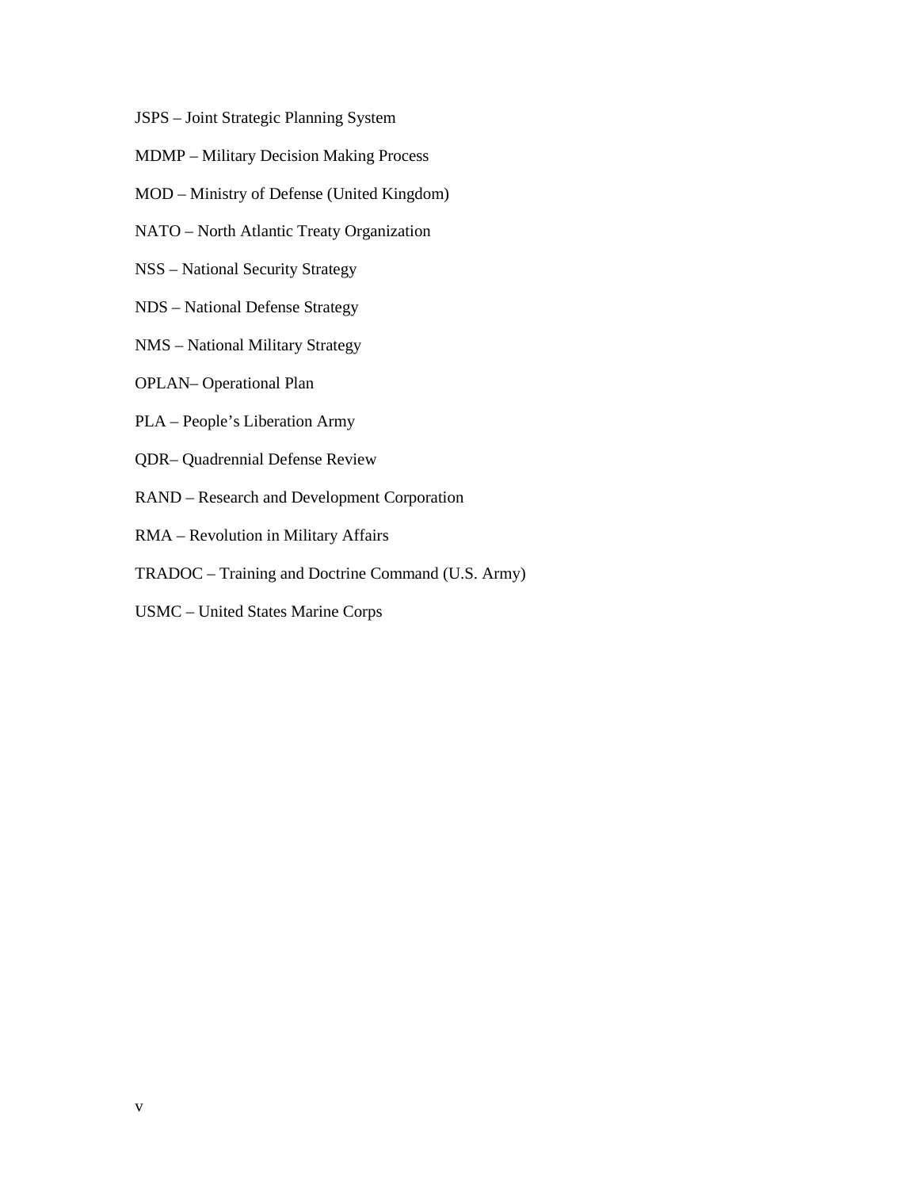JSPS – Joint Strategic Planning System

MDMP – Military Decision Making Process

MOD – Ministry of Defense (United Kingdom)

NATO – North Atlantic Treaty Organization

NSS – National Security Strategy

NDS – National Defense Strategy

NMS – National Military Strategy

OPLAN– Operational Plan

PLA – People's Liberation Army

QDR– Quadrennial Defense Review

RAND – Research and Development Corporation

RMA – Revolution in Military Affairs

TRADOC – Training and Doctrine Command (U.S. Army)

USMC – United States Marine Corps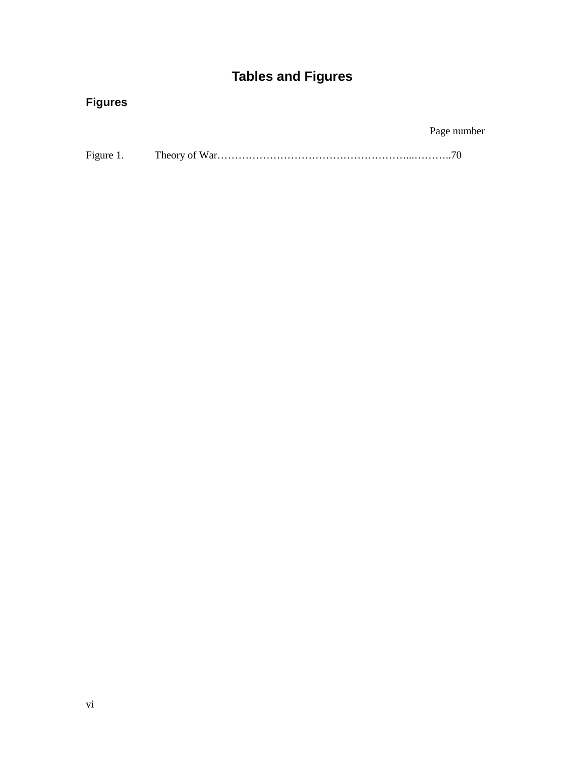# Tables and Figures

## Figures

| | | Page number |
|---|---|---|
| Figure 1. | Theory of War | 70 |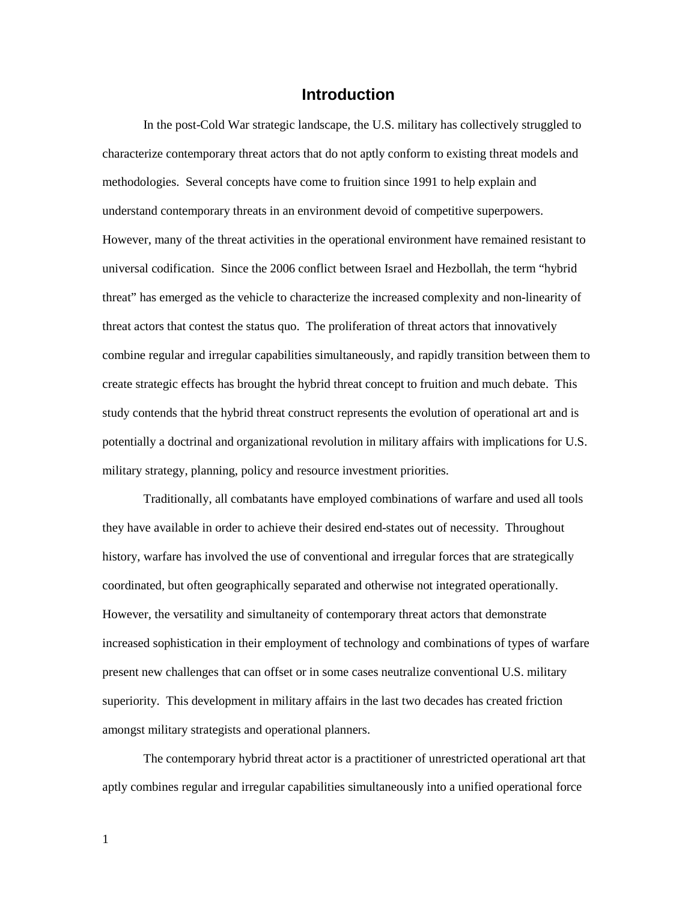# Introduction

In the post-Cold War strategic landscape, the U.S. military has collectively struggled to characterize contemporary threat actors that do not aptly conform to existing threat models and methodologies. Several concepts have come to fruition since 1991 to help explain and understand contemporary threats in an environment devoid of competitive superpowers. However, many of the threat activities in the operational environment have remained resistant to universal codification. Since the 2006 conflict between Israel and Hezbollah, the term "hybrid threat" has emerged as the vehicle to characterize the increased complexity and non-linearity of threat actors that contest the status quo. The proliferation of threat actors that innovatively combine regular and irregular capabilities simultaneously, and rapidly transition between them to create strategic effects has brought the hybrid threat concept to fruition and much debate. This study contends that the hybrid threat construct represents the evolution of operational art and is potentially a doctrinal and organizational revolution in military affairs with implications for U.S. military strategy, planning, policy and resource investment priorities.

Traditionally, all combatants have employed combinations of warfare and used all tools they have available in order to achieve their desired end-states out of necessity. Throughout history, warfare has involved the use of conventional and irregular forces that are strategically coordinated, but often geographically separated and otherwise not integrated operationally. However, the versatility and simultaneity of contemporary threat actors that demonstrate increased sophistication in their employment of technology and combinations of types of warfare present new challenges that can offset or in some cases neutralize conventional U.S. military superiority. This development in military affairs in the last two decades has created friction amongst military strategists and operational planners.

The contemporary hybrid threat actor is a practitioner of unrestricted operational art that aptly combines regular and irregular capabilities simultaneously into a unified operational force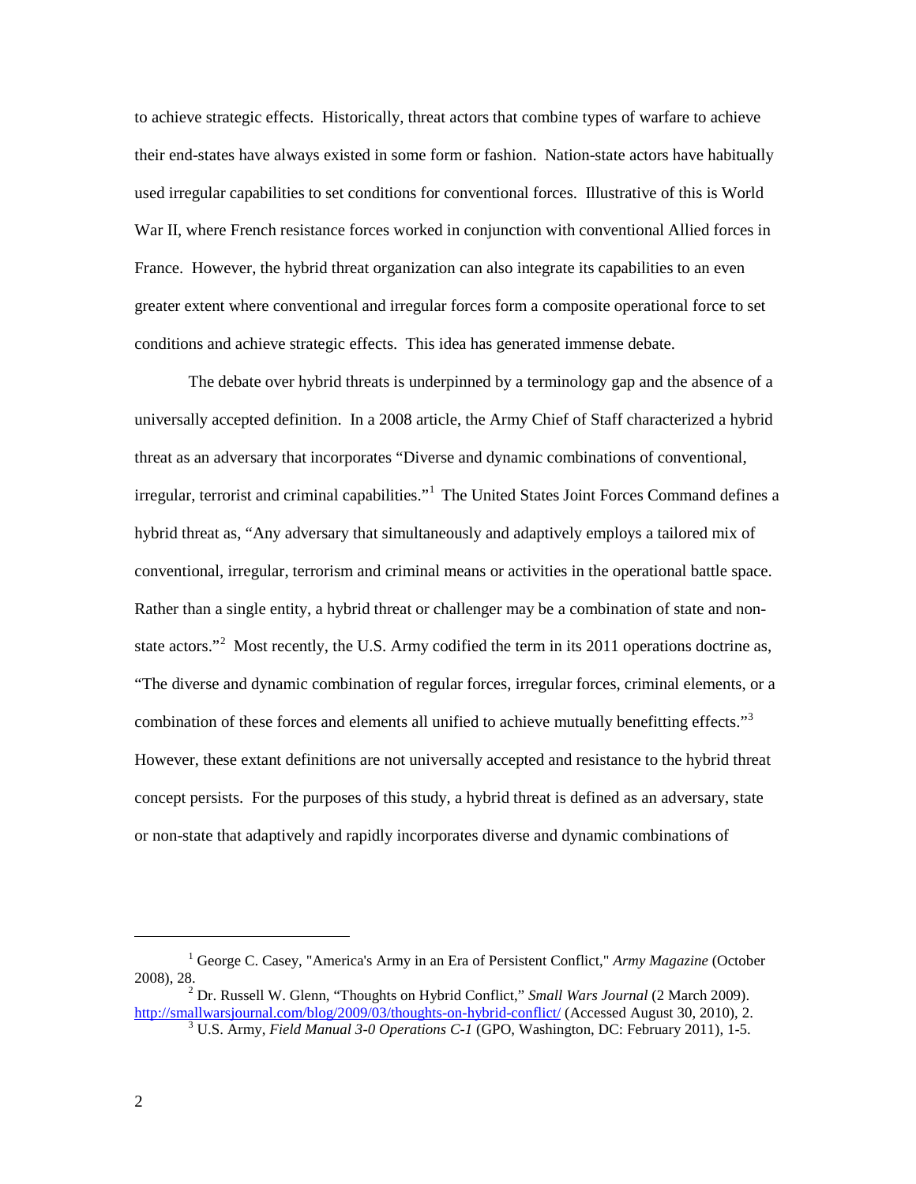to achieve strategic effects. Historically, threat actors that combine types of warfare to achieve their end-states have always existed in some form or fashion. Nation-state actors have habitually used irregular capabilities to set conditions for conventional forces. Illustrative of this is World War II, where French resistance forces worked in conjunction with conventional Allied forces in France. However, the hybrid threat organization can also integrate its capabilities to an even greater extent where conventional and irregular forces form a composite operational force to set conditions and achieve strategic effects. This idea has generated immense debate.

The debate over hybrid threats is underpinned by a terminology gap and the absence of a universally accepted definition. In a 2008 article, the Army Chief of Staff characterized a hybrid threat as an adversary that incorporates "Diverse and dynamic combinations of conventional, irregular, terrorist and criminal capabilities."[1] The United States Joint Forces Command defines a hybrid threat as, "Any adversary that simultaneously and adaptively employs a tailored mix of conventional, irregular, terrorism and criminal means or activities in the operational battle space. Rather than a single entity, a hybrid threat or challenger may be a combination of state and non-state actors."[2] Most recently, the U.S. Army codified the term in its 2011 operations doctrine as, "The diverse and dynamic combination of regular forces, irregular forces, criminal elements, or a combination of these forces and elements all unified to achieve mutually benefitting effects."[3] However, these extant definitions are not universally accepted and resistance to the hybrid threat concept persists. For the purposes of this study, a hybrid threat is defined as an adversary, state or non-state that adaptively and rapidly incorporates diverse and dynamic combinations of

---

[1] George C. Casey, "America's Army in an Era of Persistent Conflict," *Army Magazine* (October 2008), 28.

[2] Dr. Russell W. Glenn, "Thoughts on Hybrid Conflict," *Small Wars Journal* (2 March 2009). http://smallwarsjournal.com/blog/2009/03/thoughts-on-hybrid-conflict/ (Accessed August 30, 2010), 2.

[3] U.S. Army, *Field Manual 3-0 Operations C-1* (GPO, Washington, DC: February 2011), 1-5.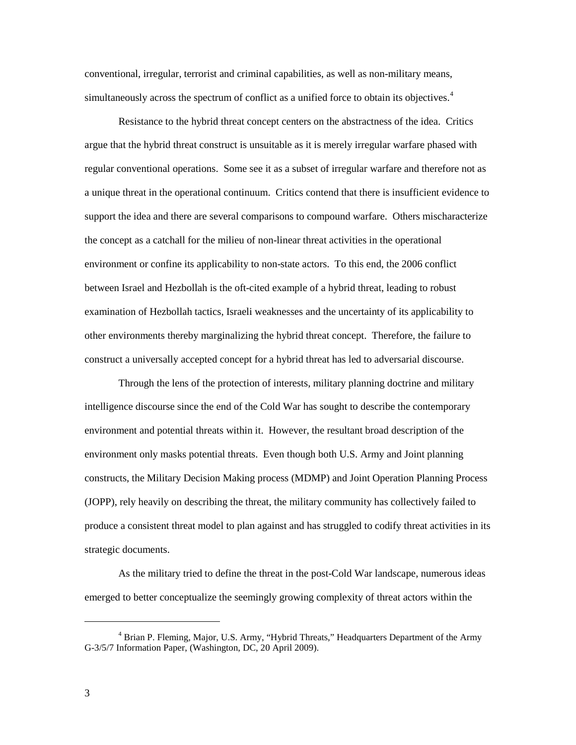conventional, irregular, terrorist and criminal capabilities, as well as non-military means, simultaneously across the spectrum of conflict as a unified force to obtain its objectives.[4]

Resistance to the hybrid threat concept centers on the abstractness of the idea. Critics argue that the hybrid threat construct is unsuitable as it is merely irregular warfare phased with regular conventional operations. Some see it as a subset of irregular warfare and therefore not as a unique threat in the operational continuum. Critics contend that there is insufficient evidence to support the idea and there are several comparisons to compound warfare. Others mischaracterize the concept as a catchall for the milieu of non-linear threat activities in the operational environment or confine its applicability to non-state actors. To this end, the 2006 conflict between Israel and Hezbollah is the oft-cited example of a hybrid threat, leading to robust examination of Hezbollah tactics, Israeli weaknesses and the uncertainty of its applicability to other environments thereby marginalizing the hybrid threat concept. Therefore, the failure to construct a universally accepted concept for a hybrid threat has led to adversarial discourse.

Through the lens of the protection of interests, military planning doctrine and military intelligence discourse since the end of the Cold War has sought to describe the contemporary environment and potential threats within it. However, the resultant broad description of the environment only masks potential threats. Even though both U.S. Army and Joint planning constructs, the Military Decision Making process (MDMP) and Joint Operation Planning Process (JOPP), rely heavily on describing the threat, the military community has collectively failed to produce a consistent threat model to plan against and has struggled to codify threat activities in its strategic documents.

As the military tried to define the threat in the post-Cold War landscape, numerous ideas emerged to better conceptualize the seemingly growing complexity of threat actors within the

---

[4] Brian P. Fleming, Major, U.S. Army, "Hybrid Threats," Headquarters Department of the Army G-3/5/7 Information Paper, (Washington, DC, 20 April 2009).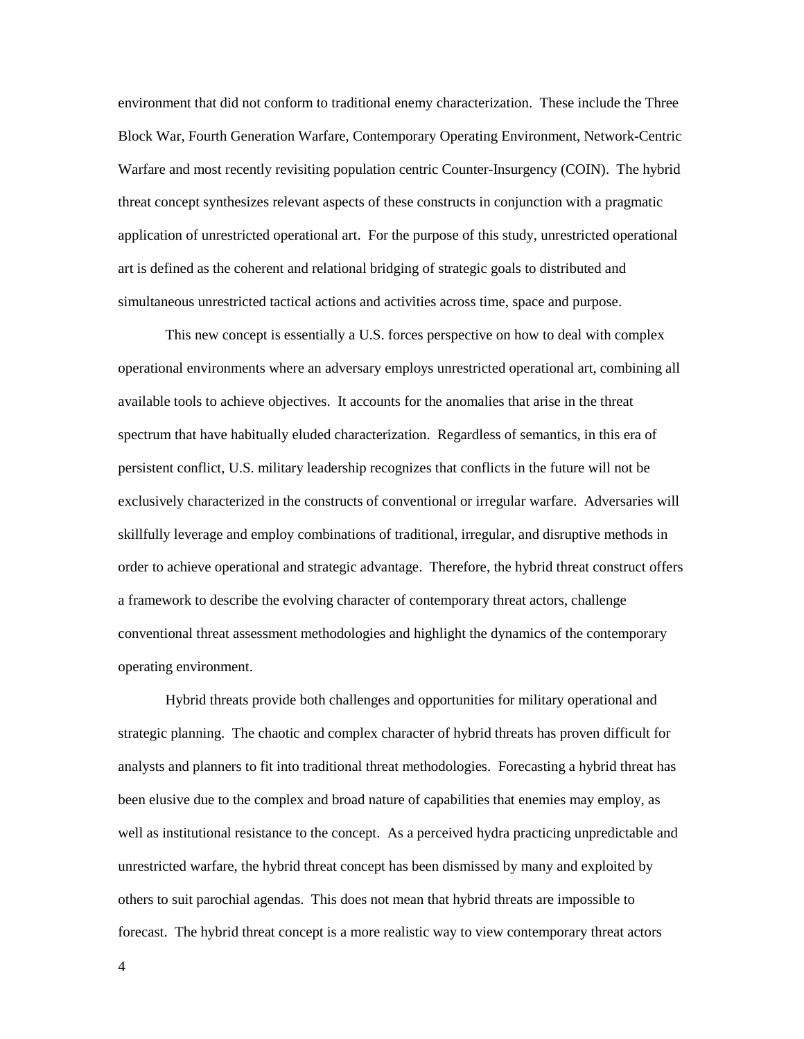environment that did not conform to traditional enemy characterization. These include the Three Block War, Fourth Generation Warfare, Contemporary Operating Environment, Network-Centric Warfare and most recently revisiting population centric Counter-Insurgency (COIN). The hybrid threat concept synthesizes relevant aspects of these constructs in conjunction with a pragmatic application of unrestricted operational art. For the purpose of this study, unrestricted operational art is defined as the coherent and relational bridging of strategic goals to distributed and simultaneous unrestricted tactical actions and activities across time, space and purpose.

This new concept is essentially a U.S. forces perspective on how to deal with complex operational environments where an adversary employs unrestricted operational art, combining all available tools to achieve objectives. It accounts for the anomalies that arise in the threat spectrum that have habitually eluded characterization. Regardless of semantics, in this era of persistent conflict, U.S. military leadership recognizes that conflicts in the future will not be exclusively characterized in the constructs of conventional or irregular warfare. Adversaries will skillfully leverage and employ combinations of traditional, irregular, and disruptive methods in order to achieve operational and strategic advantage. Therefore, the hybrid threat construct offers a framework to describe the evolving character of contemporary threat actors, challenge conventional threat assessment methodologies and highlight the dynamics of the contemporary operating environment.

Hybrid threats provide both challenges and opportunities for military operational and strategic planning. The chaotic and complex character of hybrid threats has proven difficult for analysts and planners to fit into traditional threat methodologies. Forecasting a hybrid threat has been elusive due to the complex and broad nature of capabilities that enemies may employ, as well as institutional resistance to the concept. As a perceived hydra practicing unpredictable and unrestricted warfare, the hybrid threat concept has been dismissed by many and exploited by others to suit parochial agendas. This does not mean that hybrid threats are impossible to forecast. The hybrid threat concept is a more realistic way to view contemporary threat actors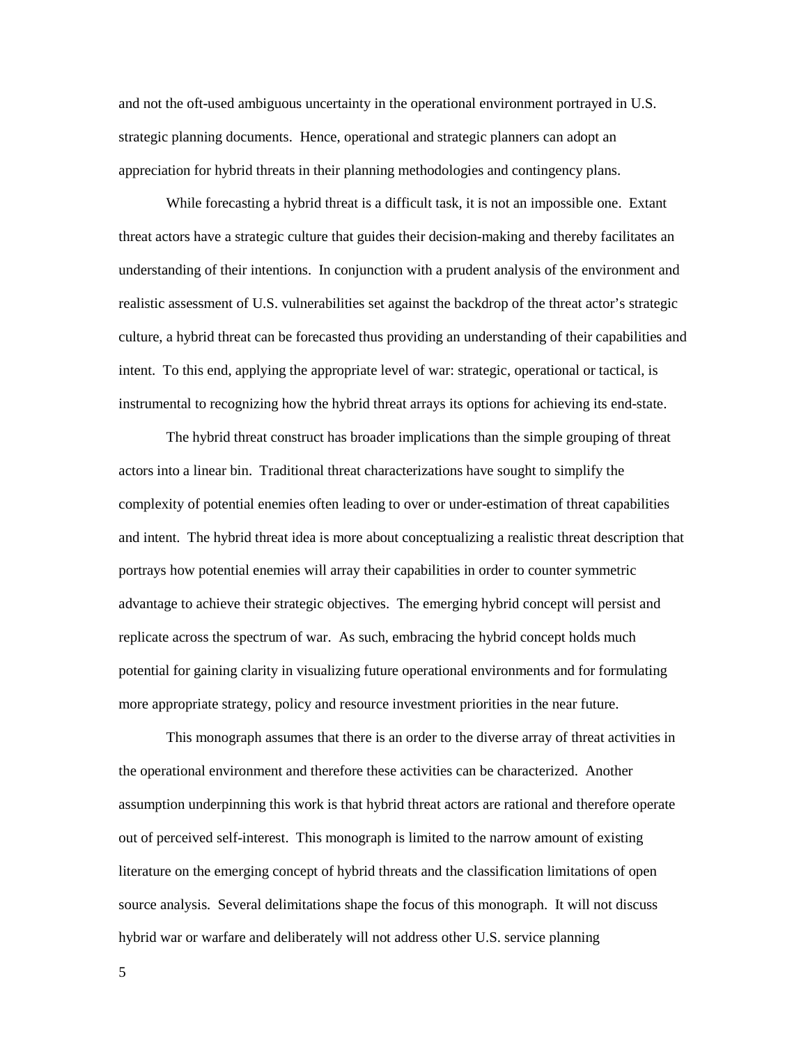and not the oft-used ambiguous uncertainty in the operational environment portrayed in U.S. strategic planning documents. Hence, operational and strategic planners can adopt an appreciation for hybrid threats in their planning methodologies and contingency plans.

While forecasting a hybrid threat is a difficult task, it is not an impossible one. Extant threat actors have a strategic culture that guides their decision-making and thereby facilitates an understanding of their intentions. In conjunction with a prudent analysis of the environment and realistic assessment of U.S. vulnerabilities set against the backdrop of the threat actor's strategic culture, a hybrid threat can be forecasted thus providing an understanding of their capabilities and intent. To this end, applying the appropriate level of war: strategic, operational or tactical, is instrumental to recognizing how the hybrid threat arrays its options for achieving its end-state.

The hybrid threat construct has broader implications than the simple grouping of threat actors into a linear bin. Traditional threat characterizations have sought to simplify the complexity of potential enemies often leading to over or under-estimation of threat capabilities and intent. The hybrid threat idea is more about conceptualizing a realistic threat description that portrays how potential enemies will array their capabilities in order to counter symmetric advantage to achieve their strategic objectives. The emerging hybrid concept will persist and replicate across the spectrum of war. As such, embracing the hybrid concept holds much potential for gaining clarity in visualizing future operational environments and for formulating more appropriate strategy, policy and resource investment priorities in the near future.

This monograph assumes that there is an order to the diverse array of threat activities in the operational environment and therefore these activities can be characterized. Another assumption underpinning this work is that hybrid threat actors are rational and therefore operate out of perceived self-interest. This monograph is limited to the narrow amount of existing literature on the emerging concept of hybrid threats and the classification limitations of open source analysis. Several delimitations shape the focus of this monograph. It will not discuss hybrid war or warfare and deliberately will not address other U.S. service planning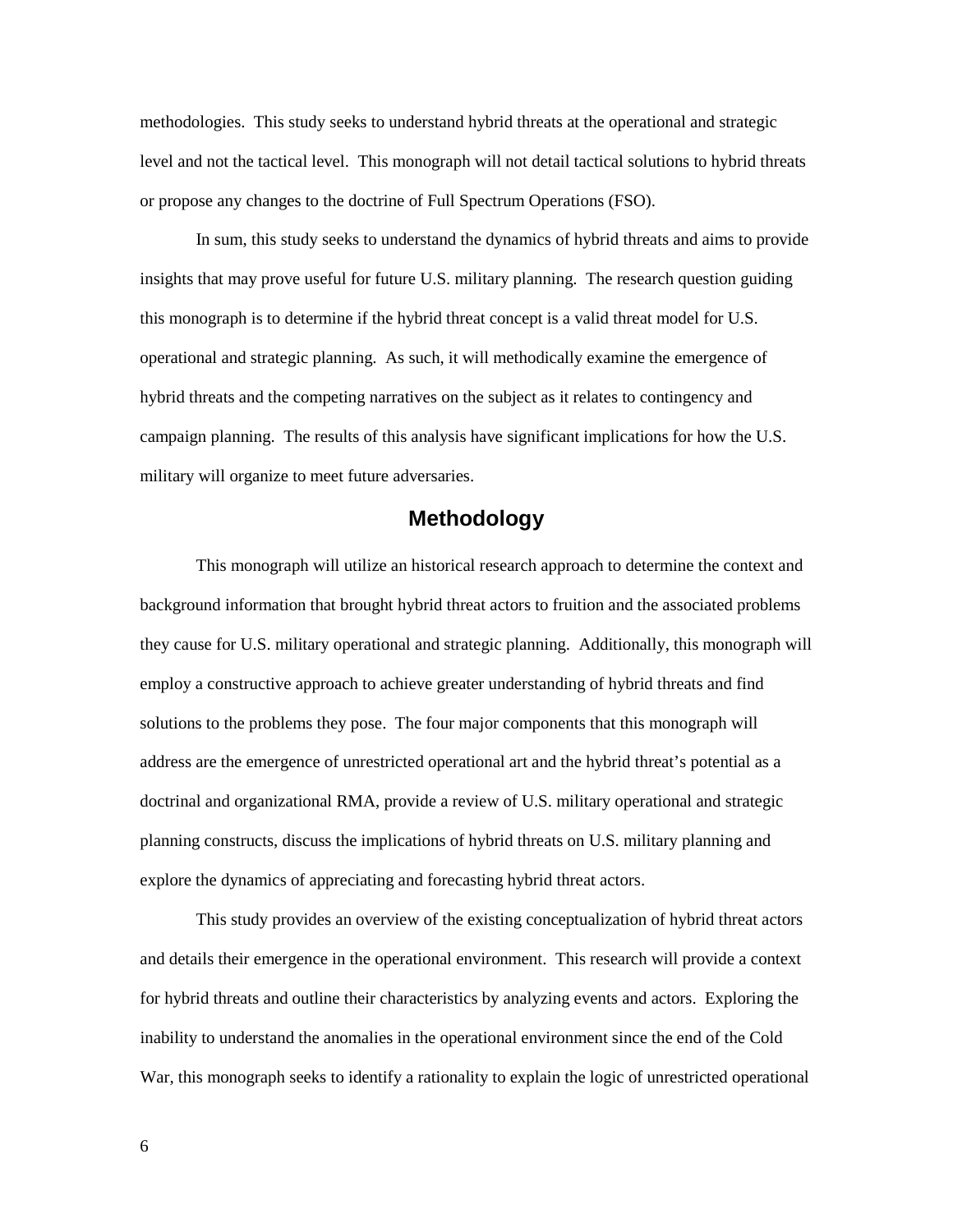methodologies. This study seeks to understand hybrid threats at the operational and strategic level and not the tactical level. This monograph will not detail tactical solutions to hybrid threats or propose any changes to the doctrine of Full Spectrum Operations (FSO).

In sum, this study seeks to understand the dynamics of hybrid threats and aims to provide insights that may prove useful for future U.S. military planning. The research question guiding this monograph is to determine if the hybrid threat concept is a valid threat model for U.S. operational and strategic planning. As such, it will methodically examine the emergence of hybrid threats and the competing narratives on the subject as it relates to contingency and campaign planning. The results of this analysis have significant implications for how the U.S. military will organize to meet future adversaries.

## Methodology

This monograph will utilize an historical research approach to determine the context and background information that brought hybrid threat actors to fruition and the associated problems they cause for U.S. military operational and strategic planning. Additionally, this monograph will employ a constructive approach to achieve greater understanding of hybrid threats and find solutions to the problems they pose. The four major components that this monograph will address are the emergence of unrestricted operational art and the hybrid threat's potential as a doctrinal and organizational RMA, provide a review of U.S. military operational and strategic planning constructs, discuss the implications of hybrid threats on U.S. military planning and explore the dynamics of appreciating and forecasting hybrid threat actors.

This study provides an overview of the existing conceptualization of hybrid threat actors and details their emergence in the operational environment. This research will provide a context for hybrid threats and outline their characteristics by analyzing events and actors. Exploring the inability to understand the anomalies in the operational environment since the end of the Cold War, this monograph seeks to identify a rationality to explain the logic of unrestricted operational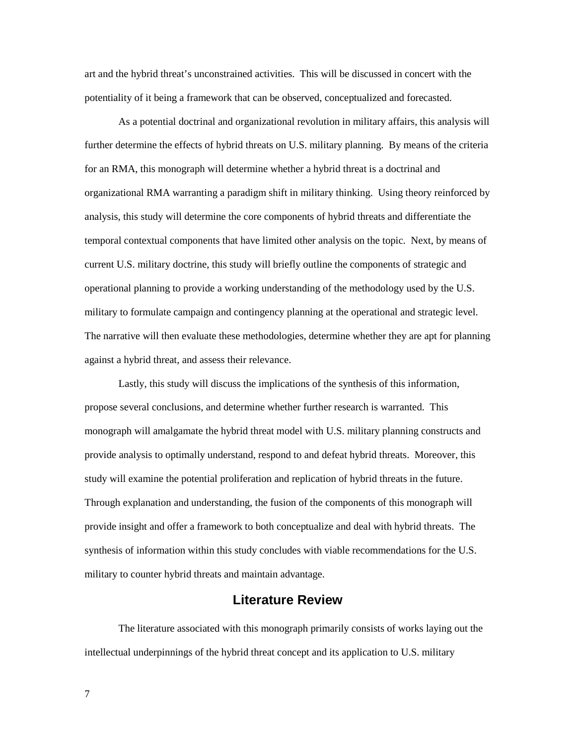art and the hybrid threat's unconstrained activities. This will be discussed in concert with the potentiality of it being a framework that can be observed, conceptualized and forecasted.

As a potential doctrinal and organizational revolution in military affairs, this analysis will further determine the effects of hybrid threats on U.S. military planning. By means of the criteria for an RMA, this monograph will determine whether a hybrid threat is a doctrinal and organizational RMA warranting a paradigm shift in military thinking. Using theory reinforced by analysis, this study will determine the core components of hybrid threats and differentiate the temporal contextual components that have limited other analysis on the topic. Next, by means of current U.S. military doctrine, this study will briefly outline the components of strategic and operational planning to provide a working understanding of the methodology used by the U.S. military to formulate campaign and contingency planning at the operational and strategic level. The narrative will then evaluate these methodologies, determine whether they are apt for planning against a hybrid threat, and assess their relevance.

Lastly, this study will discuss the implications of the synthesis of this information, propose several conclusions, and determine whether further research is warranted. This monograph will amalgamate the hybrid threat model with U.S. military planning constructs and provide analysis to optimally understand, respond to and defeat hybrid threats. Moreover, this study will examine the potential proliferation and replication of hybrid threats in the future. Through explanation and understanding, the fusion of the components of this monograph will provide insight and offer a framework to both conceptualize and deal with hybrid threats. The synthesis of information within this study concludes with viable recommendations for the U.S. military to counter hybrid threats and maintain advantage.

## Literature Review

The literature associated with this monograph primarily consists of works laying out the intellectual underpinnings of the hybrid threat concept and its application to U.S. military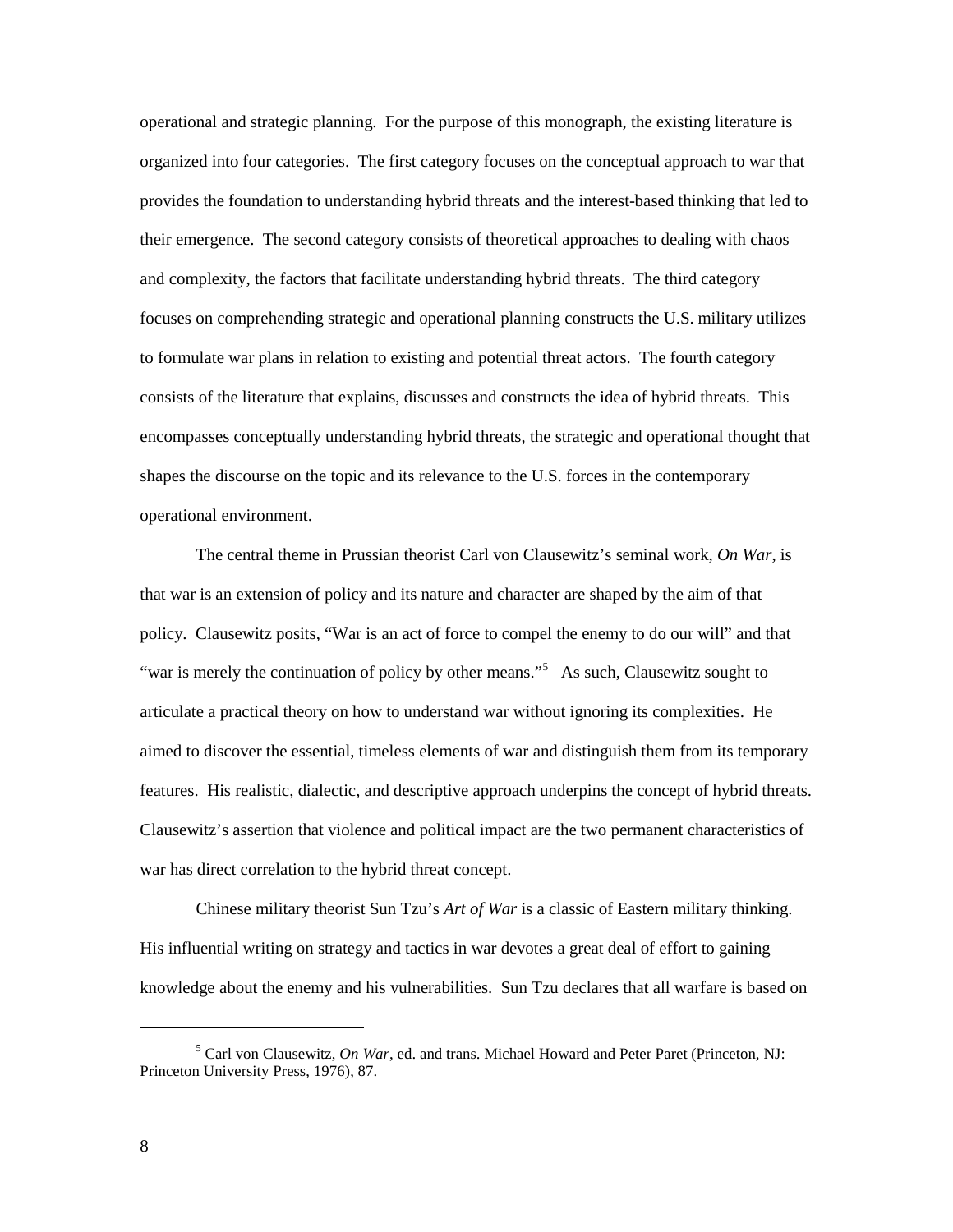operational and strategic planning. For the purpose of this monograph, the existing literature is organized into four categories. The first category focuses on the conceptual approach to war that provides the foundation to understanding hybrid threats and the interest-based thinking that led to their emergence. The second category consists of theoretical approaches to dealing with chaos and complexity, the factors that facilitate understanding hybrid threats. The third category focuses on comprehending strategic and operational planning constructs the U.S. military utilizes to formulate war plans in relation to existing and potential threat actors. The fourth category consists of the literature that explains, discusses and constructs the idea of hybrid threats. This encompasses conceptually understanding hybrid threats, the strategic and operational thought that shapes the discourse on the topic and its relevance to the U.S. forces in the contemporary operational environment.

The central theme in Prussian theorist Carl von Clausewitz's seminal work, *On War*, is that war is an extension of policy and its nature and character are shaped by the aim of that policy. Clausewitz posits, "War is an act of force to compel the enemy to do our will" and that "war is merely the continuation of policy by other means."[5] As such, Clausewitz sought to articulate a practical theory on how to understand war without ignoring its complexities. He aimed to discover the essential, timeless elements of war and distinguish them from its temporary features. His realistic, dialectic, and descriptive approach underpins the concept of hybrid threats. Clausewitz's assertion that violence and political impact are the two permanent characteristics of war has direct correlation to the hybrid threat concept.

Chinese military theorist Sun Tzu's *Art of War* is a classic of Eastern military thinking. His influential writing on strategy and tactics in war devotes a great deal of effort to gaining knowledge about the enemy and his vulnerabilities. Sun Tzu declares that all warfare is based on

---

[5] Carl von Clausewitz, *On War*, ed. and trans. Michael Howard and Peter Paret (Princeton, NJ: Princeton University Press, 1976), 87.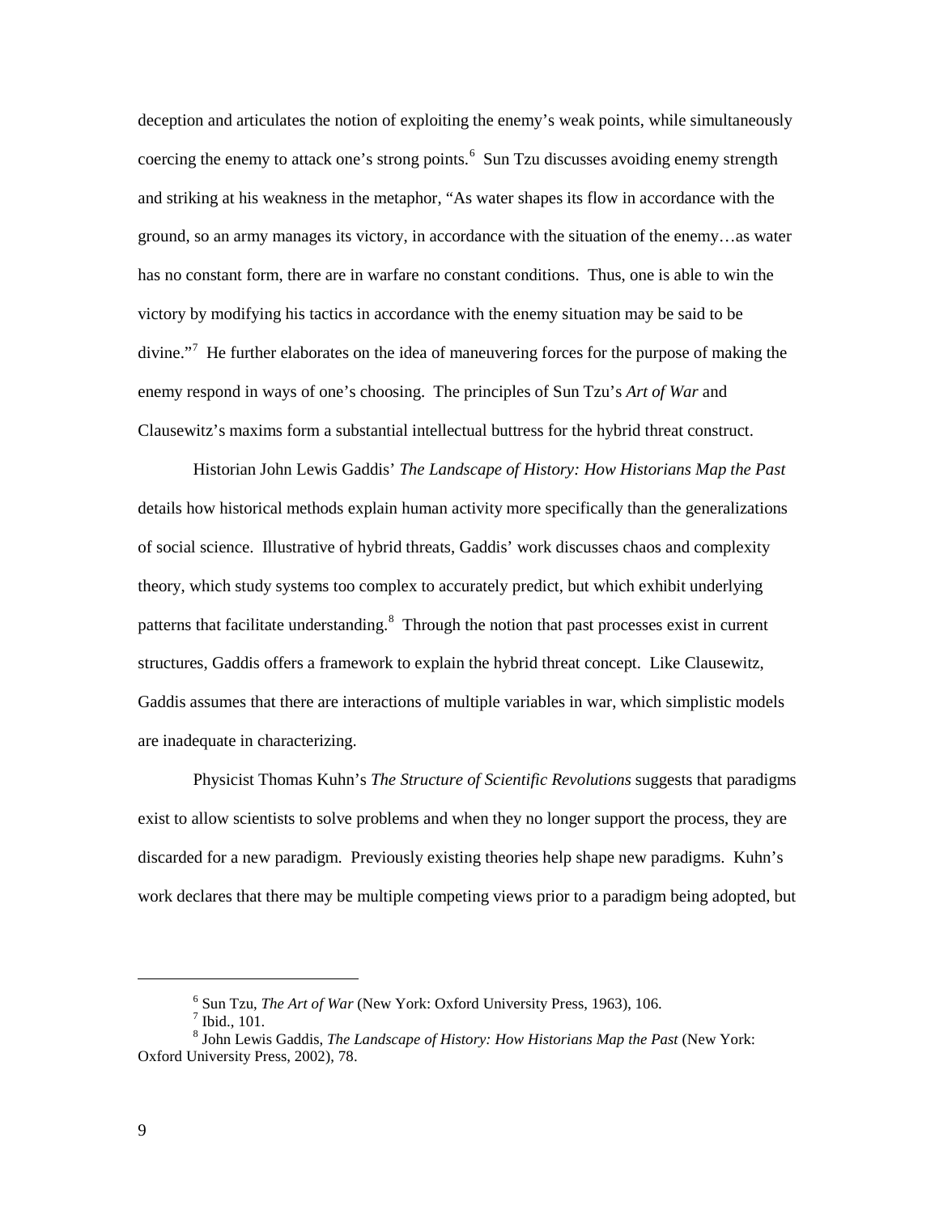deception and articulates the notion of exploiting the enemy's weak points, while simultaneously coercing the enemy to attack one's strong points.[6] Sun Tzu discusses avoiding enemy strength and striking at his weakness in the metaphor, "As water shapes its flow in accordance with the ground, so an army manages its victory, in accordance with the situation of the enemy…as water has no constant form, there are in warfare no constant conditions. Thus, one is able to win the victory by modifying his tactics in accordance with the enemy situation may be said to be divine."[7] He further elaborates on the idea of maneuvering forces for the purpose of making the enemy respond in ways of one's choosing. The principles of Sun Tzu's *Art of War* and Clausewitz's maxims form a substantial intellectual buttress for the hybrid threat construct.

Historian John Lewis Gaddis' *The Landscape of History: How Historians Map the Past* details how historical methods explain human activity more specifically than the generalizations of social science. Illustrative of hybrid threats, Gaddis' work discusses chaos and complexity theory, which study systems too complex to accurately predict, but which exhibit underlying patterns that facilitate understanding.[8] Through the notion that past processes exist in current structures, Gaddis offers a framework to explain the hybrid threat concept. Like Clausewitz, Gaddis assumes that there are interactions of multiple variables in war, which simplistic models are inadequate in characterizing.

Physicist Thomas Kuhn's *The Structure of Scientific Revolutions* suggests that paradigms exist to allow scientists to solve problems and when they no longer support the process, they are discarded for a new paradigm. Previously existing theories help shape new paradigms. Kuhn's work declares that there may be multiple competing views prior to a paradigm being adopted, but

---

[6] Sun Tzu, *The Art of War* (New York: Oxford University Press, 1963), 106.

[7] Ibid., 101.

[8] John Lewis Gaddis, *The Landscape of History: How Historians Map the Past* (New York: Oxford University Press, 2002), 78.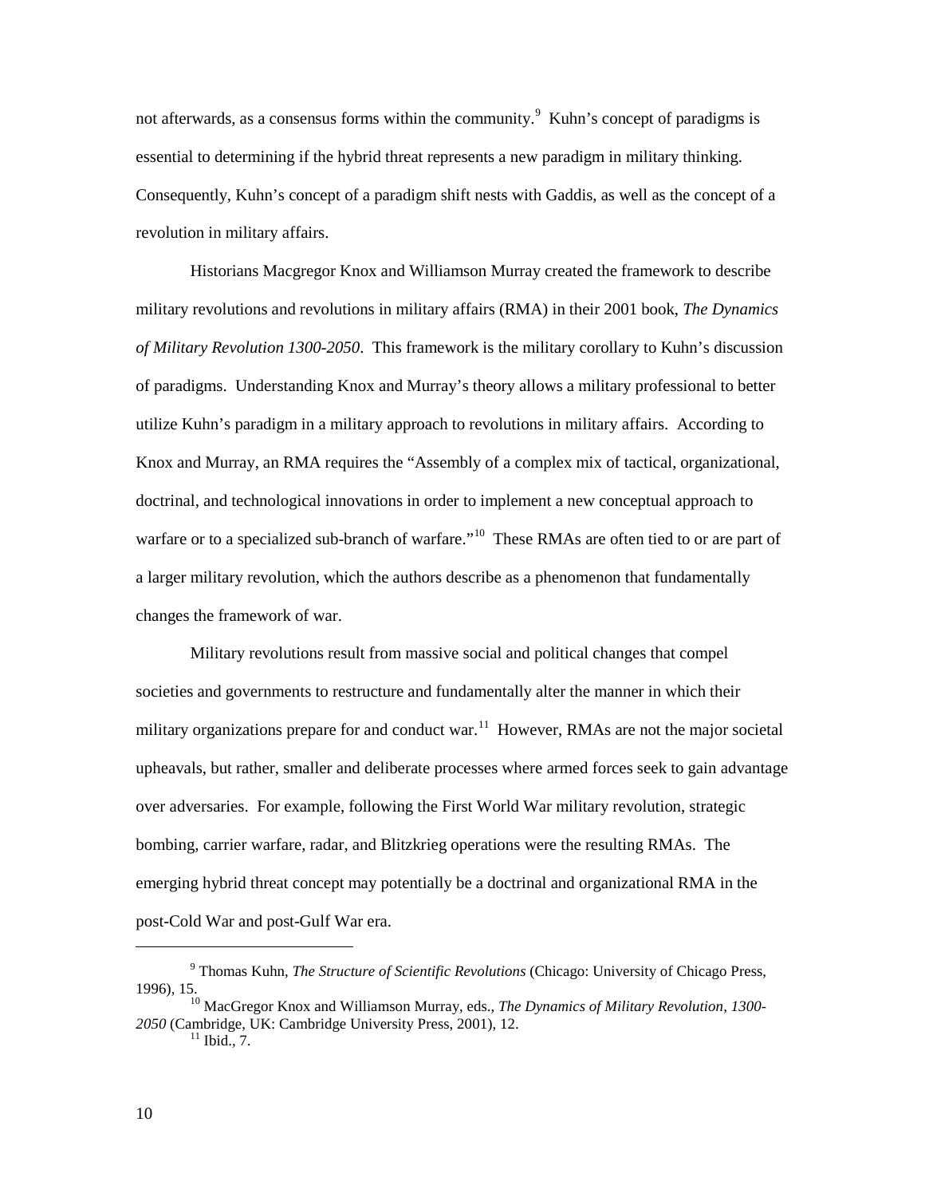not afterwards, as a consensus forms within the community.[9] Kuhn's concept of paradigms is essential to determining if the hybrid threat represents a new paradigm in military thinking. Consequently, Kuhn's concept of a paradigm shift nests with Gaddis, as well as the concept of a revolution in military affairs.

Historians Macgregor Knox and Williamson Murray created the framework to describe military revolutions and revolutions in military affairs (RMA) in their 2001 book, *The Dynamics of Military Revolution 1300-2050*. This framework is the military corollary to Kuhn's discussion of paradigms. Understanding Knox and Murray's theory allows a military professional to better utilize Kuhn's paradigm in a military approach to revolutions in military affairs. According to Knox and Murray, an RMA requires the "Assembly of a complex mix of tactical, organizational, doctrinal, and technological innovations in order to implement a new conceptual approach to warfare or to a specialized sub-branch of warfare."[10] These RMAs are often tied to or are part of a larger military revolution, which the authors describe as a phenomenon that fundamentally changes the framework of war.

Military revolutions result from massive social and political changes that compel societies and governments to restructure and fundamentally alter the manner in which their military organizations prepare for and conduct war.[11] However, RMAs are not the major societal upheavals, but rather, smaller and deliberate processes where armed forces seek to gain advantage over adversaries. For example, following the First World War military revolution, strategic bombing, carrier warfare, radar, and Blitzkrieg operations were the resulting RMAs. The emerging hybrid threat concept may potentially be a doctrinal and organizational RMA in the post-Cold War and post-Gulf War era.

---

[9] Thomas Kuhn, *The Structure of Scientific Revolutions* (Chicago: University of Chicago Press, 1996), 15.

[10] MacGregor Knox and Williamson Murray, eds., *The Dynamics of Military Revolution, 1300-2050* (Cambridge, UK: Cambridge University Press, 2001), 12.

[11] Ibid., 7.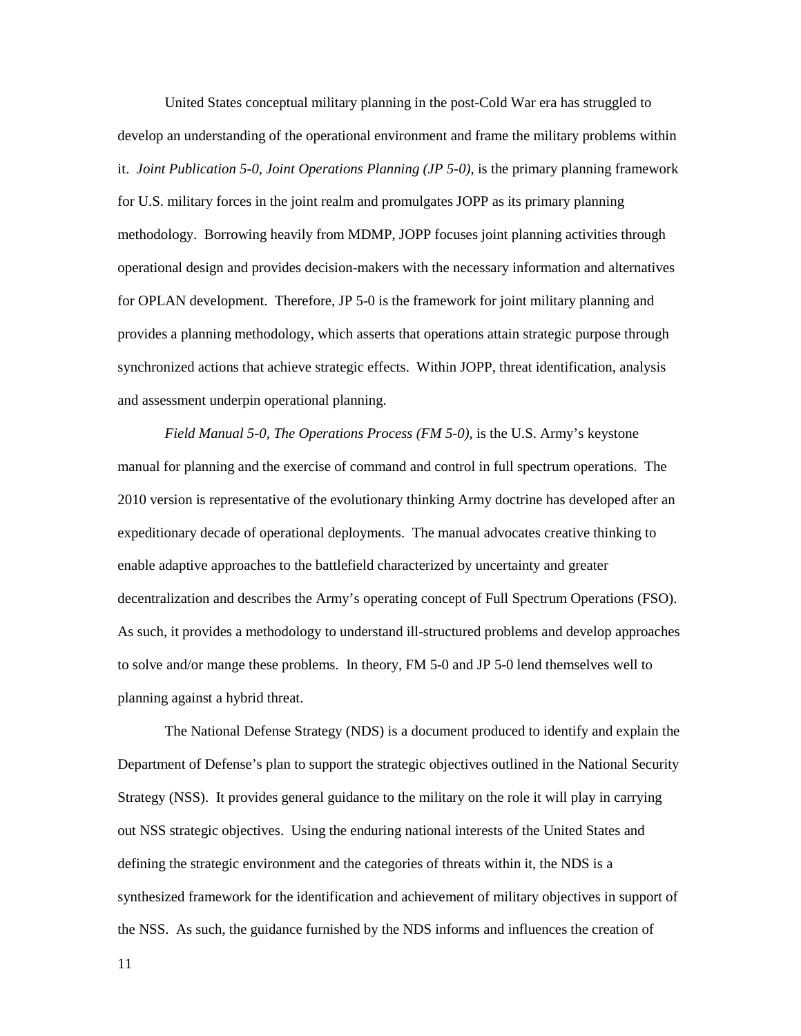United States conceptual military planning in the post-Cold War era has struggled to develop an understanding of the operational environment and frame the military problems within it. *Joint Publication 5-0, Joint Operations Planning (JP 5-0),* is the primary planning framework for U.S. military forces in the joint realm and promulgates JOPP as its primary planning methodology. Borrowing heavily from MDMP, JOPP focuses joint planning activities through operational design and provides decision-makers with the necessary information and alternatives for OPLAN development. Therefore, JP 5-0 is the framework for joint military planning and provides a planning methodology, which asserts that operations attain strategic purpose through synchronized actions that achieve strategic effects. Within JOPP, threat identification, analysis and assessment underpin operational planning.

*Field Manual 5-0, The Operations Process (FM 5-0),* is the U.S. Army's keystone manual for planning and the exercise of command and control in full spectrum operations. The 2010 version is representative of the evolutionary thinking Army doctrine has developed after an expeditionary decade of operational deployments. The manual advocates creative thinking to enable adaptive approaches to the battlefield characterized by uncertainty and greater decentralization and describes the Army's operating concept of Full Spectrum Operations (FSO). As such, it provides a methodology to understand ill-structured problems and develop approaches to solve and/or mange these problems. In theory, FM 5-0 and JP 5-0 lend themselves well to planning against a hybrid threat.

The National Defense Strategy (NDS) is a document produced to identify and explain the Department of Defense's plan to support the strategic objectives outlined in the National Security Strategy (NSS). It provides general guidance to the military on the role it will play in carrying out NSS strategic objectives. Using the enduring national interests of the United States and defining the strategic environment and the categories of threats within it, the NDS is a synthesized framework for the identification and achievement of military objectives in support of the NSS. As such, the guidance furnished by the NDS informs and influences the creation of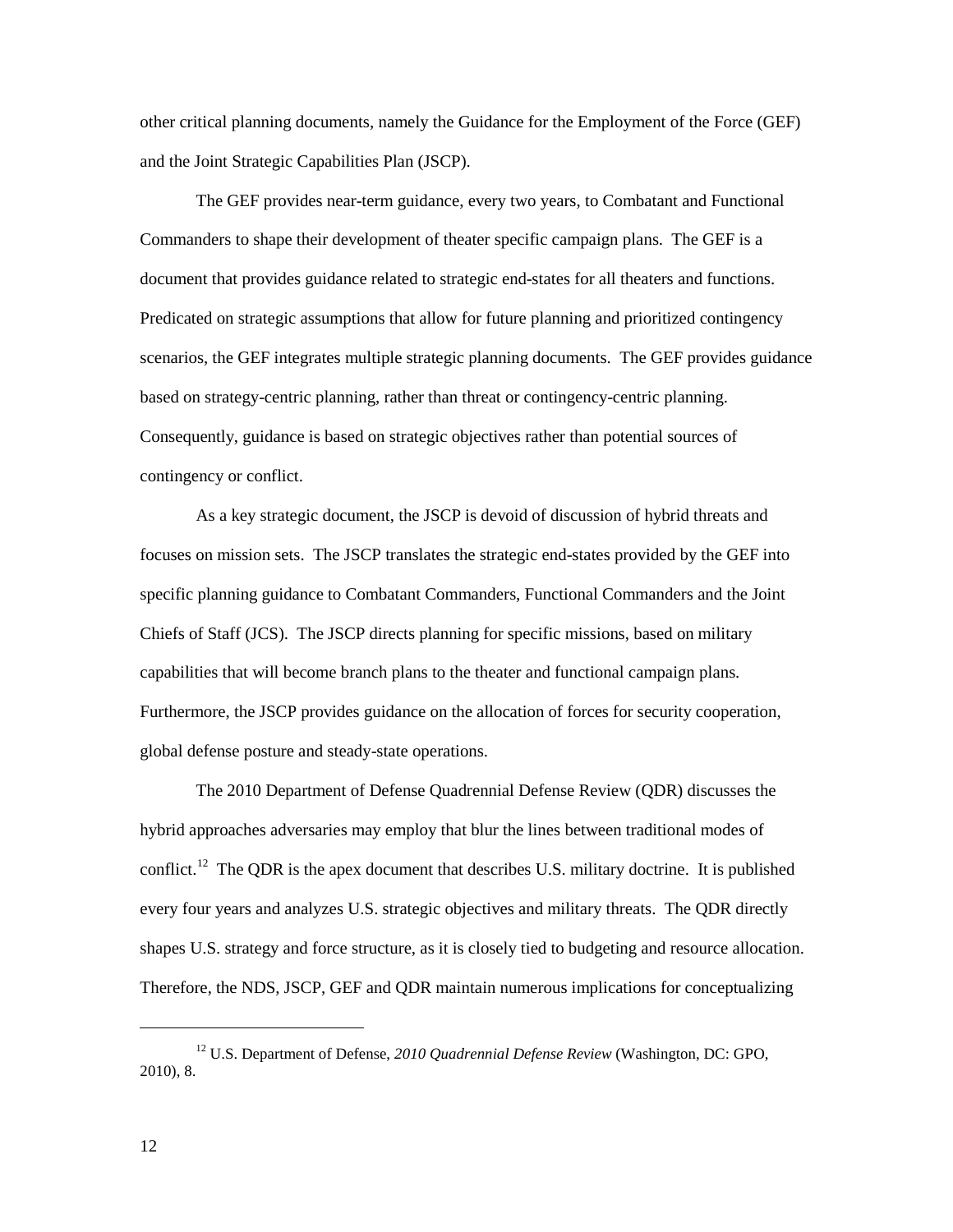other critical planning documents, namely the Guidance for the Employment of the Force (GEF) and the Joint Strategic Capabilities Plan (JSCP).

The GEF provides near-term guidance, every two years, to Combatant and Functional Commanders to shape their development of theater specific campaign plans. The GEF is a document that provides guidance related to strategic end-states for all theaters and functions. Predicated on strategic assumptions that allow for future planning and prioritized contingency scenarios, the GEF integrates multiple strategic planning documents. The GEF provides guidance based on strategy-centric planning, rather than threat or contingency-centric planning. Consequently, guidance is based on strategic objectives rather than potential sources of contingency or conflict.

As a key strategic document, the JSCP is devoid of discussion of hybrid threats and focuses on mission sets. The JSCP translates the strategic end-states provided by the GEF into specific planning guidance to Combatant Commanders, Functional Commanders and the Joint Chiefs of Staff (JCS). The JSCP directs planning for specific missions, based on military capabilities that will become branch plans to the theater and functional campaign plans. Furthermore, the JSCP provides guidance on the allocation of forces for security cooperation, global defense posture and steady-state operations.

The 2010 Department of Defense Quadrennial Defense Review (QDR) discusses the hybrid approaches adversaries may employ that blur the lines between traditional modes of conflict.[12] The QDR is the apex document that describes U.S. military doctrine. It is published every four years and analyzes U.S. strategic objectives and military threats. The QDR directly shapes U.S. strategy and force structure, as it is closely tied to budgeting and resource allocation. Therefore, the NDS, JSCP, GEF and QDR maintain numerous implications for conceptualizing

[12] U.S. Department of Defense, *2010 Quadrennial Defense Review* (Washington, DC: GPO, 2010), 8.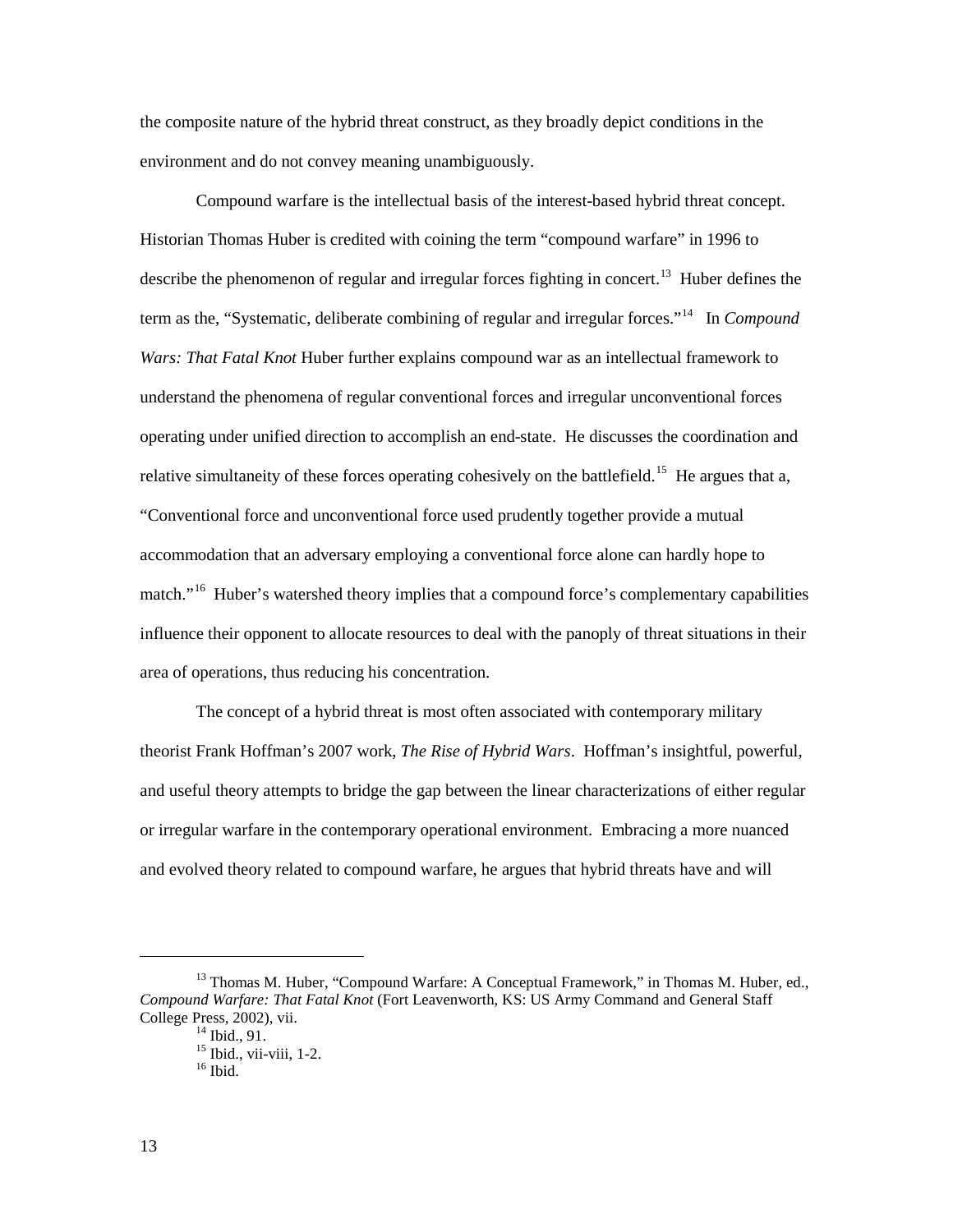the composite nature of the hybrid threat construct, as they broadly depict conditions in the environment and do not convey meaning unambiguously.

Compound warfare is the intellectual basis of the interest-based hybrid threat concept. Historian Thomas Huber is credited with coining the term "compound warfare" in 1996 to describe the phenomenon of regular and irregular forces fighting in concert.[13] Huber defines the term as the, "Systematic, deliberate combining of regular and irregular forces."[14] In *Compound Wars: That Fatal Knot* Huber further explains compound war as an intellectual framework to understand the phenomena of regular conventional forces and irregular unconventional forces operating under unified direction to accomplish an end-state. He discusses the coordination and relative simultaneity of these forces operating cohesively on the battlefield.[15] He argues that a, "Conventional force and unconventional force used prudently together provide a mutual accommodation that an adversary employing a conventional force alone can hardly hope to match."[16] Huber's watershed theory implies that a compound force's complementary capabilities influence their opponent to allocate resources to deal with the panoply of threat situations in their area of operations, thus reducing his concentration.

The concept of a hybrid threat is most often associated with contemporary military theorist Frank Hoffman's 2007 work, *The Rise of Hybrid Wars*. Hoffman's insightful, powerful, and useful theory attempts to bridge the gap between the linear characterizations of either regular or irregular warfare in the contemporary operational environment. Embracing a more nuanced and evolved theory related to compound warfare, he argues that hybrid threats have and will

---

[13] Thomas M. Huber, "Compound Warfare: A Conceptual Framework," in Thomas M. Huber, ed., *Compound Warfare: That Fatal Knot* (Fort Leavenworth, KS: US Army Command and General Staff College Press, 2002), vii.

[14] Ibid., 91.

[15] Ibid., vii-viii, 1-2.

[16] Ibid.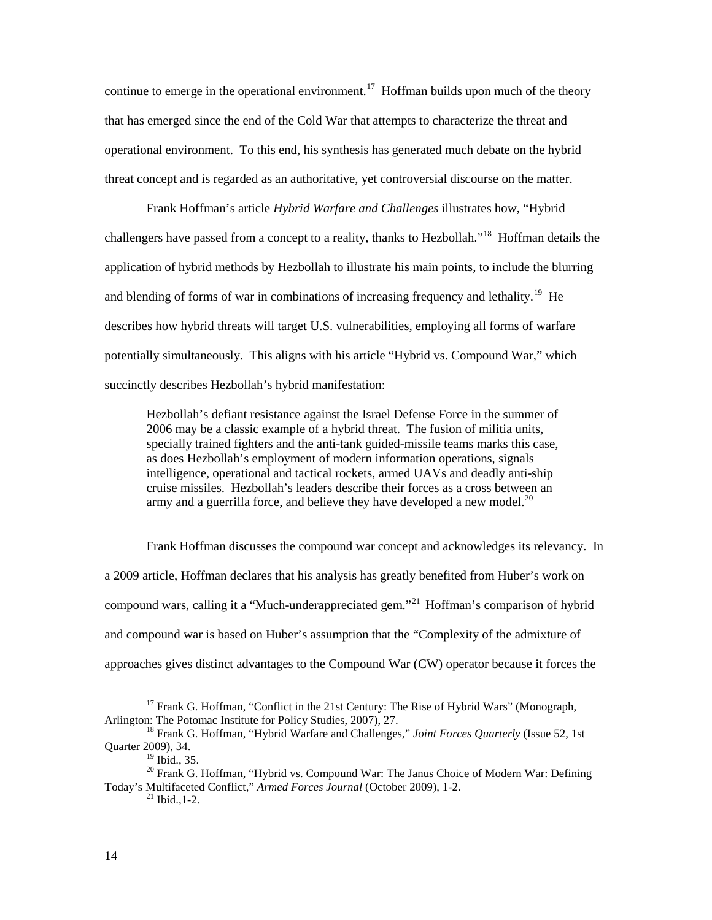continue to emerge in the operational environment.[17] Hoffman builds upon much of the theory that has emerged since the end of the Cold War that attempts to characterize the threat and operational environment. To this end, his synthesis has generated much debate on the hybrid threat concept and is regarded as an authoritative, yet controversial discourse on the matter.

Frank Hoffman's article *Hybrid Warfare and Challenges* illustrates how, "Hybrid challengers have passed from a concept to a reality, thanks to Hezbollah."[18] Hoffman details the application of hybrid methods by Hezbollah to illustrate his main points, to include the blurring and blending of forms of war in combinations of increasing frequency and lethality.[19] He describes how hybrid threats will target U.S. vulnerabilities, employing all forms of warfare potentially simultaneously. This aligns with his article "Hybrid vs. Compound War," which succinctly describes Hezbollah's hybrid manifestation:

> Hezbollah's defiant resistance against the Israel Defense Force in the summer of 2006 may be a classic example of a hybrid threat. The fusion of militia units, specially trained fighters and the anti-tank guided-missile teams marks this case, as does Hezbollah's employment of modern information operations, signals intelligence, operational and tactical rockets, armed UAVs and deadly anti-ship cruise missiles. Hezbollah's leaders describe their forces as a cross between an army and a guerrilla force, and believe they have developed a new model.[20]

Frank Hoffman discusses the compound war concept and acknowledges its relevancy. In a 2009 article, Hoffman declares that his analysis has greatly benefited from Huber's work on compound wars, calling it a "Much-underappreciated gem."[21] Hoffman's comparison of hybrid and compound war is based on Huber's assumption that the "Complexity of the admixture of approaches gives distinct advantages to the Compound War (CW) operator because it forces the

---

[17] Frank G. Hoffman, "Conflict in the 21st Century: The Rise of Hybrid Wars" (Monograph, Arlington: The Potomac Institute for Policy Studies, 2007), 27.

[18] Frank G. Hoffman, "Hybrid Warfare and Challenges," *Joint Forces Quarterly* (Issue 52, 1st Quarter 2009), 34.

[19] Ibid., 35.

[20] Frank G. Hoffman, "Hybrid vs. Compound War: The Janus Choice of Modern War: Defining Today's Multifaceted Conflict," *Armed Forces Journal* (October 2009), 1-2.

[21] Ibid.,1-2.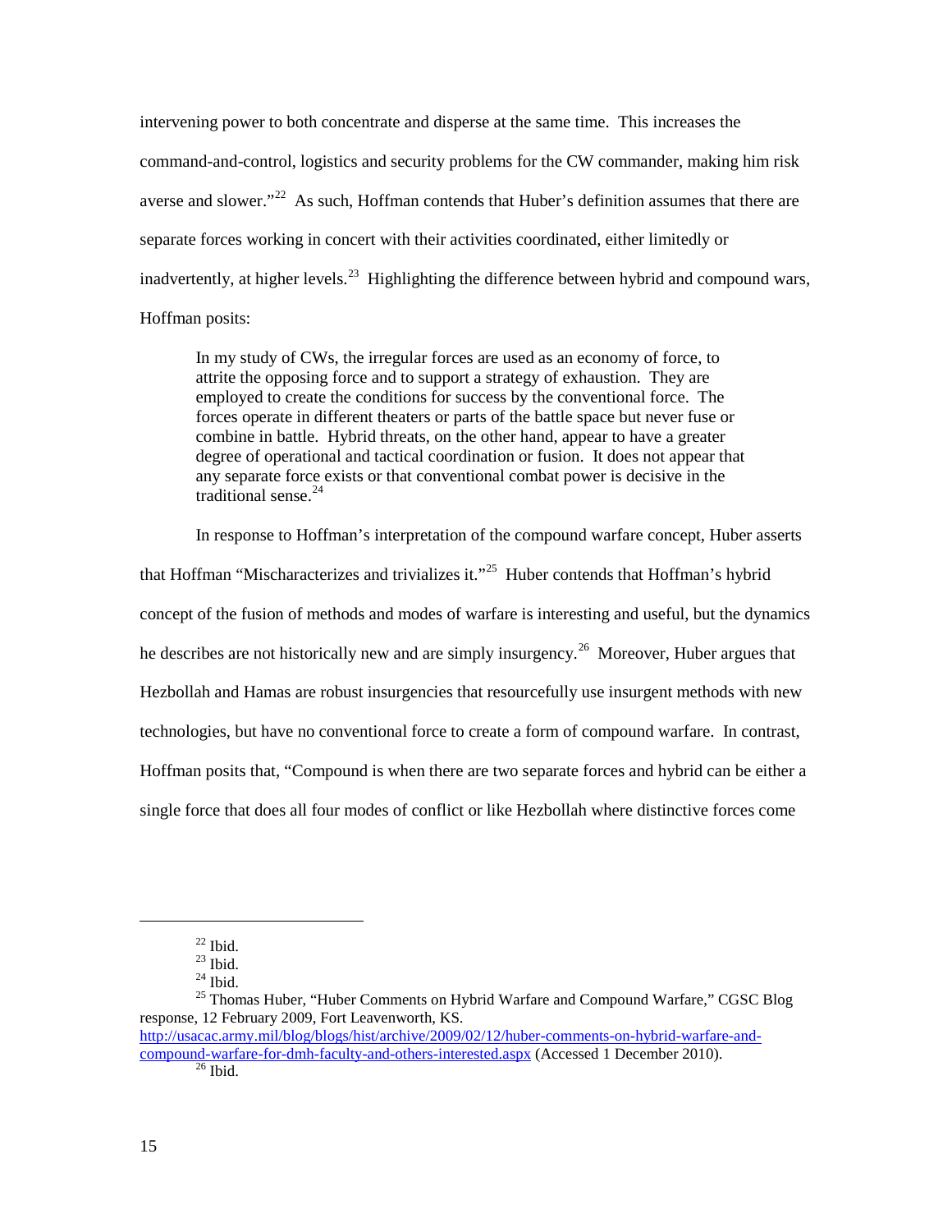intervening power to both concentrate and disperse at the same time. This increases the command-and-control, logistics and security problems for the CW commander, making him risk averse and slower."[22] As such, Hoffman contends that Huber's definition assumes that there are separate forces working in concert with their activities coordinated, either limitedly or inadvertently, at higher levels.[23] Highlighting the difference between hybrid and compound wars, Hoffman posits:

> In my study of CWs, the irregular forces are used as an economy of force, to attrite the opposing force and to support a strategy of exhaustion. They are employed to create the conditions for success by the conventional force. The forces operate in different theaters or parts of the battle space but never fuse or combine in battle. Hybrid threats, on the other hand, appear to have a greater degree of operational and tactical coordination or fusion. It does not appear that any separate force exists or that conventional combat power is decisive in the traditional sense.[24]

In response to Hoffman's interpretation of the compound warfare concept, Huber asserts that Hoffman "Mischaracterizes and trivializes it."[25] Huber contends that Hoffman's hybrid concept of the fusion of methods and modes of warfare is interesting and useful, but the dynamics he describes are not historically new and are simply insurgency.[26] Moreover, Huber argues that Hezbollah and Hamas are robust insurgencies that resourcefully use insurgent methods with new technologies, but have no conventional force to create a form of compound warfare. In contrast, Hoffman posits that, "Compound is when there are two separate forces and hybrid can be either a single force that does all four modes of conflict or like Hezbollah where distinctive forces come

---

[22] Ibid.

[23] Ibid.

[24] Ibid.

[25] Thomas Huber, "Huber Comments on Hybrid Warfare and Compound Warfare," CGSC Blog response, 12 February 2009, Fort Leavenworth, KS. http://usacac.army.mil/blog/blogs/hist/archive/2009/02/12/huber-comments-on-hybrid-warfare-and-compound-warfare-for-dmh-faculty-and-others-interested.aspx (Accessed 1 December 2010).

[26] Ibid.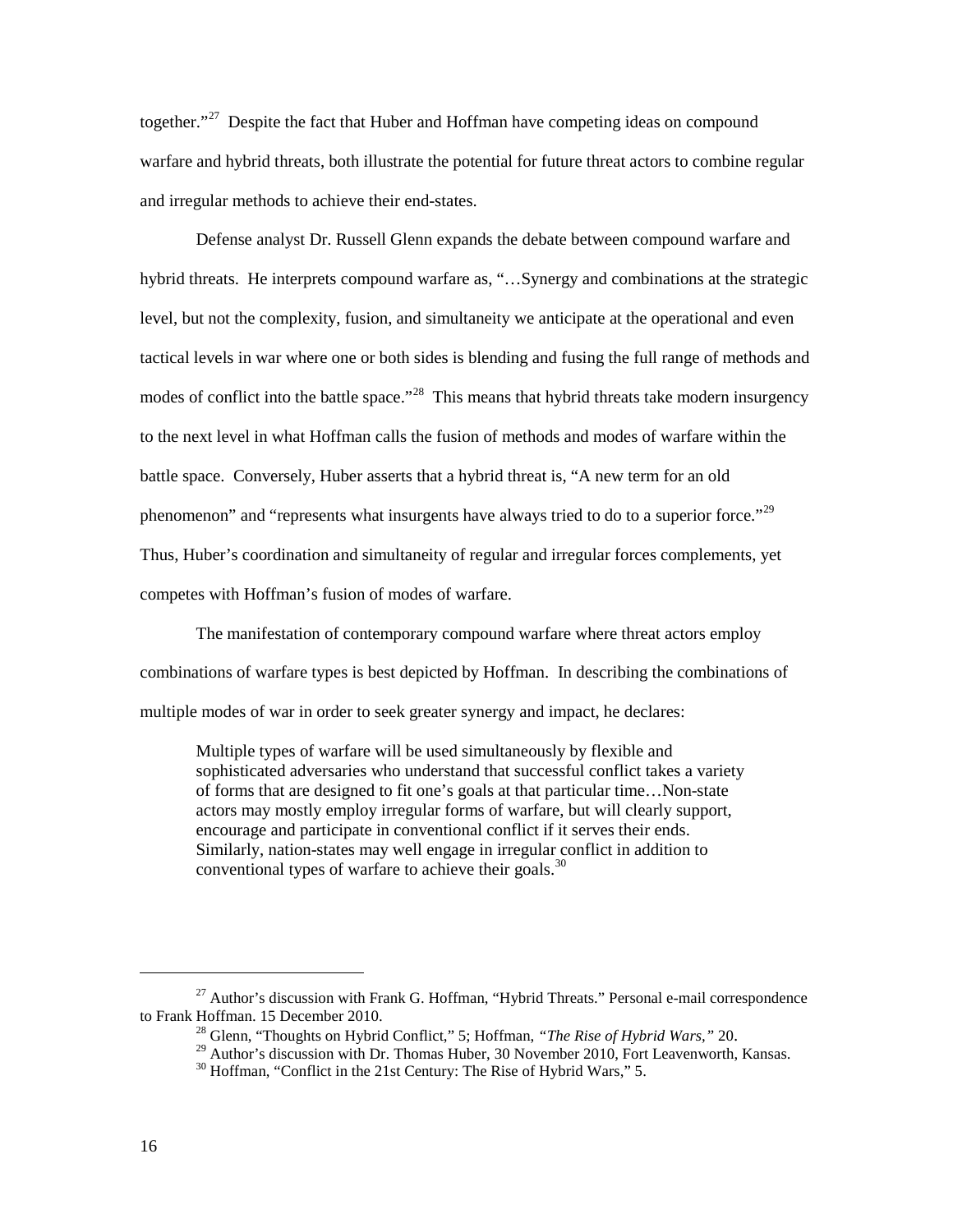together."[27] Despite the fact that Huber and Hoffman have competing ideas on compound warfare and hybrid threats, both illustrate the potential for future threat actors to combine regular and irregular methods to achieve their end-states.

Defense analyst Dr. Russell Glenn expands the debate between compound warfare and hybrid threats. He interprets compound warfare as, "…Synergy and combinations at the strategic level, but not the complexity, fusion, and simultaneity we anticipate at the operational and even tactical levels in war where one or both sides is blending and fusing the full range of methods and modes of conflict into the battle space."[28] This means that hybrid threats take modern insurgency to the next level in what Hoffman calls the fusion of methods and modes of warfare within the battle space. Conversely, Huber asserts that a hybrid threat is, "A new term for an old phenomenon" and "represents what insurgents have always tried to do to a superior force."[29] Thus, Huber's coordination and simultaneity of regular and irregular forces complements, yet competes with Hoffman's fusion of modes of warfare.

The manifestation of contemporary compound warfare where threat actors employ combinations of warfare types is best depicted by Hoffman. In describing the combinations of multiple modes of war in order to seek greater synergy and impact, he declares:

> Multiple types of warfare will be used simultaneously by flexible and sophisticated adversaries who understand that successful conflict takes a variety of forms that are designed to fit one's goals at that particular time…Non-state actors may mostly employ irregular forms of warfare, but will clearly support, encourage and participate in conventional conflict if it serves their ends. Similarly, nation-states may well engage in irregular conflict in addition to conventional types of warfare to achieve their goals.[30]

---

[27] Author's discussion with Frank G. Hoffman, "Hybrid Threats." Personal e-mail correspondence to Frank Hoffman. 15 December 2010.

[28] Glenn, "Thoughts on Hybrid Conflict," 5; Hoffman, *"The Rise of Hybrid Wars,"* 20.

[29] Author's discussion with Dr. Thomas Huber, 30 November 2010, Fort Leavenworth, Kansas.

[30] Hoffman, "Conflict in the 21st Century: The Rise of Hybrid Wars," 5.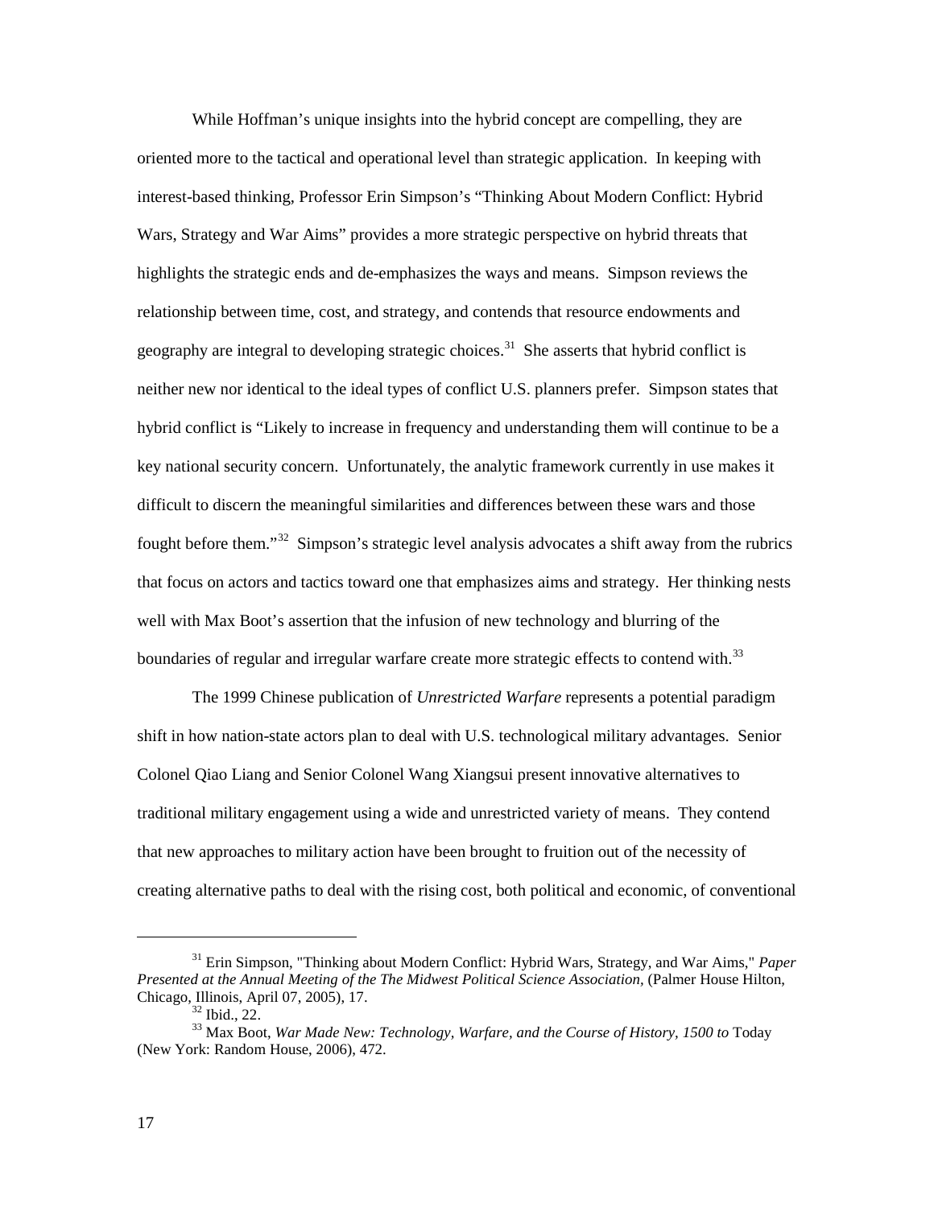While Hoffman's unique insights into the hybrid concept are compelling, they are oriented more to the tactical and operational level than strategic application. In keeping with interest-based thinking, Professor Erin Simpson's "Thinking About Modern Conflict: Hybrid Wars, Strategy and War Aims" provides a more strategic perspective on hybrid threats that highlights the strategic ends and de-emphasizes the ways and means. Simpson reviews the relationship between time, cost, and strategy, and contends that resource endowments and geography are integral to developing strategic choices.[31] She asserts that hybrid conflict is neither new nor identical to the ideal types of conflict U.S. planners prefer. Simpson states that hybrid conflict is "Likely to increase in frequency and understanding them will continue to be a key national security concern. Unfortunately, the analytic framework currently in use makes it difficult to discern the meaningful similarities and differences between these wars and those fought before them."[32] Simpson's strategic level analysis advocates a shift away from the rubrics that focus on actors and tactics toward one that emphasizes aims and strategy. Her thinking nests well with Max Boot's assertion that the infusion of new technology and blurring of the boundaries of regular and irregular warfare create more strategic effects to contend with.[33]

The 1999 Chinese publication of *Unrestricted Warfare* represents a potential paradigm shift in how nation-state actors plan to deal with U.S. technological military advantages. Senior Colonel Qiao Liang and Senior Colonel Wang Xiangsui present innovative alternatives to traditional military engagement using a wide and unrestricted variety of means. They contend that new approaches to military action have been brought to fruition out of the necessity of creating alternative paths to deal with the rising cost, both political and economic, of conventional

---

[31] Erin Simpson, "Thinking about Modern Conflict: Hybrid Wars, Strategy, and War Aims," *Paper Presented at the Annual Meeting of the The Midwest Political Science Association*, (Palmer House Hilton, Chicago, Illinois, April 07, 2005), 17.

[32] Ibid., 22.

[33] Max Boot, *War Made New: Technology, Warfare, and the Course of History, 1500 to* Today (New York: Random House, 2006), 472.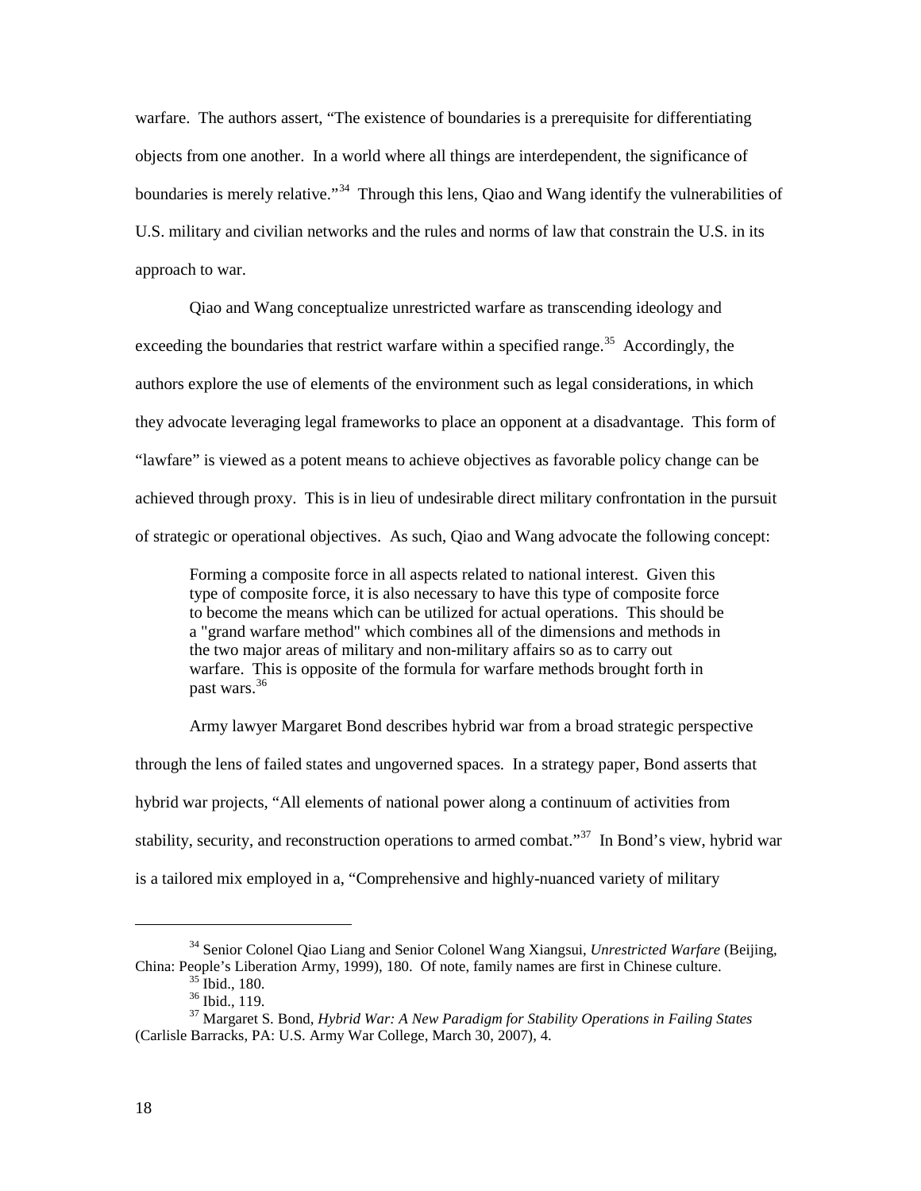warfare. The authors assert, "The existence of boundaries is a prerequisite for differentiating objects from one another. In a world where all things are interdependent, the significance of boundaries is merely relative."[34] Through this lens, Qiao and Wang identify the vulnerabilities of U.S. military and civilian networks and the rules and norms of law that constrain the U.S. in its approach to war.

Qiao and Wang conceptualize unrestricted warfare as transcending ideology and exceeding the boundaries that restrict warfare within a specified range.[35] Accordingly, the authors explore the use of elements of the environment such as legal considerations, in which they advocate leveraging legal frameworks to place an opponent at a disadvantage. This form of "lawfare" is viewed as a potent means to achieve objectives as favorable policy change can be achieved through proxy. This is in lieu of undesirable direct military confrontation in the pursuit of strategic or operational objectives. As such, Qiao and Wang advocate the following concept:

> Forming a composite force in all aspects related to national interest. Given this type of composite force, it is also necessary to have this type of composite force to become the means which can be utilized for actual operations. This should be a "grand warfare method" which combines all of the dimensions and methods in the two major areas of military and non-military affairs so as to carry out warfare. This is opposite of the formula for warfare methods brought forth in past wars.[36]

Army lawyer Margaret Bond describes hybrid war from a broad strategic perspective through the lens of failed states and ungoverned spaces. In a strategy paper, Bond asserts that hybrid war projects, "All elements of national power along a continuum of activities from stability, security, and reconstruction operations to armed combat."[37] In Bond's view, hybrid war is a tailored mix employed in a, "Comprehensive and highly-nuanced variety of military

---

[34] Senior Colonel Qiao Liang and Senior Colonel Wang Xiangsui, *Unrestricted Warfare* (Beijing, China: People's Liberation Army, 1999), 180. Of note, family names are first in Chinese culture.

[35] Ibid., 180.

[36] Ibid., 119.

[37] Margaret S. Bond, *Hybrid War: A New Paradigm for Stability Operations in Failing States* (Carlisle Barracks, PA: U.S. Army War College, March 30, 2007), 4.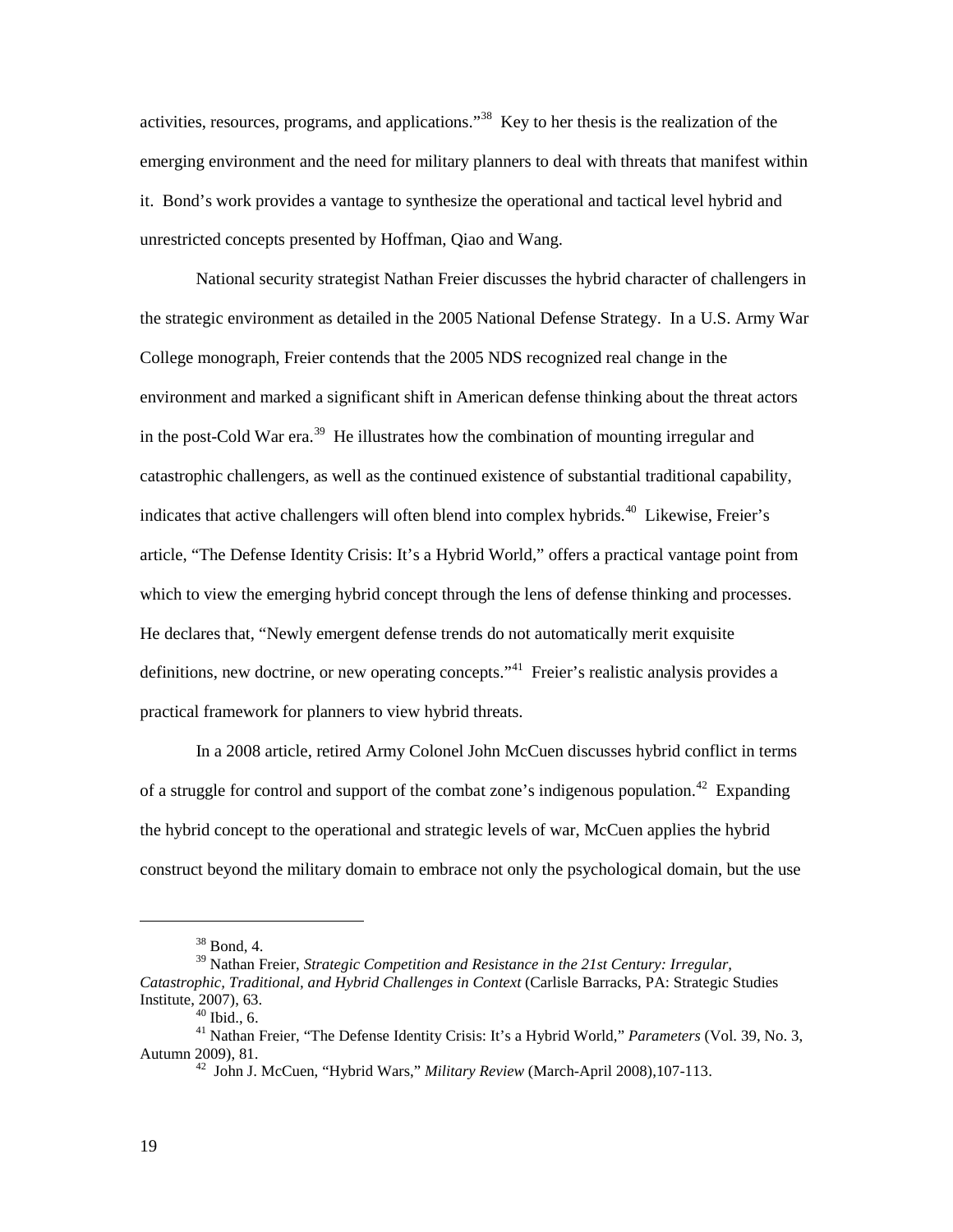activities, resources, programs, and applications."[38] Key to her thesis is the realization of the emerging environment and the need for military planners to deal with threats that manifest within it. Bond's work provides a vantage to synthesize the operational and tactical level hybrid and unrestricted concepts presented by Hoffman, Qiao and Wang.

National security strategist Nathan Freier discusses the hybrid character of challengers in the strategic environment as detailed in the 2005 National Defense Strategy. In a U.S. Army War College monograph, Freier contends that the 2005 NDS recognized real change in the environment and marked a significant shift in American defense thinking about the threat actors in the post-Cold War era.[39] He illustrates how the combination of mounting irregular and catastrophic challengers, as well as the continued existence of substantial traditional capability, indicates that active challengers will often blend into complex hybrids.[40] Likewise, Freier's article, "The Defense Identity Crisis: It's a Hybrid World," offers a practical vantage point from which to view the emerging hybrid concept through the lens of defense thinking and processes. He declares that, "Newly emergent defense trends do not automatically merit exquisite definitions, new doctrine, or new operating concepts."[41] Freier's realistic analysis provides a practical framework for planners to view hybrid threats.

In a 2008 article, retired Army Colonel John McCuen discusses hybrid conflict in terms of a struggle for control and support of the combat zone's indigenous population.[42] Expanding the hybrid concept to the operational and strategic levels of war, McCuen applies the hybrid construct beyond the military domain to embrace not only the psychological domain, but the use

---

[38] Bond, 4.

[39] Nathan Freier, *Strategic Competition and Resistance in the 21st Century: Irregular, Catastrophic, Traditional, and Hybrid Challenges in Context* (Carlisle Barracks, PA: Strategic Studies Institute, 2007), 63.

[40] Ibid., 6.

[41] Nathan Freier, "The Defense Identity Crisis: It's a Hybrid World," *Parameters* (Vol. 39, No. 3, Autumn 2009), 81.

[42] John J. McCuen, "Hybrid Wars," *Military Review* (March-April 2008),107-113.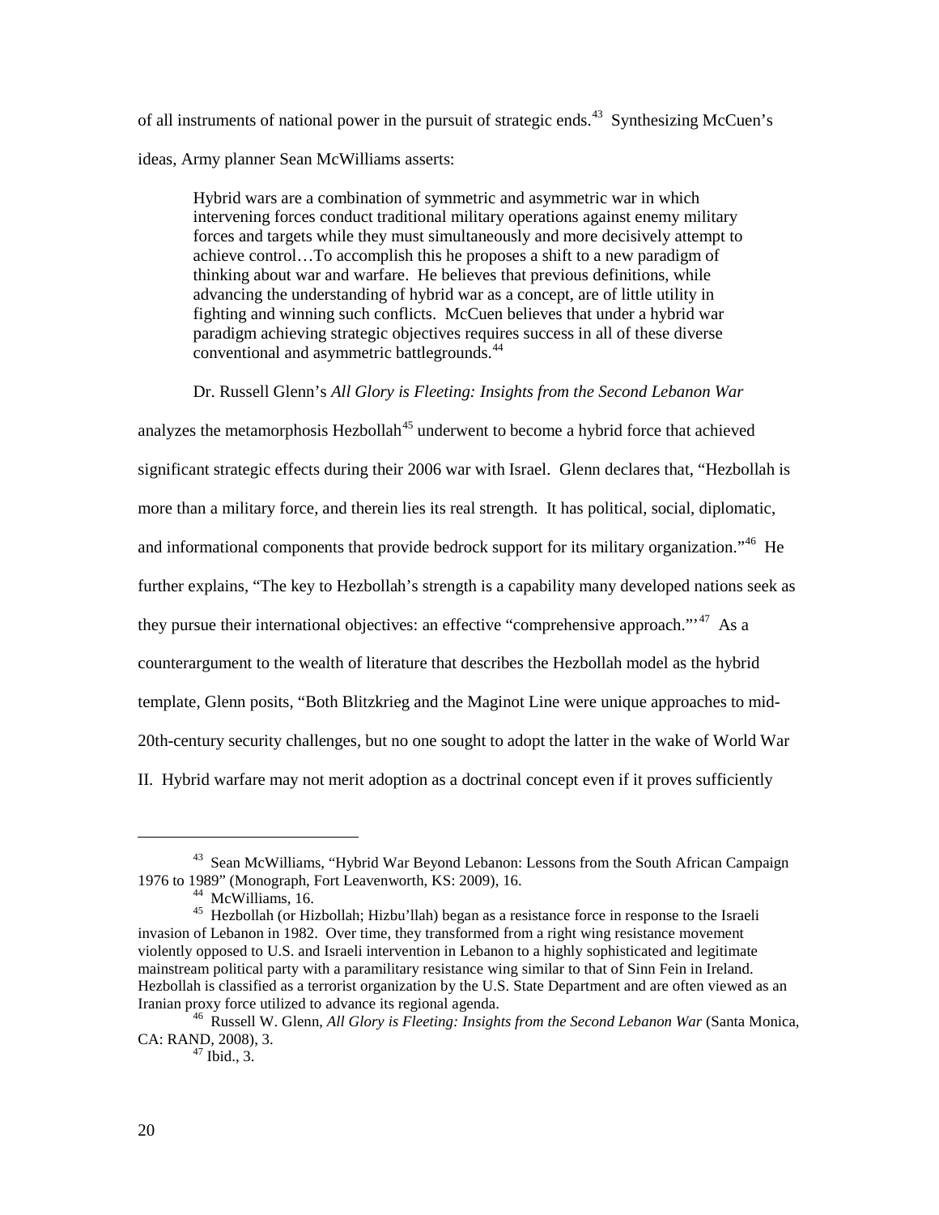of all instruments of national power in the pursuit of strategic ends.[43] Synthesizing McCuen's ideas, Army planner Sean McWilliams asserts:

> Hybrid wars are a combination of symmetric and asymmetric war in which intervening forces conduct traditional military operations against enemy military forces and targets while they must simultaneously and more decisively attempt to achieve control…To accomplish this he proposes a shift to a new paradigm of thinking about war and warfare. He believes that previous definitions, while advancing the understanding of hybrid war as a concept, are of little utility in fighting and winning such conflicts. McCuen believes that under a hybrid war paradigm achieving strategic objectives requires success in all of these diverse conventional and asymmetric battlegrounds.[44]

Dr. Russell Glenn's *All Glory is Fleeting: Insights from the Second Lebanon War* analyzes the metamorphosis Hezbollah[45] underwent to become a hybrid force that achieved significant strategic effects during their 2006 war with Israel. Glenn declares that, "Hezbollah is more than a military force, and therein lies its real strength. It has political, social, diplomatic, and informational components that provide bedrock support for its military organization."[46] He further explains, "The key to Hezbollah's strength is a capability many developed nations seek as they pursue their international objectives: an effective "comprehensive approach."'[47] As a counterargument to the wealth of literature that describes the Hezbollah model as the hybrid template, Glenn posits, "Both Blitzkrieg and the Maginot Line were unique approaches to mid-20th-century security challenges, but no one sought to adopt the latter in the wake of World War II. Hybrid warfare may not merit adoption as a doctrinal concept even if it proves sufficiently

---

[43] Sean McWilliams, "Hybrid War Beyond Lebanon: Lessons from the South African Campaign 1976 to 1989" (Monograph, Fort Leavenworth, KS: 2009), 16.

[44] McWilliams, 16.

[45] Hezbollah (or Hizbollah; Hizbu'llah) began as a resistance force in response to the Israeli invasion of Lebanon in 1982. Over time, they transformed from a right wing resistance movement violently opposed to U.S. and Israeli intervention in Lebanon to a highly sophisticated and legitimate mainstream political party with a paramilitary resistance wing similar to that of Sinn Fein in Ireland. Hezbollah is classified as a terrorist organization by the U.S. State Department and are often viewed as an Iranian proxy force utilized to advance its regional agenda.

[46] Russell W. Glenn, *All Glory is Fleeting: Insights from the Second Lebanon War* (Santa Monica, CA: RAND, 2008), 3.

[47] Ibid., 3.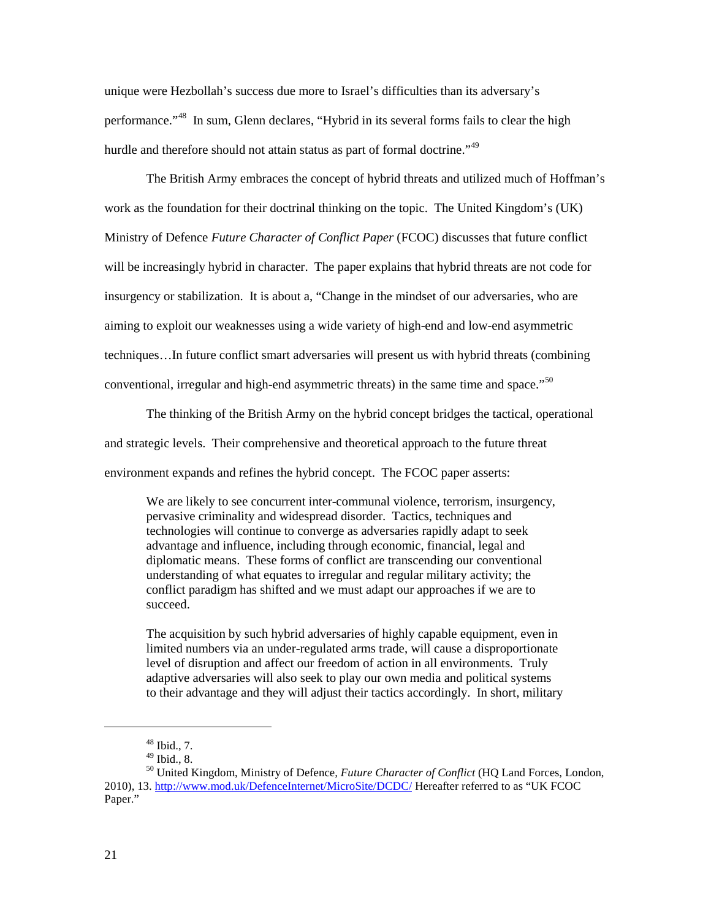unique were Hezbollah's success due more to Israel's difficulties than its adversary's performance."[48] In sum, Glenn declares, "Hybrid in its several forms fails to clear the high hurdle and therefore should not attain status as part of formal doctrine."[49]

The British Army embraces the concept of hybrid threats and utilized much of Hoffman's work as the foundation for their doctrinal thinking on the topic. The United Kingdom's (UK) Ministry of Defence *Future Character of Conflict Paper* (FCOC) discusses that future conflict will be increasingly hybrid in character. The paper explains that hybrid threats are not code for insurgency or stabilization. It is about a, "Change in the mindset of our adversaries, who are aiming to exploit our weaknesses using a wide variety of high-end and low-end asymmetric techniques…In future conflict smart adversaries will present us with hybrid threats (combining conventional, irregular and high-end asymmetric threats) in the same time and space."[50]

The thinking of the British Army on the hybrid concept bridges the tactical, operational and strategic levels. Their comprehensive and theoretical approach to the future threat environment expands and refines the hybrid concept. The FCOC paper asserts:

> We are likely to see concurrent inter-communal violence, terrorism, insurgency, pervasive criminality and widespread disorder. Tactics, techniques and technologies will continue to converge as adversaries rapidly adapt to seek advantage and influence, including through economic, financial, legal and diplomatic means. These forms of conflict are transcending our conventional understanding of what equates to irregular and regular military activity; the conflict paradigm has shifted and we must adapt our approaches if we are to succeed.
>
> The acquisition by such hybrid adversaries of highly capable equipment, even in limited numbers via an under-regulated arms trade, will cause a disproportionate level of disruption and affect our freedom of action in all environments. Truly adaptive adversaries will also seek to play our own media and political systems to their advantage and they will adjust their tactics accordingly. In short, military

---

[48] Ibid., 7.

[49] Ibid., 8.

[50] United Kingdom, Ministry of Defence, *Future Character of Conflict* (HQ Land Forces, London, 2010), 13. http://www.mod.uk/DefenceInternet/MicroSite/DCDC/ Hereafter referred to as "UK FCOC Paper."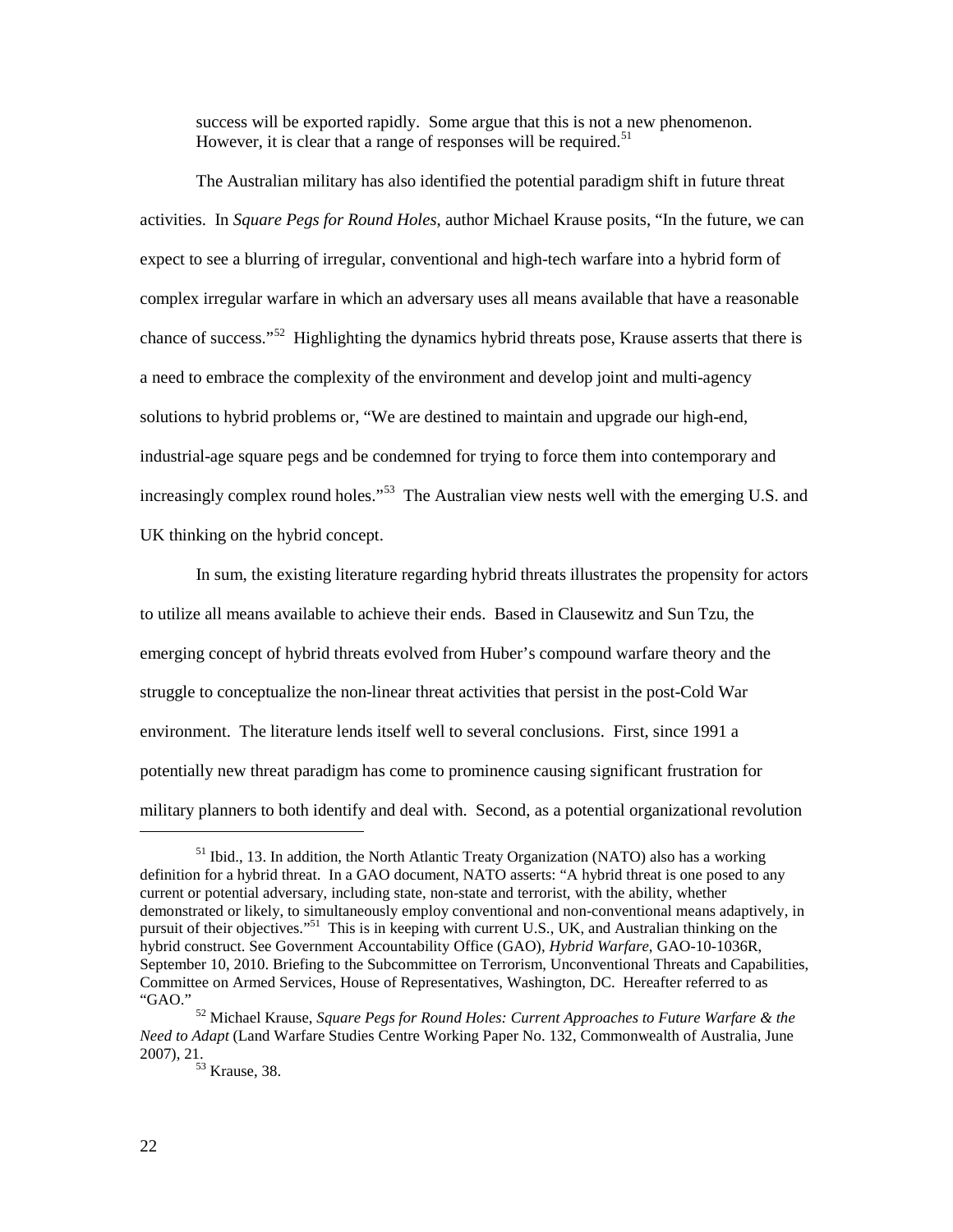success will be exported rapidly. Some argue that this is not a new phenomenon. However, it is clear that a range of responses will be required.[51]

The Australian military has also identified the potential paradigm shift in future threat activities. In *Square Pegs for Round Holes*, author Michael Krause posits, "In the future, we can expect to see a blurring of irregular, conventional and high-tech warfare into a hybrid form of complex irregular warfare in which an adversary uses all means available that have a reasonable chance of success."[52] Highlighting the dynamics hybrid threats pose, Krause asserts that there is a need to embrace the complexity of the environment and develop joint and multi-agency solutions to hybrid problems or, "We are destined to maintain and upgrade our high-end, industrial-age square pegs and be condemned for trying to force them into contemporary and increasingly complex round holes."[53] The Australian view nests well with the emerging U.S. and UK thinking on the hybrid concept.

In sum, the existing literature regarding hybrid threats illustrates the propensity for actors to utilize all means available to achieve their ends. Based in Clausewitz and Sun Tzu, the emerging concept of hybrid threats evolved from Huber's compound warfare theory and the struggle to conceptualize the non-linear threat activities that persist in the post-Cold War environment. The literature lends itself well to several conclusions. First, since 1991 a potentially new threat paradigm has come to prominence causing significant frustration for military planners to both identify and deal with. Second, as a potential organizational revolution

---

[51] Ibid., 13. In addition, the North Atlantic Treaty Organization (NATO) also has a working definition for a hybrid threat. In a GAO document, NATO asserts: "A hybrid threat is one posed to any current or potential adversary, including state, non-state and terrorist, with the ability, whether demonstrated or likely, to simultaneously employ conventional and non-conventional means adaptively, in pursuit of their objectives."[51] This is in keeping with current U.S., UK, and Australian thinking on the hybrid construct. See Government Accountability Office (GAO), *Hybrid Warfare*, GAO-10-1036R, September 10, 2010. Briefing to the Subcommittee on Terrorism, Unconventional Threats and Capabilities, Committee on Armed Services, House of Representatives, Washington, DC. Hereafter referred to as "GAO."

[52] Michael Krause, *Square Pegs for Round Holes: Current Approaches to Future Warfare & the Need to Adapt* (Land Warfare Studies Centre Working Paper No. 132, Commonwealth of Australia, June 2007), 21.

[53] Krause, 38.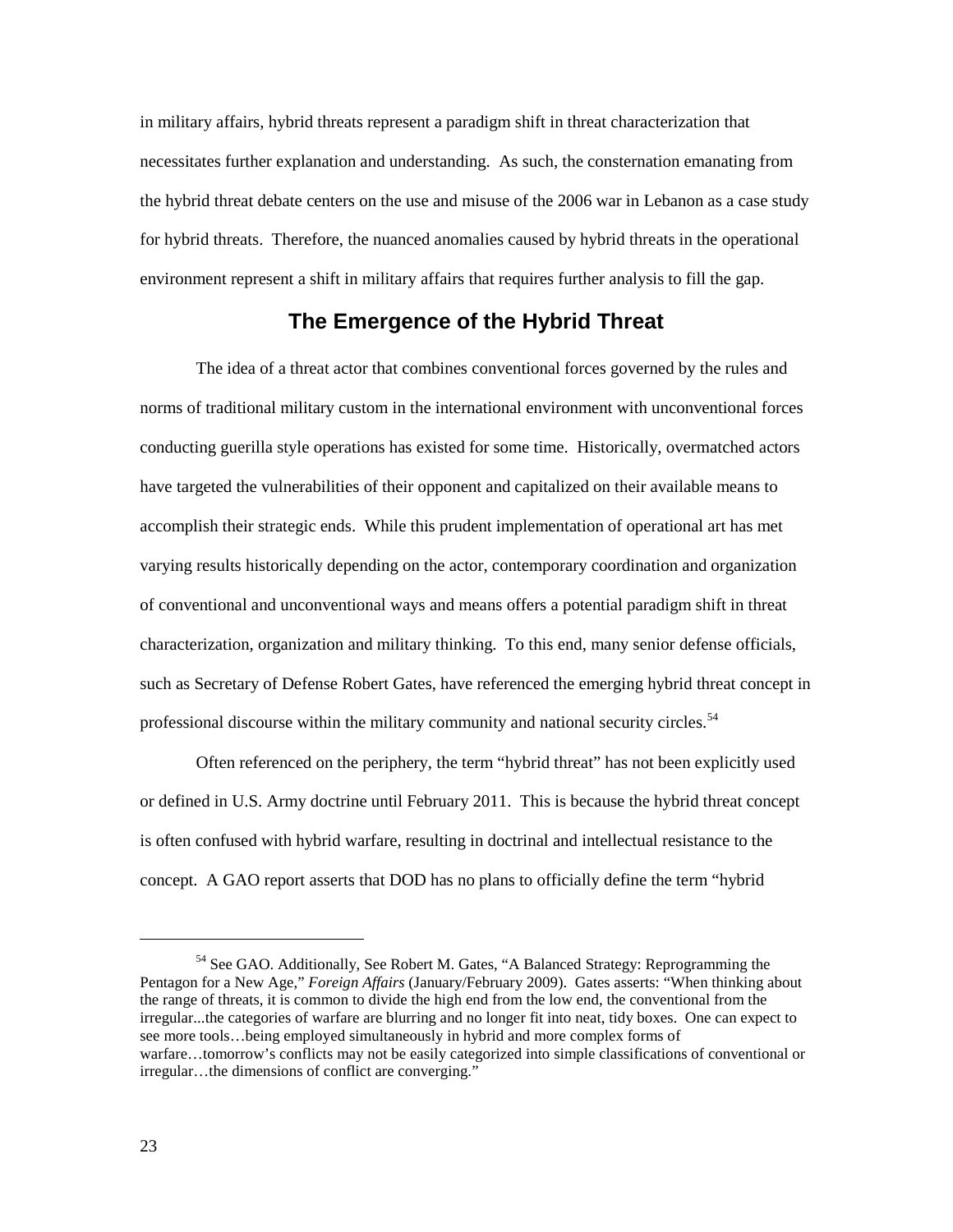in military affairs, hybrid threats represent a paradigm shift in threat characterization that necessitates further explanation and understanding. As such, the consternation emanating from the hybrid threat debate centers on the use and misuse of the 2006 war in Lebanon as a case study for hybrid threats. Therefore, the nuanced anomalies caused by hybrid threats in the operational environment represent a shift in military affairs that requires further analysis to fill the gap.

## The Emergence of the Hybrid Threat

The idea of a threat actor that combines conventional forces governed by the rules and norms of traditional military custom in the international environment with unconventional forces conducting guerilla style operations has existed for some time. Historically, overmatched actors have targeted the vulnerabilities of their opponent and capitalized on their available means to accomplish their strategic ends. While this prudent implementation of operational art has met varying results historically depending on the actor, contemporary coordination and organization of conventional and unconventional ways and means offers a potential paradigm shift in threat characterization, organization and military thinking. To this end, many senior defense officials, such as Secretary of Defense Robert Gates, have referenced the emerging hybrid threat concept in professional discourse within the military community and national security circles.[54]

Often referenced on the periphery, the term "hybrid threat" has not been explicitly used or defined in U.S. Army doctrine until February 2011. This is because the hybrid threat concept is often confused with hybrid warfare, resulting in doctrinal and intellectual resistance to the concept. A GAO report asserts that DOD has no plans to officially define the term "hybrid

---

[54] See GAO. Additionally, See Robert M. Gates, "A Balanced Strategy: Reprogramming the Pentagon for a New Age," *Foreign Affairs* (January/February 2009). Gates asserts: "When thinking about the range of threats, it is common to divide the high end from the low end, the conventional from the irregular...the categories of warfare are blurring and no longer fit into neat, tidy boxes. One can expect to see more tools…being employed simultaneously in hybrid and more complex forms of warfare…tomorrow's conflicts may not be easily categorized into simple classifications of conventional or irregular…the dimensions of conflict are converging."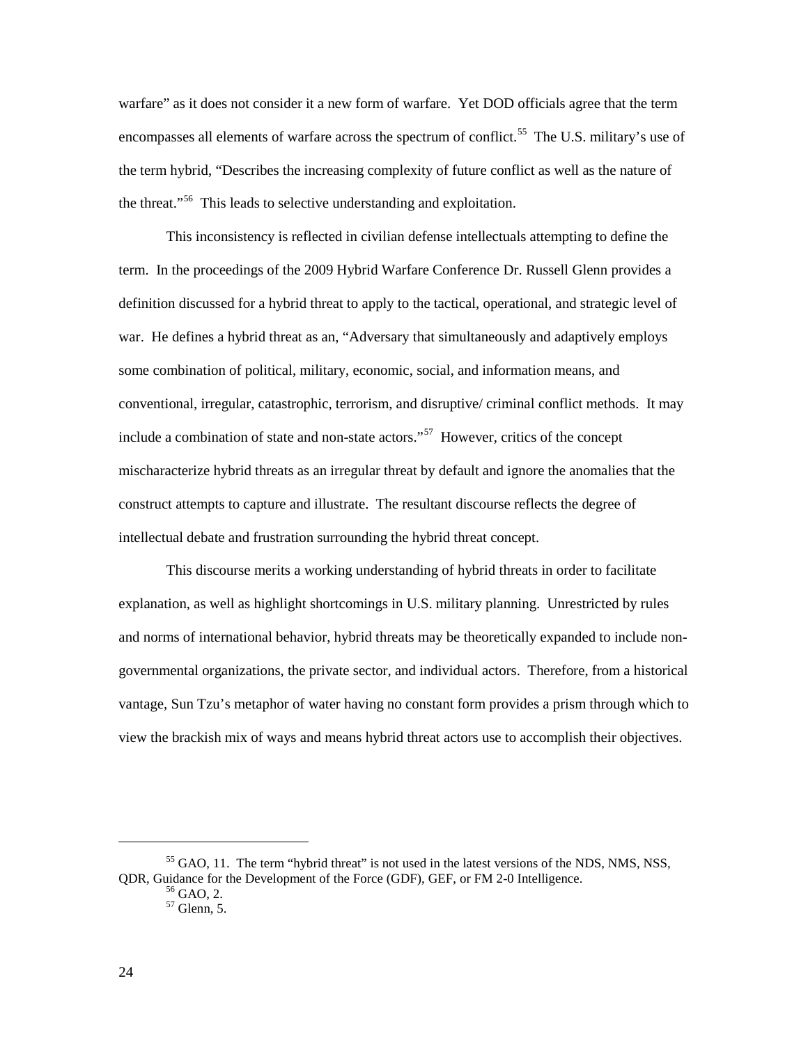warfare" as it does not consider it a new form of warfare. Yet DOD officials agree that the term encompasses all elements of warfare across the spectrum of conflict.[55] The U.S. military's use of the term hybrid, "Describes the increasing complexity of future conflict as well as the nature of the threat."[56] This leads to selective understanding and exploitation.

This inconsistency is reflected in civilian defense intellectuals attempting to define the term. In the proceedings of the 2009 Hybrid Warfare Conference Dr. Russell Glenn provides a definition discussed for a hybrid threat to apply to the tactical, operational, and strategic level of war. He defines a hybrid threat as an, "Adversary that simultaneously and adaptively employs some combination of political, military, economic, social, and information means, and conventional, irregular, catastrophic, terrorism, and disruptive/ criminal conflict methods. It may include a combination of state and non-state actors."[57] However, critics of the concept mischaracterize hybrid threats as an irregular threat by default and ignore the anomalies that the construct attempts to capture and illustrate. The resultant discourse reflects the degree of intellectual debate and frustration surrounding the hybrid threat concept.

This discourse merits a working understanding of hybrid threats in order to facilitate explanation, as well as highlight shortcomings in U.S. military planning. Unrestricted by rules and norms of international behavior, hybrid threats may be theoretically expanded to include non-governmental organizations, the private sector, and individual actors. Therefore, from a historical vantage, Sun Tzu's metaphor of water having no constant form provides a prism through which to view the brackish mix of ways and means hybrid threat actors use to accomplish their objectives.

---

[55] GAO, 11. The term "hybrid threat" is not used in the latest versions of the NDS, NMS, NSS, QDR, Guidance for the Development of the Force (GDF), GEF, or FM 2-0 Intelligence.

[56] GAO, 2.

[57] Glenn, 5.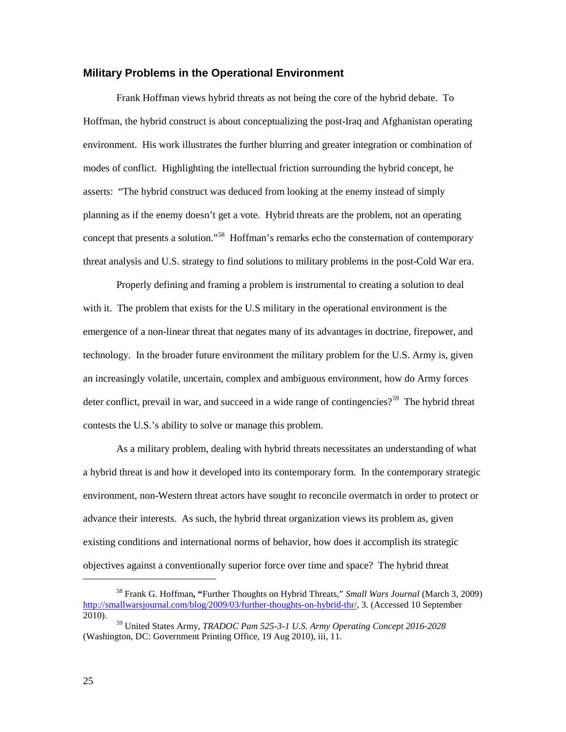## Military Problems in the Operational Environment

Frank Hoffman views hybrid threats as not being the core of the hybrid debate. To Hoffman, the hybrid construct is about conceptualizing the post-Iraq and Afghanistan operating environment. His work illustrates the further blurring and greater integration or combination of modes of conflict. Highlighting the intellectual friction surrounding the hybrid concept, he asserts: "The hybrid construct was deduced from looking at the enemy instead of simply planning as if the enemy doesn't get a vote. Hybrid threats are the problem, not an operating concept that presents a solution."[58] Hoffman's remarks echo the consternation of contemporary threat analysis and U.S. strategy to find solutions to military problems in the post-Cold War era.

Properly defining and framing a problem is instrumental to creating a solution to deal with it. The problem that exists for the U.S military in the operational environment is the emergence of a non-linear threat that negates many of its advantages in doctrine, firepower, and technology. In the broader future environment the military problem for the U.S. Army is, given an increasingly volatile, uncertain, complex and ambiguous environment, how do Army forces deter conflict, prevail in war, and succeed in a wide range of contingencies?[59] The hybrid threat contests the U.S.'s ability to solve or manage this problem.

As a military problem, dealing with hybrid threats necessitates an understanding of what a hybrid threat is and how it developed into its contemporary form. In the contemporary strategic environment, non-Western threat actors have sought to reconcile overmatch in order to protect or advance their interests. As such, the hybrid threat organization views its problem as, given existing conditions and international norms of behavior, how does it accomplish its strategic objectives against a conventionally superior force over time and space? The hybrid threat

---

[58] Frank G. Hoffman**, "**Further Thoughts on Hybrid Threats," *Small Wars Journal* (March 3, 2009) http://smallwarsjournal.com/blog/2009/03/further-thoughts-on-hybrid-thr/, 3. (Accessed 10 September 2010).

[59] United States Army, *TRADOC Pam 525-3-1 U.S. Army Operating Concept 2016-2028* (Washington, DC: Government Printing Office, 19 Aug 2010), iii, 11.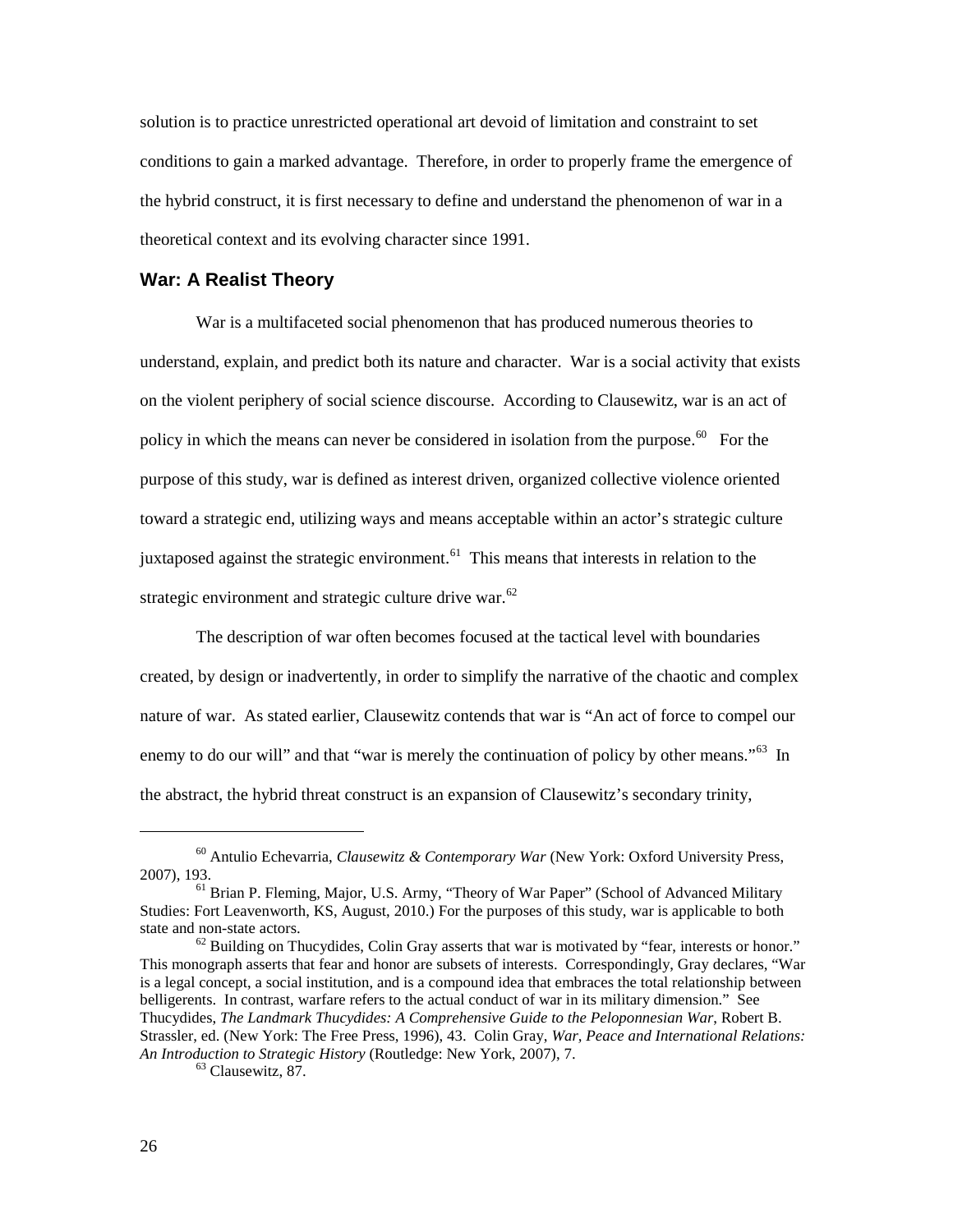solution is to practice unrestricted operational art devoid of limitation and constraint to set conditions to gain a marked advantage. Therefore, in order to properly frame the emergence of the hybrid construct, it is first necessary to define and understand the phenomenon of war in a theoretical context and its evolving character since 1991.

## War: A Realist Theory

War is a multifaceted social phenomenon that has produced numerous theories to understand, explain, and predict both its nature and character. War is a social activity that exists on the violent periphery of social science discourse. According to Clausewitz, war is an act of policy in which the means can never be considered in isolation from the purpose.[60] For the purpose of this study, war is defined as interest driven, organized collective violence oriented toward a strategic end, utilizing ways and means acceptable within an actor's strategic culture juxtaposed against the strategic environment.[61] This means that interests in relation to the strategic environment and strategic culture drive war.[62]

The description of war often becomes focused at the tactical level with boundaries created, by design or inadvertently, in order to simplify the narrative of the chaotic and complex nature of war. As stated earlier, Clausewitz contends that war is "An act of force to compel our enemy to do our will" and that "war is merely the continuation of policy by other means."[63] In the abstract, the hybrid threat construct is an expansion of Clausewitz's secondary trinity,

---

[60] Antulio Echevarria, *Clausewitz & Contemporary War* (New York: Oxford University Press, 2007), 193.

[61] Brian P. Fleming, Major, U.S. Army, "Theory of War Paper" (School of Advanced Military Studies: Fort Leavenworth, KS, August, 2010.) For the purposes of this study, war is applicable to both state and non-state actors.

[62] Building on Thucydides, Colin Gray asserts that war is motivated by "fear, interests or honor." This monograph asserts that fear and honor are subsets of interests. Correspondingly, Gray declares, "War is a legal concept, a social institution, and is a compound idea that embraces the total relationship between belligerents. In contrast, warfare refers to the actual conduct of war in its military dimension." See Thucydides, *The Landmark Thucydides: A Comprehensive Guide to the Peloponnesian War*, Robert B. Strassler, ed. (New York: The Free Press, 1996), 43. Colin Gray, *War, Peace and International Relations: An Introduction to Strategic History* (Routledge: New York, 2007), 7.

[63] Clausewitz, 87.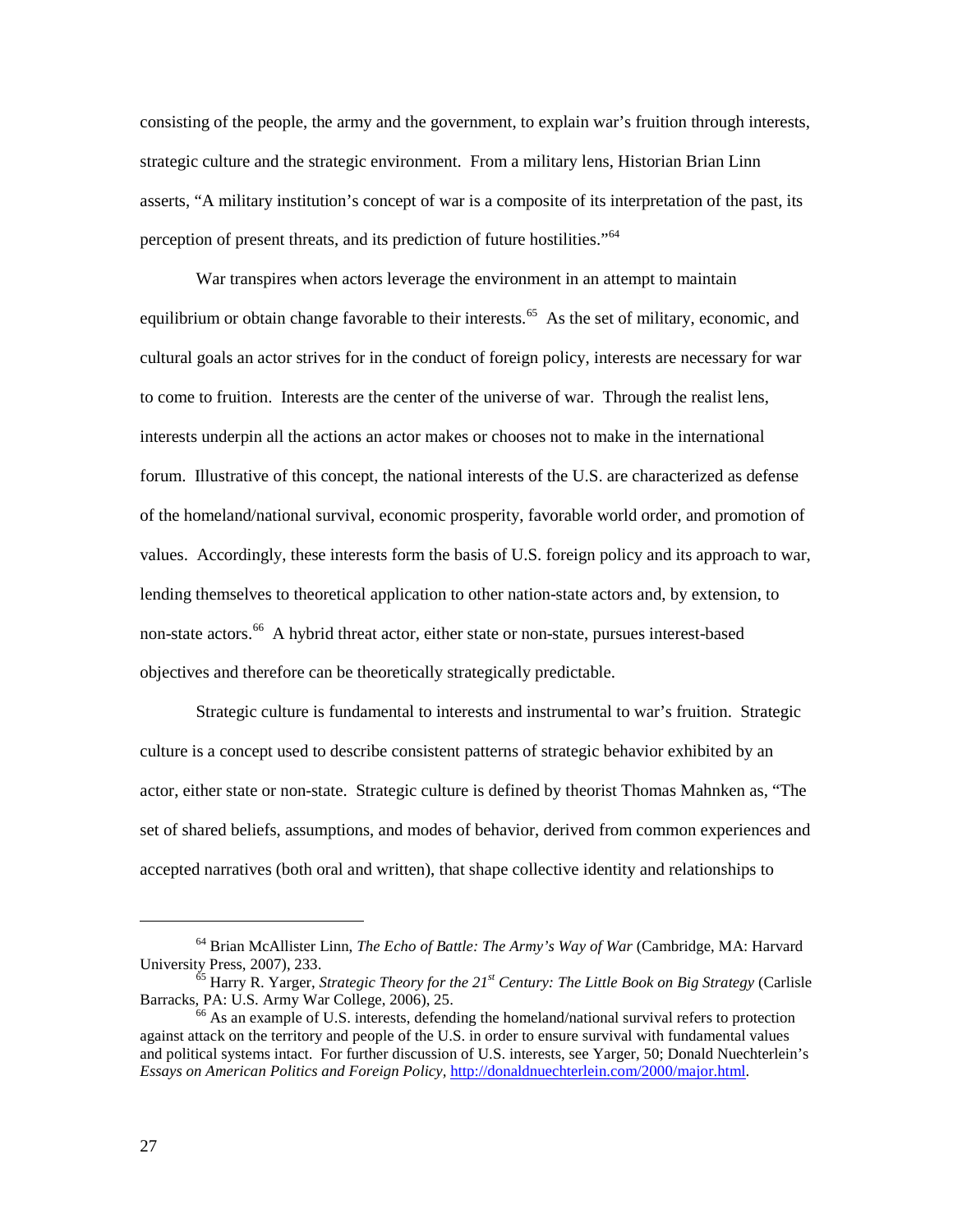consisting of the people, the army and the government, to explain war's fruition through interests, strategic culture and the strategic environment. From a military lens, Historian Brian Linn asserts, "A military institution's concept of war is a composite of its interpretation of the past, its perception of present threats, and its prediction of future hostilities."[64]

War transpires when actors leverage the environment in an attempt to maintain equilibrium or obtain change favorable to their interests.[65] As the set of military, economic, and cultural goals an actor strives for in the conduct of foreign policy, interests are necessary for war to come to fruition. Interests are the center of the universe of war. Through the realist lens, interests underpin all the actions an actor makes or chooses not to make in the international forum. Illustrative of this concept, the national interests of the U.S. are characterized as defense of the homeland/national survival, economic prosperity, favorable world order, and promotion of values. Accordingly, these interests form the basis of U.S. foreign policy and its approach to war, lending themselves to theoretical application to other nation-state actors and, by extension, to non-state actors.[66] A hybrid threat actor, either state or non-state, pursues interest-based objectives and therefore can be theoretically strategically predictable.

Strategic culture is fundamental to interests and instrumental to war's fruition. Strategic culture is a concept used to describe consistent patterns of strategic behavior exhibited by an actor, either state or non-state. Strategic culture is defined by theorist Thomas Mahnken as, "The set of shared beliefs, assumptions, and modes of behavior, derived from common experiences and accepted narratives (both oral and written), that shape collective identity and relationships to

---

[64] Brian McAllister Linn, *The Echo of Battle: The Army's Way of War* (Cambridge, MA: Harvard University Press, 2007), 233.

[65] Harry R. Yarger, *Strategic Theory for the 21st Century: The Little Book on Big Strategy* (Carlisle Barracks, PA: U.S. Army War College, 2006), 25.

[66] As an example of U.S. interests, defending the homeland/national survival refers to protection against attack on the territory and people of the U.S. in order to ensure survival with fundamental values and political systems intact. For further discussion of U.S. interests, see Yarger, 50; Donald Nuechterlein's *Essays on American Politics and Foreign Policy*, http://donaldnuechterlein.com/2000/major.html.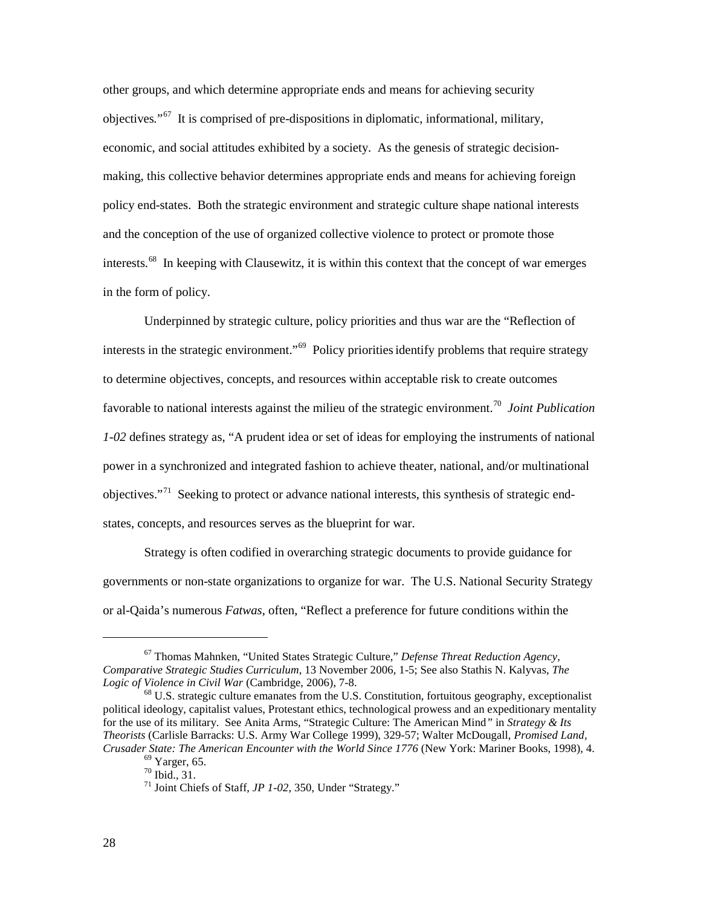other groups, and which determine appropriate ends and means for achieving security objectives."[67] It is comprised of pre-dispositions in diplomatic, informational, military, economic, and social attitudes exhibited by a society. As the genesis of strategic decision-making, this collective behavior determines appropriate ends and means for achieving foreign policy end-states. Both the strategic environment and strategic culture shape national interests and the conception of the use of organized collective violence to protect or promote those interests.[68] In keeping with Clausewitz, it is within this context that the concept of war emerges in the form of policy.

Underpinned by strategic culture, policy priorities and thus war are the "Reflection of interests in the strategic environment."[69] Policy priorities identify problems that require strategy to determine objectives, concepts, and resources within acceptable risk to create outcomes favorable to national interests against the milieu of the strategic environment.[70] *Joint Publication 1-02* defines strategy as, "A prudent idea or set of ideas for employing the instruments of national power in a synchronized and integrated fashion to achieve theater, national, and/or multinational objectives."[71] Seeking to protect or advance national interests, this synthesis of strategic end-states, concepts, and resources serves as the blueprint for war.

Strategy is often codified in overarching strategic documents to provide guidance for governments or non-state organizations to organize for war. The U.S. National Security Strategy or al-Qaida's numerous *Fatwas*, often, "Reflect a preference for future conditions within the

---

[67] Thomas Mahnken, "United States Strategic Culture," *Defense Threat Reduction Agency, Comparative Strategic Studies Curriculum*, 13 November 2006, 1-5; See also Stathis N. Kalyvas, *The Logic of Violence in Civil War* (Cambridge, 2006), 7-8.

[68] U.S. strategic culture emanates from the U.S. Constitution, fortuitous geography, exceptionalist political ideology, capitalist values, Protestant ethics, technological prowess and an expeditionary mentality for the use of its military. See Anita Arms, "Strategic Culture: The American Mind" in *Strategy & Its Theorists* (Carlisle Barracks: U.S. Army War College 1999), 329-57; Walter McDougall, *Promised Land, Crusader State: The American Encounter with the World Since 1776* (New York: Mariner Books, 1998), 4.

[69] Yarger, 65.

[70] Ibid., 31.

[71] Joint Chiefs of Staff, *JP 1-02*, 350, Under "Strategy."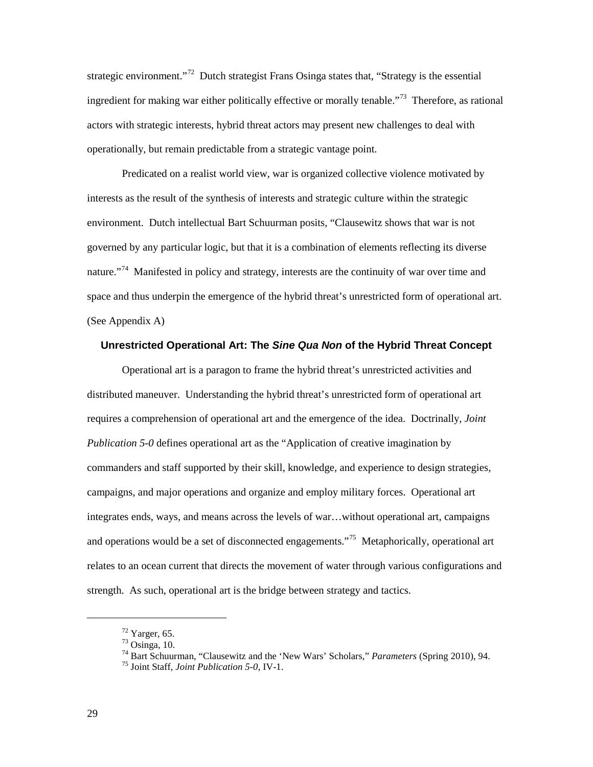strategic environment."[72] Dutch strategist Frans Osinga states that, "Strategy is the essential ingredient for making war either politically effective or morally tenable."[73] Therefore, as rational actors with strategic interests, hybrid threat actors may present new challenges to deal with operationally, but remain predictable from a strategic vantage point.

Predicated on a realist world view, war is organized collective violence motivated by interests as the result of the synthesis of interests and strategic culture within the strategic environment. Dutch intellectual Bart Schuurman posits, "Clausewitz shows that war is not governed by any particular logic, but that it is a combination of elements reflecting its diverse nature."[74] Manifested in policy and strategy, interests are the continuity of war over time and space and thus underpin the emergence of the hybrid threat's unrestricted form of operational art. (See Appendix A)

### Unrestricted Operational Art: The *Sine Qua Non* of the Hybrid Threat Concept

Operational art is a paragon to frame the hybrid threat's unrestricted activities and distributed maneuver. Understanding the hybrid threat's unrestricted form of operational art requires a comprehension of operational art and the emergence of the idea. Doctrinally, *Joint Publication 5-0* defines operational art as the "Application of creative imagination by commanders and staff supported by their skill, knowledge, and experience to design strategies, campaigns, and major operations and organize and employ military forces. Operational art integrates ends, ways, and means across the levels of war…without operational art, campaigns and operations would be a set of disconnected engagements."[75] Metaphorically, operational art relates to an ocean current that directs the movement of water through various configurations and strength. As such, operational art is the bridge between strategy and tactics.

---

[72] Yarger, 65.

[73] Osinga, 10.

[74] Bart Schuurman, "Clausewitz and the 'New Wars' Scholars," *Parameters* (Spring 2010), 94.

[75] Joint Staff, *Joint Publication 5-0*, IV-1.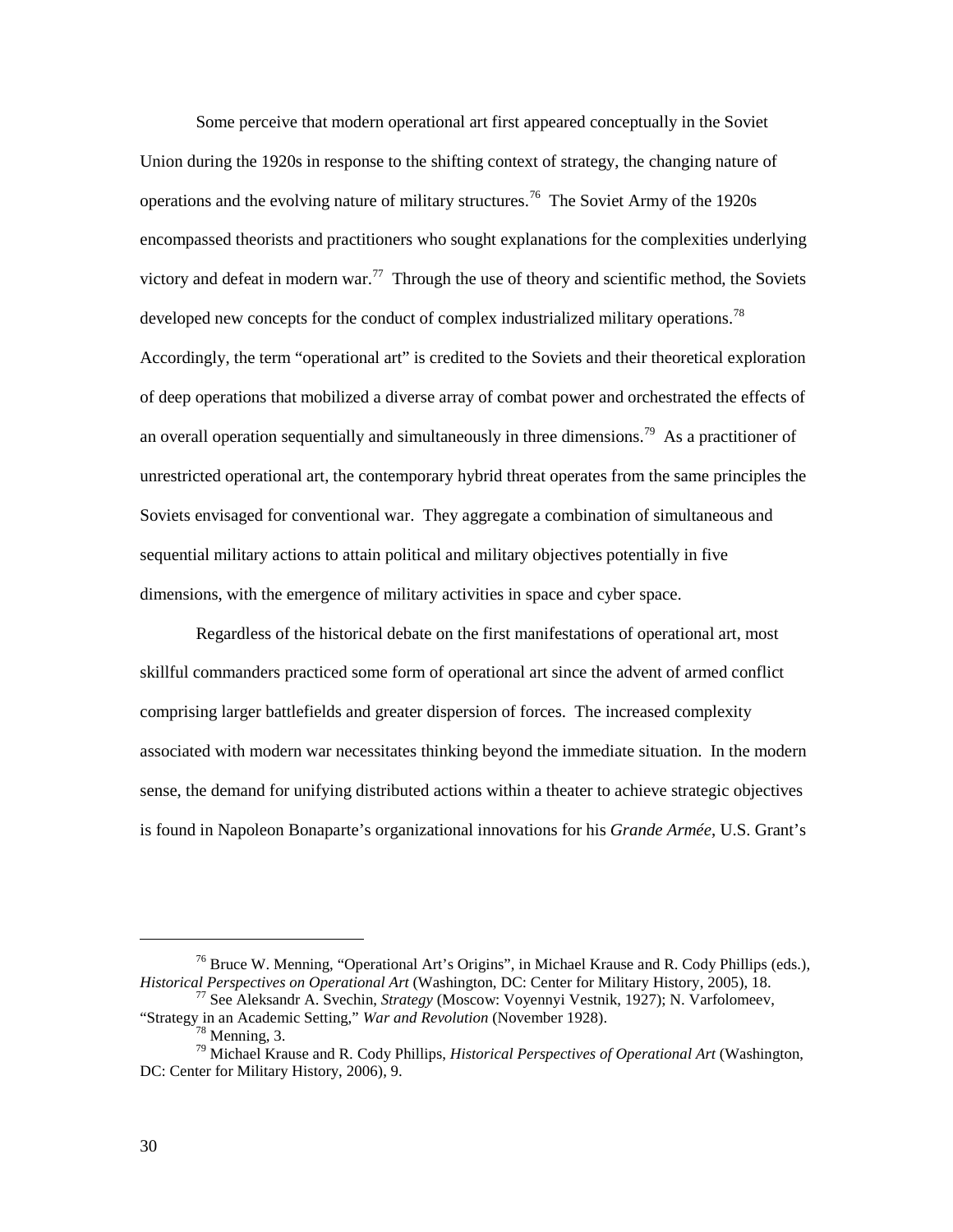Some perceive that modern operational art first appeared conceptually in the Soviet Union during the 1920s in response to the shifting context of strategy, the changing nature of operations and the evolving nature of military structures.[76] The Soviet Army of the 1920s encompassed theorists and practitioners who sought explanations for the complexities underlying victory and defeat in modern war.[77] Through the use of theory and scientific method, the Soviets developed new concepts for the conduct of complex industrialized military operations.[78] Accordingly, the term "operational art" is credited to the Soviets and their theoretical exploration of deep operations that mobilized a diverse array of combat power and orchestrated the effects of an overall operation sequentially and simultaneously in three dimensions.[79] As a practitioner of unrestricted operational art, the contemporary hybrid threat operates from the same principles the Soviets envisaged for conventional war. They aggregate a combination of simultaneous and sequential military actions to attain political and military objectives potentially in five dimensions, with the emergence of military activities in space and cyber space.

Regardless of the historical debate on the first manifestations of operational art, most skillful commanders practiced some form of operational art since the advent of armed conflict comprising larger battlefields and greater dispersion of forces. The increased complexity associated with modern war necessitates thinking beyond the immediate situation. In the modern sense, the demand for unifying distributed actions within a theater to achieve strategic objectives is found in Napoleon Bonaparte's organizational innovations for his *Grande Armée*, U.S. Grant's

---

[76] Bruce W. Menning, "Operational Art's Origins", in Michael Krause and R. Cody Phillips (eds.), *Historical Perspectives on Operational Art* (Washington, DC: Center for Military History, 2005), 18.

[77] See Aleksandr A. Svechin, *Strategy* (Moscow: Voyennyi Vestnik, 1927); N. Varfolomeev, "Strategy in an Academic Setting," *War and Revolution* (November 1928).

[78] Menning, 3.

[79] Michael Krause and R. Cody Phillips, *Historical Perspectives of Operational Art* (Washington, DC: Center for Military History, 2006), 9.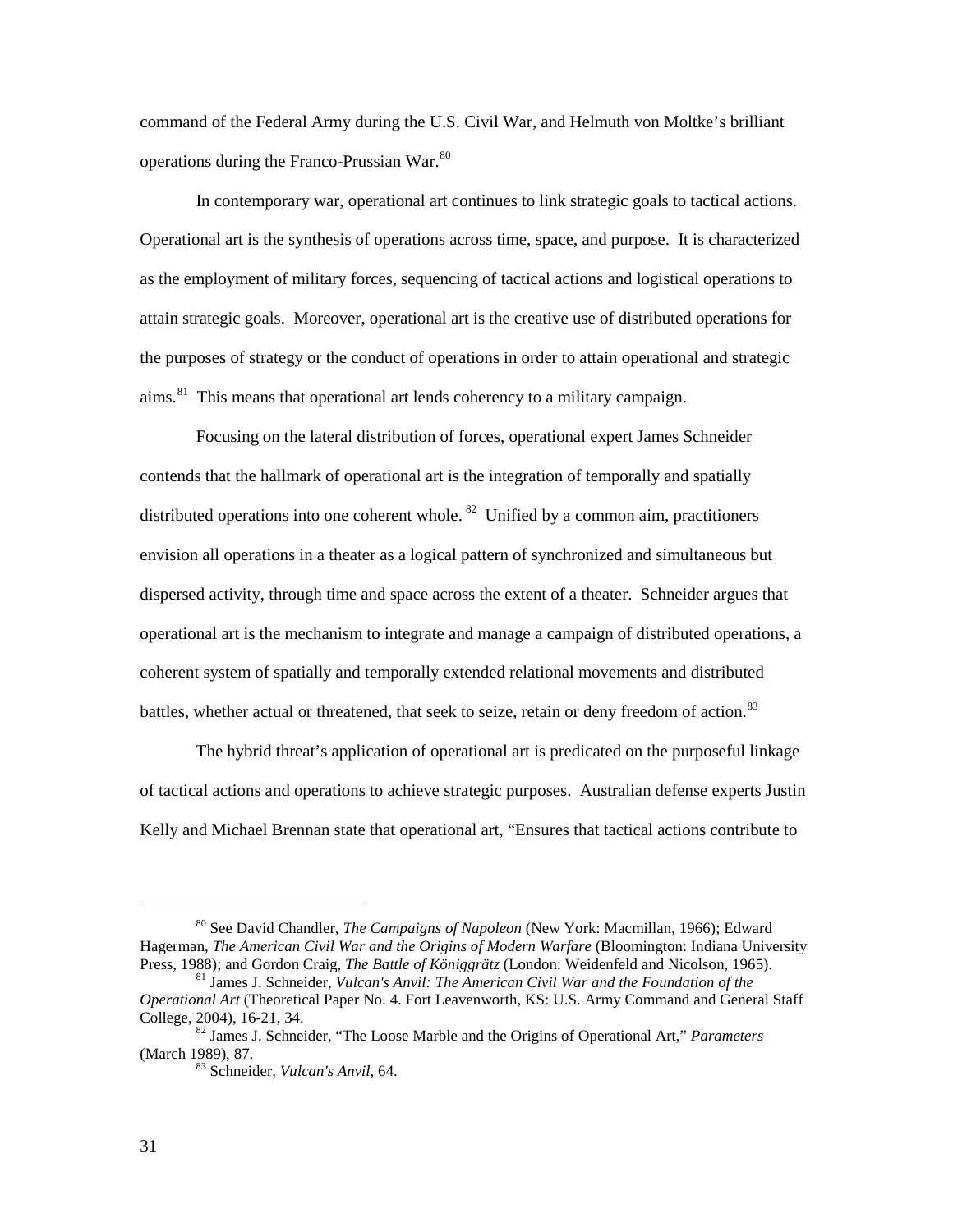command of the Federal Army during the U.S. Civil War, and Helmuth von Moltke's brilliant operations during the Franco-Prussian War.[80]

In contemporary war, operational art continues to link strategic goals to tactical actions. Operational art is the synthesis of operations across time, space, and purpose. It is characterized as the employment of military forces, sequencing of tactical actions and logistical operations to attain strategic goals. Moreover, operational art is the creative use of distributed operations for the purposes of strategy or the conduct of operations in order to attain operational and strategic aims.[81] This means that operational art lends coherency to a military campaign.

Focusing on the lateral distribution of forces, operational expert James Schneider contends that the hallmark of operational art is the integration of temporally and spatially distributed operations into one coherent whole.[82] Unified by a common aim, practitioners envision all operations in a theater as a logical pattern of synchronized and simultaneous but dispersed activity, through time and space across the extent of a theater. Schneider argues that operational art is the mechanism to integrate and manage a campaign of distributed operations, a coherent system of spatially and temporally extended relational movements and distributed battles, whether actual or threatened, that seek to seize, retain or deny freedom of action.[83]

The hybrid threat's application of operational art is predicated on the purposeful linkage of tactical actions and operations to achieve strategic purposes. Australian defense experts Justin Kelly and Michael Brennan state that operational art, "Ensures that tactical actions contribute to

---

[80] See David Chandler, *The Campaigns of Napoleon* (New York: Macmillan, 1966); Edward Hagerman, *The American Civil War and the Origins of Modern Warfare* (Bloomington: Indiana University Press, 1988); and Gordon Craig, *The Battle of Königgrätz* (London: Weidenfeld and Nicolson, 1965).

[81] James J. Schneider, *Vulcan's Anvil: The American Civil War and the Foundation of the Operational Art* (Theoretical Paper No. 4. Fort Leavenworth, KS: U.S. Army Command and General Staff College, 2004), 16-21, 34.

[82] James J. Schneider, "The Loose Marble and the Origins of Operational Art," *Parameters* (March 1989), 87.

[83] Schneider, *Vulcan's Anvil,* 64.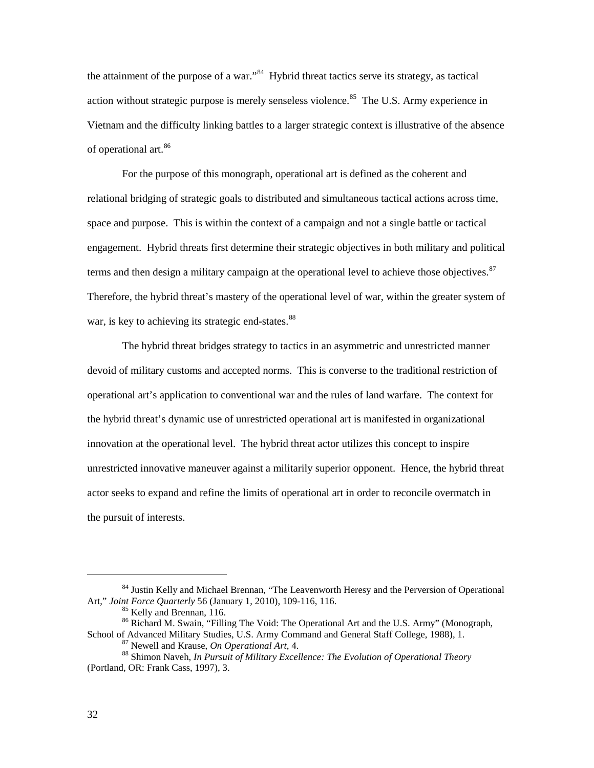the attainment of the purpose of a war."[84] Hybrid threat tactics serve its strategy, as tactical action without strategic purpose is merely senseless violence.[85] The U.S. Army experience in Vietnam and the difficulty linking battles to a larger strategic context is illustrative of the absence of operational art.[86]

For the purpose of this monograph, operational art is defined as the coherent and relational bridging of strategic goals to distributed and simultaneous tactical actions across time, space and purpose. This is within the context of a campaign and not a single battle or tactical engagement. Hybrid threats first determine their strategic objectives in both military and political terms and then design a military campaign at the operational level to achieve those objectives.[87] Therefore, the hybrid threat's mastery of the operational level of war, within the greater system of war, is key to achieving its strategic end-states.[88]

The hybrid threat bridges strategy to tactics in an asymmetric and unrestricted manner devoid of military customs and accepted norms. This is converse to the traditional restriction of operational art's application to conventional war and the rules of land warfare. The context for the hybrid threat's dynamic use of unrestricted operational art is manifested in organizational innovation at the operational level. The hybrid threat actor utilizes this concept to inspire unrestricted innovative maneuver against a militarily superior opponent. Hence, the hybrid threat actor seeks to expand and refine the limits of operational art in order to reconcile overmatch in the pursuit of interests.

---

[84] Justin Kelly and Michael Brennan, "The Leavenworth Heresy and the Perversion of Operational Art," *Joint Force Quarterly* 56 (January 1, 2010), 109-116, 116.

[85] Kelly and Brennan, 116.

[86] Richard M. Swain, "Filling The Void: The Operational Art and the U.S. Army" (Monograph, School of Advanced Military Studies, U.S. Army Command and General Staff College, 1988), 1.

[87] Newell and Krause, *On Operational Art*, 4.

[88] Shimon Naveh, *In Pursuit of Military Excellence: The Evolution of Operational Theory* (Portland, OR: Frank Cass, 1997), 3.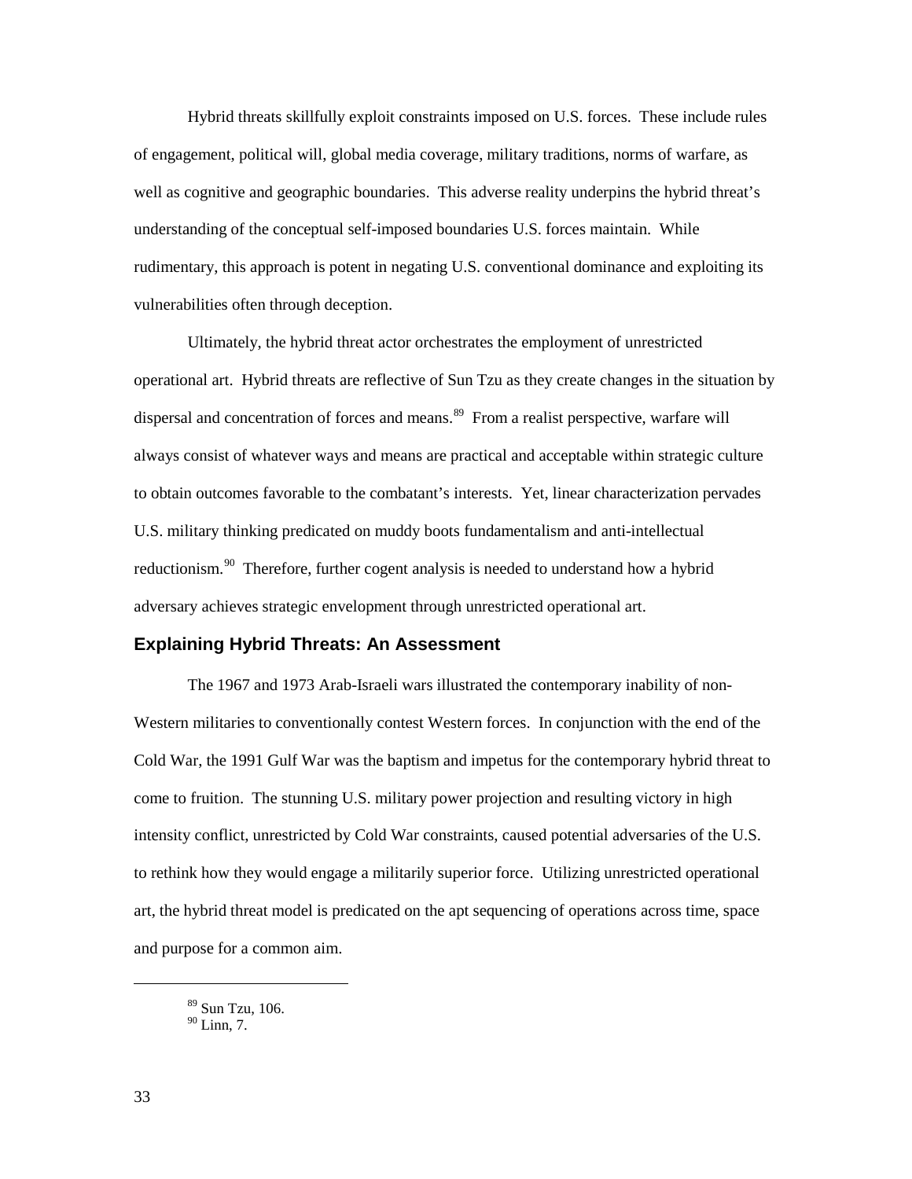Hybrid threats skillfully exploit constraints imposed on U.S. forces. These include rules of engagement, political will, global media coverage, military traditions, norms of warfare, as well as cognitive and geographic boundaries. This adverse reality underpins the hybrid threat's understanding of the conceptual self-imposed boundaries U.S. forces maintain. While rudimentary, this approach is potent in negating U.S. conventional dominance and exploiting its vulnerabilities often through deception.

Ultimately, the hybrid threat actor orchestrates the employment of unrestricted operational art. Hybrid threats are reflective of Sun Tzu as they create changes in the situation by dispersal and concentration of forces and means.[89] From a realist perspective, warfare will always consist of whatever ways and means are practical and acceptable within strategic culture to obtain outcomes favorable to the combatant's interests. Yet, linear characterization pervades U.S. military thinking predicated on muddy boots fundamentalism and anti-intellectual reductionism.[90] Therefore, further cogent analysis is needed to understand how a hybrid adversary achieves strategic envelopment through unrestricted operational art.

### Explaining Hybrid Threats: An Assessment

The 1967 and 1973 Arab-Israeli wars illustrated the contemporary inability of non-Western militaries to conventionally contest Western forces. In conjunction with the end of the Cold War, the 1991 Gulf War was the baptism and impetus for the contemporary hybrid threat to come to fruition. The stunning U.S. military power projection and resulting victory in high intensity conflict, unrestricted by Cold War constraints, caused potential adversaries of the U.S. to rethink how they would engage a militarily superior force. Utilizing unrestricted operational art, the hybrid threat model is predicated on the apt sequencing of operations across time, space and purpose for a common aim.

---

[89] Sun Tzu, 106.
[90] Linn, 7.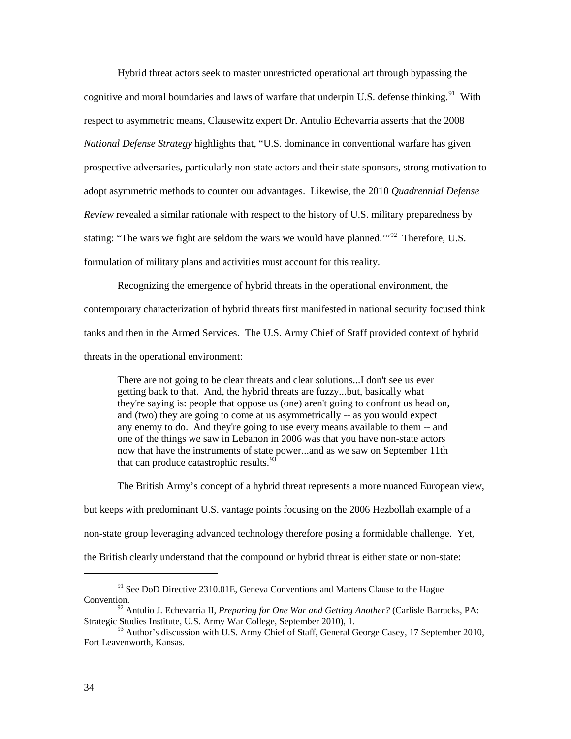Hybrid threat actors seek to master unrestricted operational art through bypassing the cognitive and moral boundaries and laws of warfare that underpin U.S. defense thinking.[91] With respect to asymmetric means, Clausewitz expert Dr. Antulio Echevarria asserts that the 2008 *National Defense Strategy* highlights that, "U.S. dominance in conventional warfare has given prospective adversaries, particularly non-state actors and their state sponsors, strong motivation to adopt asymmetric methods to counter our advantages. Likewise, the 2010 *Quadrennial Defense Review* revealed a similar rationale with respect to the history of U.S. military preparedness by stating: "The wars we fight are seldom the wars we would have planned.'"[92] Therefore, U.S. formulation of military plans and activities must account for this reality.

Recognizing the emergence of hybrid threats in the operational environment, the contemporary characterization of hybrid threats first manifested in national security focused think tanks and then in the Armed Services. The U.S. Army Chief of Staff provided context of hybrid threats in the operational environment:

> There are not going to be clear threats and clear solutions...I don't see us ever getting back to that. And, the hybrid threats are fuzzy...but, basically what they're saying is: people that oppose us (one) aren't going to confront us head on, and (two) they are going to come at us asymmetrically -- as you would expect any enemy to do. And they're going to use every means available to them -- and one of the things we saw in Lebanon in 2006 was that you have non-state actors now that have the instruments of state power...and as we saw on September 11th that can produce catastrophic results.[93]

The British Army's concept of a hybrid threat represents a more nuanced European view, but keeps with predominant U.S. vantage points focusing on the 2006 Hezbollah example of a non-state group leveraging advanced technology therefore posing a formidable challenge. Yet, the British clearly understand that the compound or hybrid threat is either state or non-state:

---

[91] See DoD Directive 2310.01E, Geneva Conventions and Martens Clause to the Hague Convention.

[92] Antulio J. Echevarria II, *Preparing for One War and Getting Another?* (Carlisle Barracks, PA: Strategic Studies Institute, U.S. Army War College, September 2010), 1.

[93] Author's discussion with U.S. Army Chief of Staff, General George Casey, 17 September 2010, Fort Leavenworth, Kansas.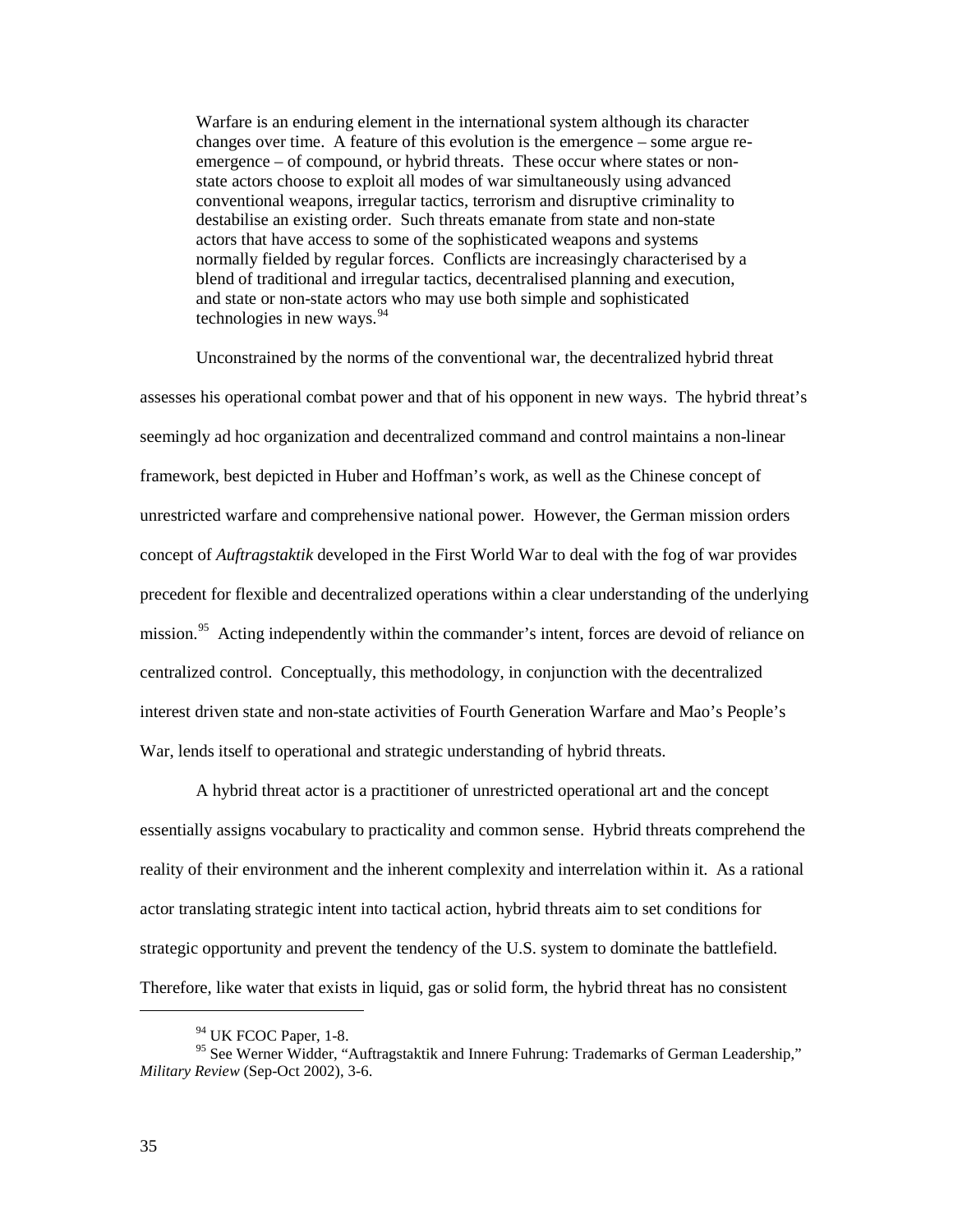> Warfare is an enduring element in the international system although its character changes over time. A feature of this evolution is the emergence – some argue re-emergence – of compound, or hybrid threats. These occur where states or non-state actors choose to exploit all modes of war simultaneously using advanced conventional weapons, irregular tactics, terrorism and disruptive criminality to destabilise an existing order. Such threats emanate from state and non-state actors that have access to some of the sophisticated weapons and systems normally fielded by regular forces. Conflicts are increasingly characterised by a blend of traditional and irregular tactics, decentralised planning and execution, and state or non-state actors who may use both simple and sophisticated technologies in new ways.[94]

Unconstrained by the norms of the conventional war, the decentralized hybrid threat assesses his operational combat power and that of his opponent in new ways. The hybrid threat's seemingly ad hoc organization and decentralized command and control maintains a non-linear framework, best depicted in Huber and Hoffman's work, as well as the Chinese concept of unrestricted warfare and comprehensive national power. However, the German mission orders concept of *Auftragstaktik* developed in the First World War to deal with the fog of war provides precedent for flexible and decentralized operations within a clear understanding of the underlying mission.[95] Acting independently within the commander's intent, forces are devoid of reliance on centralized control. Conceptually, this methodology, in conjunction with the decentralized interest driven state and non-state activities of Fourth Generation Warfare and Mao's People's War, lends itself to operational and strategic understanding of hybrid threats.

A hybrid threat actor is a practitioner of unrestricted operational art and the concept essentially assigns vocabulary to practicality and common sense. Hybrid threats comprehend the reality of their environment and the inherent complexity and interrelation within it. As a rational actor translating strategic intent into tactical action, hybrid threats aim to set conditions for strategic opportunity and prevent the tendency of the U.S. system to dominate the battlefield. Therefore, like water that exists in liquid, gas or solid form, the hybrid threat has no consistent

---

[94] UK FCOC Paper, 1-8.

[95] See Werner Widder, "Auftragstaktik and Innere Fuhrung: Trademarks of German Leadership," *Military Review* (Sep-Oct 2002), 3-6.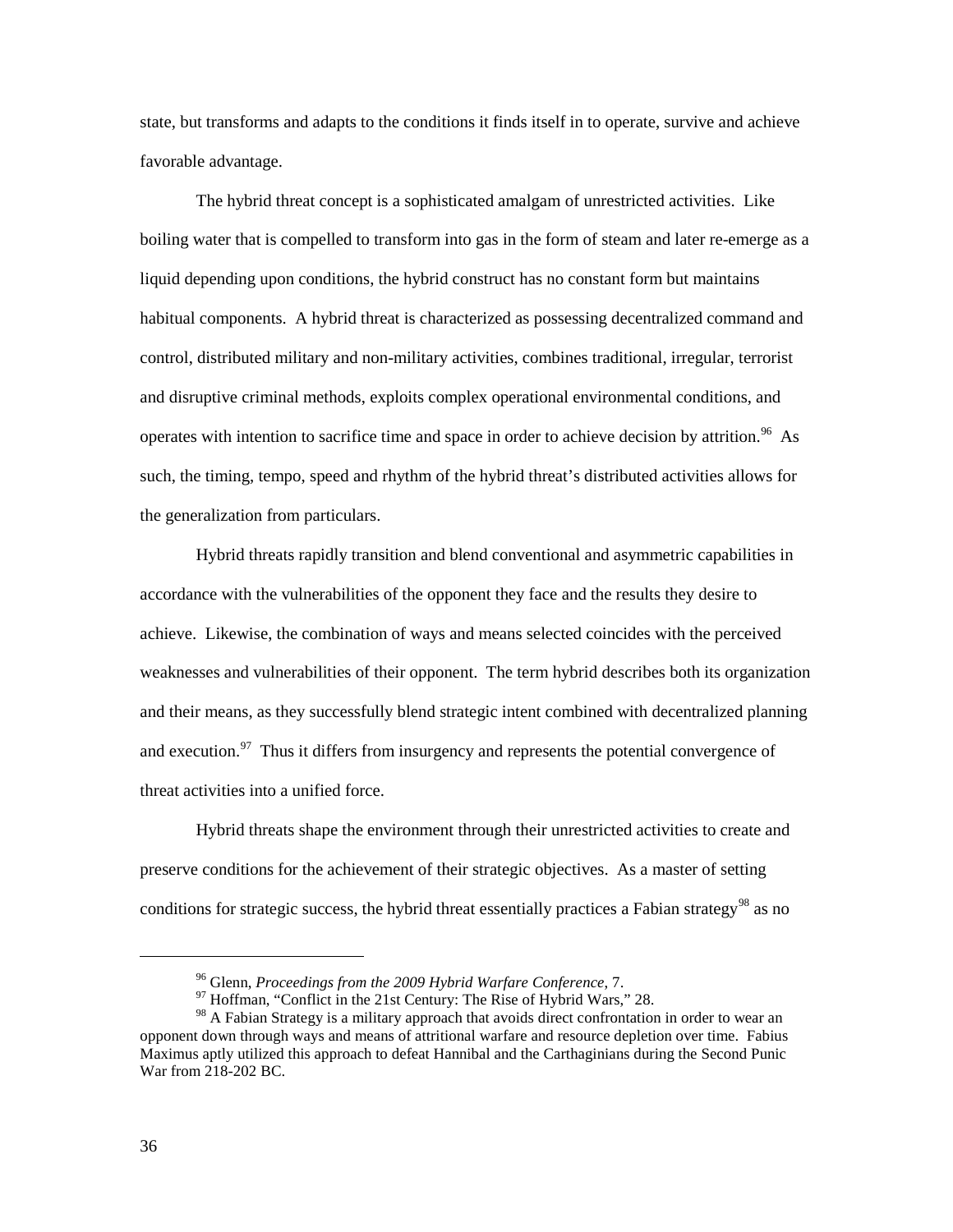state, but transforms and adapts to the conditions it finds itself in to operate, survive and achieve favorable advantage.

The hybrid threat concept is a sophisticated amalgam of unrestricted activities. Like boiling water that is compelled to transform into gas in the form of steam and later re-emerge as a liquid depending upon conditions, the hybrid construct has no constant form but maintains habitual components. A hybrid threat is characterized as possessing decentralized command and control, distributed military and non-military activities, combines traditional, irregular, terrorist and disruptive criminal methods, exploits complex operational environmental conditions, and operates with intention to sacrifice time and space in order to achieve decision by attrition.[96] As such, the timing, tempo, speed and rhythm of the hybrid threat's distributed activities allows for the generalization from particulars.

Hybrid threats rapidly transition and blend conventional and asymmetric capabilities in accordance with the vulnerabilities of the opponent they face and the results they desire to achieve. Likewise, the combination of ways and means selected coincides with the perceived weaknesses and vulnerabilities of their opponent. The term hybrid describes both its organization and their means, as they successfully blend strategic intent combined with decentralized planning and execution.[97] Thus it differs from insurgency and represents the potential convergence of threat activities into a unified force.

Hybrid threats shape the environment through their unrestricted activities to create and preserve conditions for the achievement of their strategic objectives. As a master of setting conditions for strategic success, the hybrid threat essentially practices a Fabian strategy[98] as no

---

[96] Glenn, *Proceedings from the 2009 Hybrid Warfare Conference*, 7.

[97] Hoffman, "Conflict in the 21st Century: The Rise of Hybrid Wars," 28.

[98] A Fabian Strategy is a military approach that avoids direct confrontation in order to wear an opponent down through ways and means of attritional warfare and resource depletion over time. Fabius Maximus aptly utilized this approach to defeat Hannibal and the Carthaginians during the Second Punic War from 218-202 BC.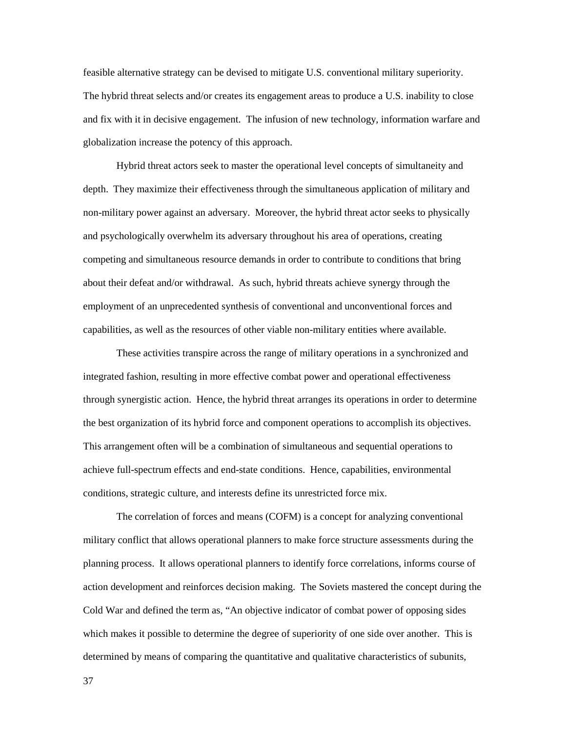feasible alternative strategy can be devised to mitigate U.S. conventional military superiority. The hybrid threat selects and/or creates its engagement areas to produce a U.S. inability to close and fix with it in decisive engagement. The infusion of new technology, information warfare and globalization increase the potency of this approach.

Hybrid threat actors seek to master the operational level concepts of simultaneity and depth. They maximize their effectiveness through the simultaneous application of military and non-military power against an adversary. Moreover, the hybrid threat actor seeks to physically and psychologically overwhelm its adversary throughout his area of operations, creating competing and simultaneous resource demands in order to contribute to conditions that bring about their defeat and/or withdrawal. As such, hybrid threats achieve synergy through the employment of an unprecedented synthesis of conventional and unconventional forces and capabilities, as well as the resources of other viable non-military entities where available.

These activities transpire across the range of military operations in a synchronized and integrated fashion, resulting in more effective combat power and operational effectiveness through synergistic action. Hence, the hybrid threat arranges its operations in order to determine the best organization of its hybrid force and component operations to accomplish its objectives. This arrangement often will be a combination of simultaneous and sequential operations to achieve full-spectrum effects and end-state conditions. Hence, capabilities, environmental conditions, strategic culture, and interests define its unrestricted force mix.

The correlation of forces and means (COFM) is a concept for analyzing conventional military conflict that allows operational planners to make force structure assessments during the planning process. It allows operational planners to identify force correlations, informs course of action development and reinforces decision making. The Soviets mastered the concept during the Cold War and defined the term as, "An objective indicator of combat power of opposing sides which makes it possible to determine the degree of superiority of one side over another. This is determined by means of comparing the quantitative and qualitative characteristics of subunits,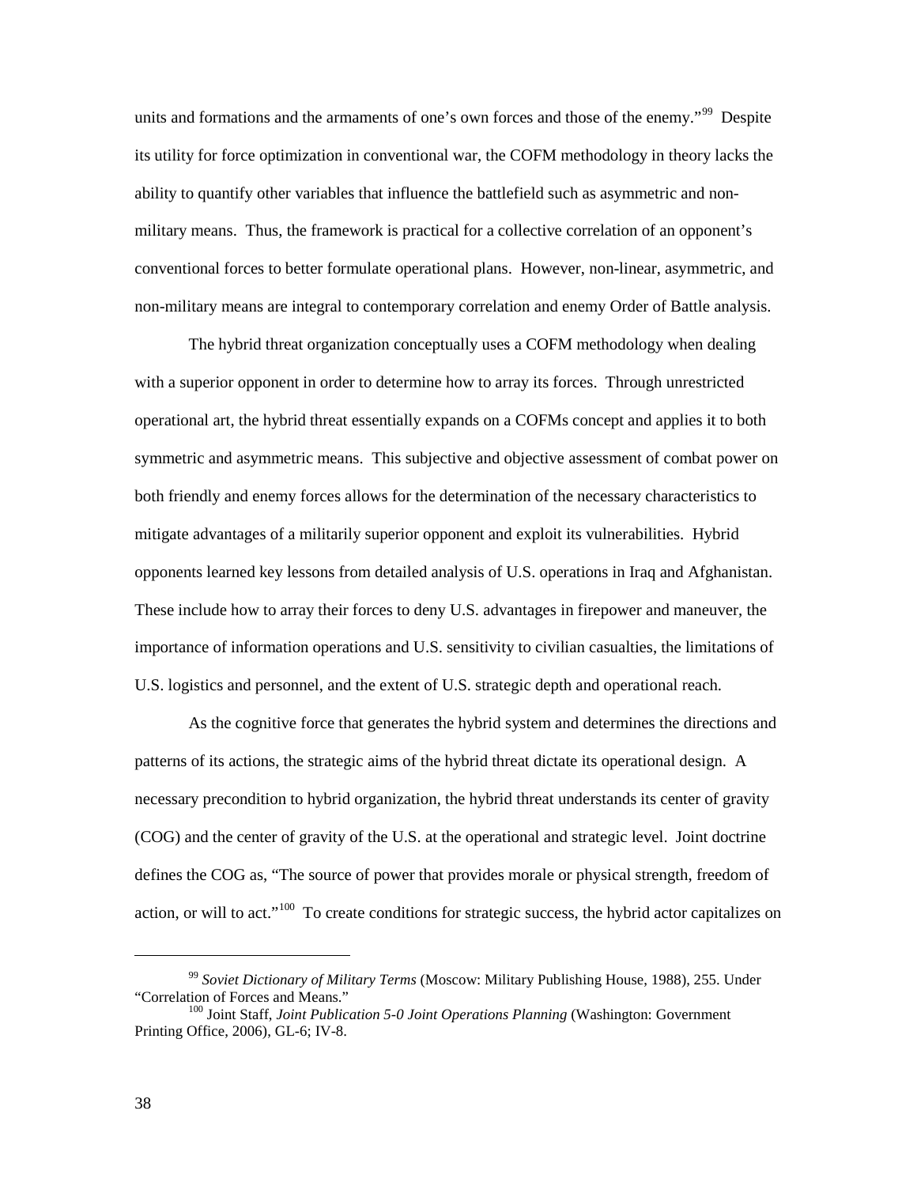units and formations and the armaments of one's own forces and those of the enemy."[99] Despite its utility for force optimization in conventional war, the COFM methodology in theory lacks the ability to quantify other variables that influence the battlefield such as asymmetric and non-military means. Thus, the framework is practical for a collective correlation of an opponent's conventional forces to better formulate operational plans. However, non-linear, asymmetric, and non-military means are integral to contemporary correlation and enemy Order of Battle analysis.

The hybrid threat organization conceptually uses a COFM methodology when dealing with a superior opponent in order to determine how to array its forces. Through unrestricted operational art, the hybrid threat essentially expands on a COFMs concept and applies it to both symmetric and asymmetric means. This subjective and objective assessment of combat power on both friendly and enemy forces allows for the determination of the necessary characteristics to mitigate advantages of a militarily superior opponent and exploit its vulnerabilities. Hybrid opponents learned key lessons from detailed analysis of U.S. operations in Iraq and Afghanistan. These include how to array their forces to deny U.S. advantages in firepower and maneuver, the importance of information operations and U.S. sensitivity to civilian casualties, the limitations of U.S. logistics and personnel, and the extent of U.S. strategic depth and operational reach.

As the cognitive force that generates the hybrid system and determines the directions and patterns of its actions, the strategic aims of the hybrid threat dictate its operational design. A necessary precondition to hybrid organization, the hybrid threat understands its center of gravity (COG) and the center of gravity of the U.S. at the operational and strategic level. Joint doctrine defines the COG as, "The source of power that provides morale or physical strength, freedom of action, or will to act."[100] To create conditions for strategic success, the hybrid actor capitalizes on

---

[99] *Soviet Dictionary of Military Terms* (Moscow: Military Publishing House, 1988), 255. Under "Correlation of Forces and Means."

[100] Joint Staff, *Joint Publication 5-0 Joint Operations Planning* (Washington: Government Printing Office, 2006), GL-6; IV-8.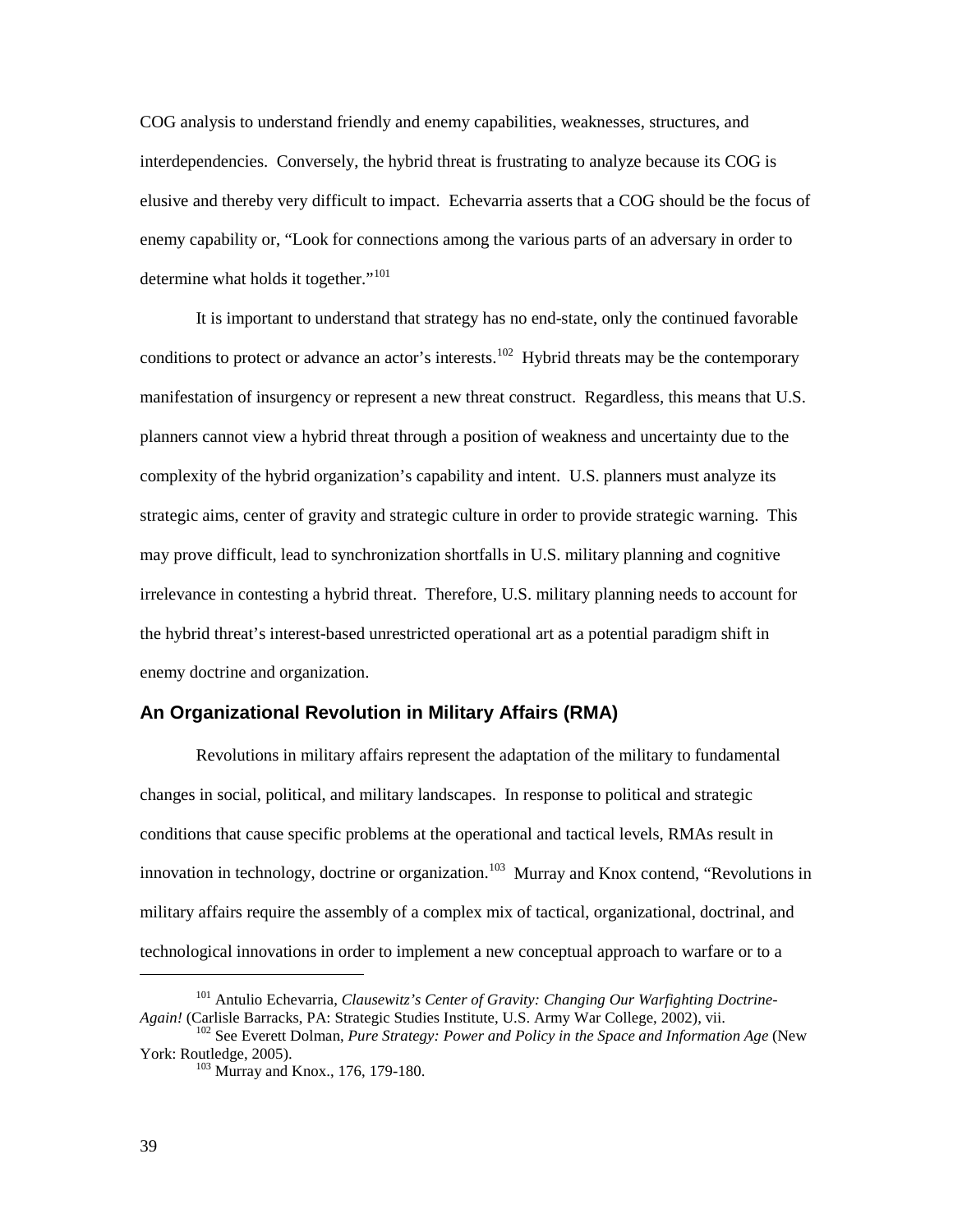COG analysis to understand friendly and enemy capabilities, weaknesses, structures, and interdependencies. Conversely, the hybrid threat is frustrating to analyze because its COG is elusive and thereby very difficult to impact. Echevarria asserts that a COG should be the focus of enemy capability or, "Look for connections among the various parts of an adversary in order to determine what holds it together."[101]

It is important to understand that strategy has no end-state, only the continued favorable conditions to protect or advance an actor's interests.[102] Hybrid threats may be the contemporary manifestation of insurgency or represent a new threat construct. Regardless, this means that U.S. planners cannot view a hybrid threat through a position of weakness and uncertainty due to the complexity of the hybrid organization's capability and intent. U.S. planners must analyze its strategic aims, center of gravity and strategic culture in order to provide strategic warning. This may prove difficult, lead to synchronization shortfalls in U.S. military planning and cognitive irrelevance in contesting a hybrid threat. Therefore, U.S. military planning needs to account for the hybrid threat's interest-based unrestricted operational art as a potential paradigm shift in enemy doctrine and organization.

## An Organizational Revolution in Military Affairs (RMA)

Revolutions in military affairs represent the adaptation of the military to fundamental changes in social, political, and military landscapes. In response to political and strategic conditions that cause specific problems at the operational and tactical levels, RMAs result in innovation in technology, doctrine or organization.[103] Murray and Knox contend, "Revolutions in military affairs require the assembly of a complex mix of tactical, organizational, doctrinal, and technological innovations in order to implement a new conceptual approach to warfare or to a

---

[101] Antulio Echevarria, *Clausewitz's Center of Gravity: Changing Our Warfighting Doctrine-Again!* (Carlisle Barracks, PA: Strategic Studies Institute, U.S. Army War College, 2002), vii.

[102] See Everett Dolman, *Pure Strategy: Power and Policy in the Space and Information Age* (New York: Routledge, 2005).

[103] Murray and Knox., 176, 179-180.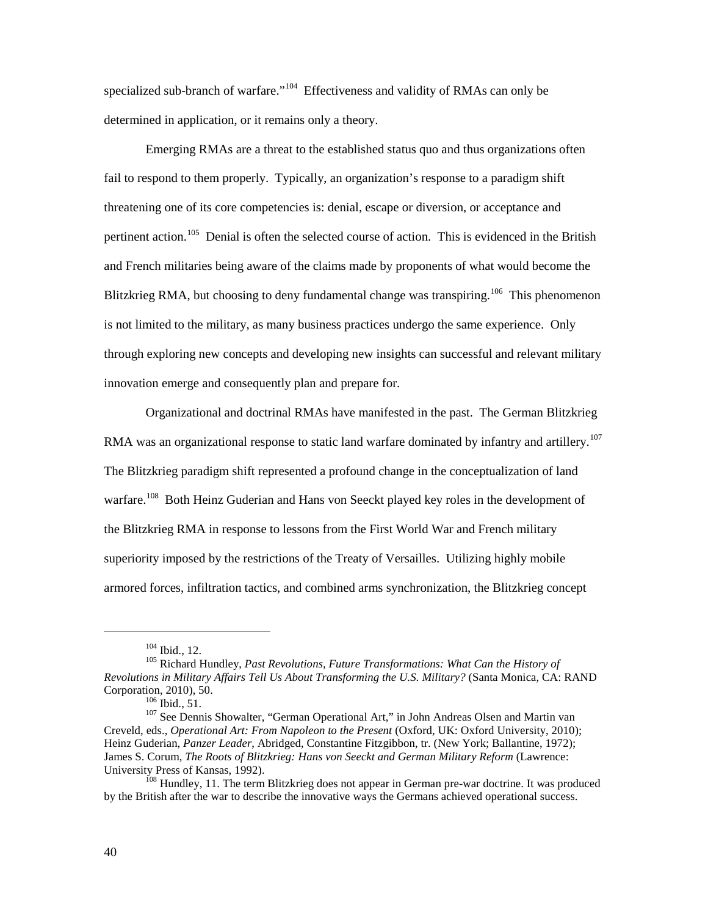specialized sub-branch of warfare."[104] Effectiveness and validity of RMAs can only be determined in application, or it remains only a theory.

Emerging RMAs are a threat to the established status quo and thus organizations often fail to respond to them properly. Typically, an organization's response to a paradigm shift threatening one of its core competencies is: denial, escape or diversion, or acceptance and pertinent action.[105] Denial is often the selected course of action. This is evidenced in the British and French militaries being aware of the claims made by proponents of what would become the Blitzkrieg RMA, but choosing to deny fundamental change was transpiring.[106] This phenomenon is not limited to the military, as many business practices undergo the same experience. Only through exploring new concepts and developing new insights can successful and relevant military innovation emerge and consequently plan and prepare for.

Organizational and doctrinal RMAs have manifested in the past. The German Blitzkrieg RMA was an organizational response to static land warfare dominated by infantry and artillery.[107] The Blitzkrieg paradigm shift represented a profound change in the conceptualization of land warfare.[108] Both Heinz Guderian and Hans von Seeckt played key roles in the development of the Blitzkrieg RMA in response to lessons from the First World War and French military superiority imposed by the restrictions of the Treaty of Versailles. Utilizing highly mobile armored forces, infiltration tactics, and combined arms synchronization, the Blitzkrieg concept

---

[104] Ibid., 12.

[105] Richard Hundley, *Past Revolutions, Future Transformations: What Can the History of Revolutions in Military Affairs Tell Us About Transforming the U.S. Military?* (Santa Monica, CA: RAND Corporation, 2010), 50.

[106] Ibid., 51.

[107] See Dennis Showalter, "German Operational Art," in John Andreas Olsen and Martin van Creveld, eds., *Operational Art: From Napoleon to the Present* (Oxford, UK: Oxford University, 2010); Heinz Guderian, *Panzer Leader*, Abridged, Constantine Fitzgibbon, tr. (New York; Ballantine, 1972); James S. Corum, *The Roots of Blitzkrieg: Hans von Seeckt and German Military Reform* (Lawrence: University Press of Kansas, 1992).

[108] Hundley, 11. The term Blitzkrieg does not appear in German pre-war doctrine. It was produced by the British after the war to describe the innovative ways the Germans achieved operational success.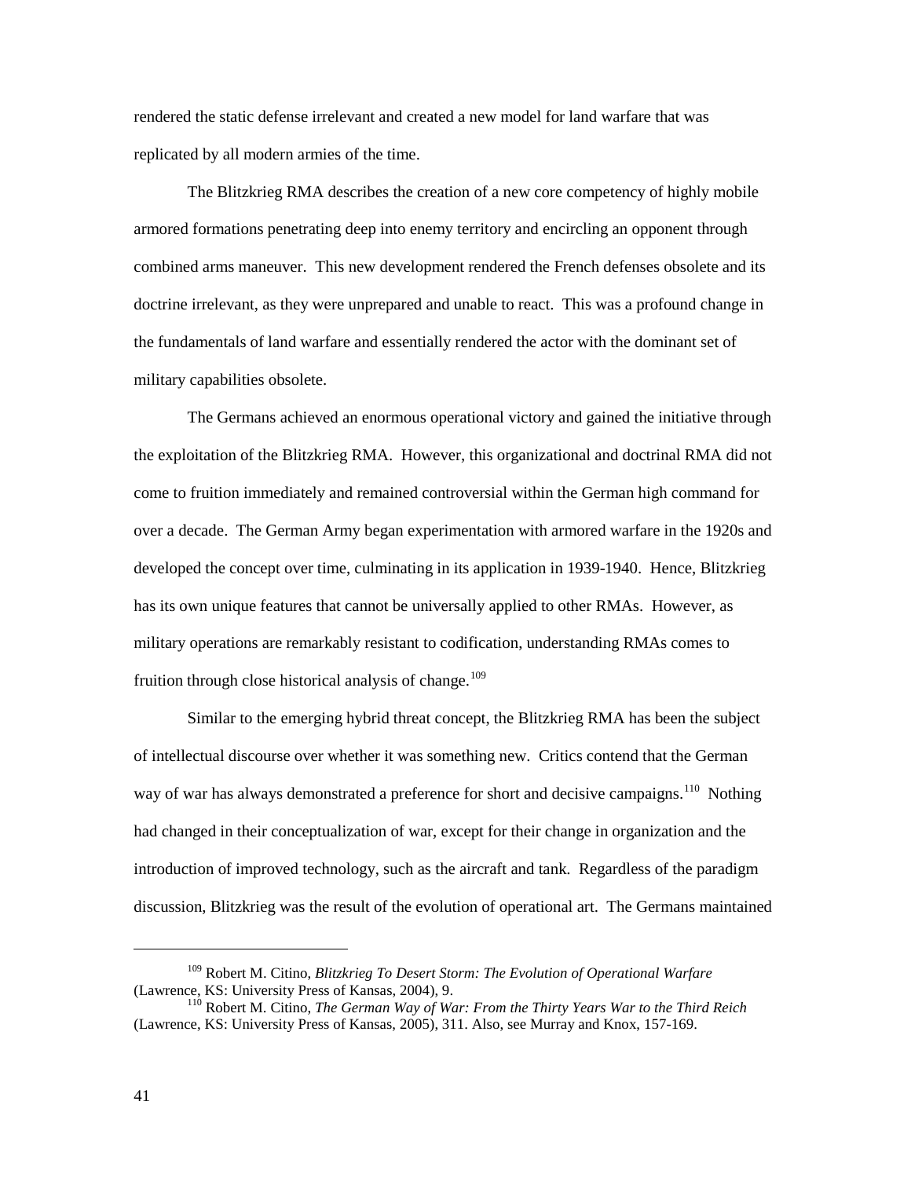rendered the static defense irrelevant and created a new model for land warfare that was replicated by all modern armies of the time.

The Blitzkrieg RMA describes the creation of a new core competency of highly mobile armored formations penetrating deep into enemy territory and encircling an opponent through combined arms maneuver. This new development rendered the French defenses obsolete and its doctrine irrelevant, as they were unprepared and unable to react. This was a profound change in the fundamentals of land warfare and essentially rendered the actor with the dominant set of military capabilities obsolete.

The Germans achieved an enormous operational victory and gained the initiative through the exploitation of the Blitzkrieg RMA. However, this organizational and doctrinal RMA did not come to fruition immediately and remained controversial within the German high command for over a decade. The German Army began experimentation with armored warfare in the 1920s and developed the concept over time, culminating in its application in 1939-1940. Hence, Blitzkrieg has its own unique features that cannot be universally applied to other RMAs. However, as military operations are remarkably resistant to codification, understanding RMAs comes to fruition through close historical analysis of change.[109]

Similar to the emerging hybrid threat concept, the Blitzkrieg RMA has been the subject of intellectual discourse over whether it was something new. Critics contend that the German way of war has always demonstrated a preference for short and decisive campaigns.[110] Nothing had changed in their conceptualization of war, except for their change in organization and the introduction of improved technology, such as the aircraft and tank. Regardless of the paradigm discussion, Blitzkrieg was the result of the evolution of operational art. The Germans maintained

---

[109] Robert M. Citino, *Blitzkrieg To Desert Storm: The Evolution of Operational Warfare* (Lawrence, KS: University Press of Kansas, 2004), 9.

[110] Robert M. Citino, *The German Way of War: From the Thirty Years War to the Third Reich* (Lawrence, KS: University Press of Kansas, 2005), 311. Also, see Murray and Knox, 157-169.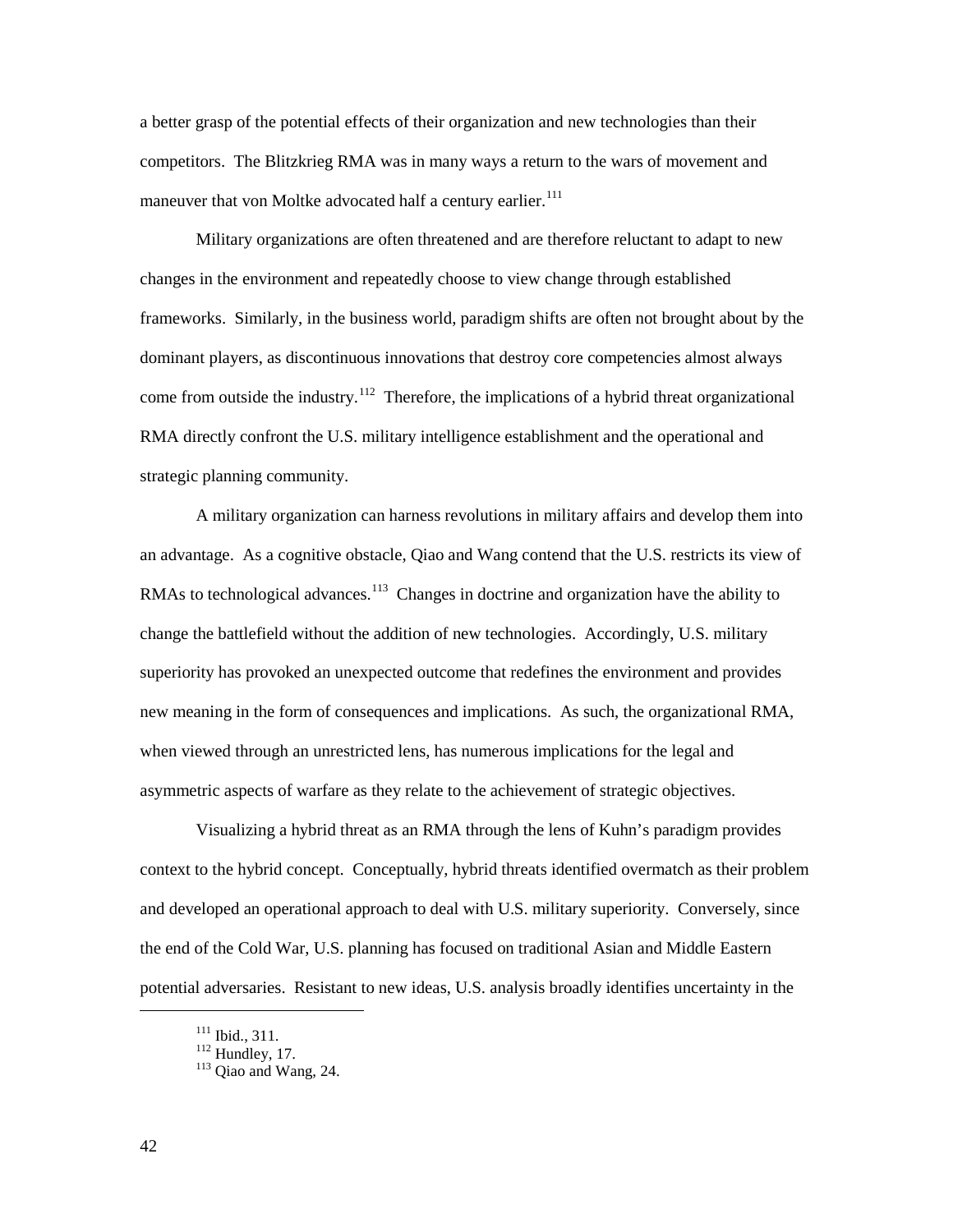a better grasp of the potential effects of their organization and new technologies than their competitors. The Blitzkrieg RMA was in many ways a return to the wars of movement and maneuver that von Moltke advocated half a century earlier.[111]

Military organizations are often threatened and are therefore reluctant to adapt to new changes in the environment and repeatedly choose to view change through established frameworks. Similarly, in the business world, paradigm shifts are often not brought about by the dominant players, as discontinuous innovations that destroy core competencies almost always come from outside the industry.[112] Therefore, the implications of a hybrid threat organizational RMA directly confront the U.S. military intelligence establishment and the operational and strategic planning community.

A military organization can harness revolutions in military affairs and develop them into an advantage. As a cognitive obstacle, Qiao and Wang contend that the U.S. restricts its view of RMAs to technological advances.[113] Changes in doctrine and organization have the ability to change the battlefield without the addition of new technologies. Accordingly, U.S. military superiority has provoked an unexpected outcome that redefines the environment and provides new meaning in the form of consequences and implications. As such, the organizational RMA, when viewed through an unrestricted lens, has numerous implications for the legal and asymmetric aspects of warfare as they relate to the achievement of strategic objectives.

Visualizing a hybrid threat as an RMA through the lens of Kuhn's paradigm provides context to the hybrid concept. Conceptually, hybrid threats identified overmatch as their problem and developed an operational approach to deal with U.S. military superiority. Conversely, since the end of the Cold War, U.S. planning has focused on traditional Asian and Middle Eastern potential adversaries. Resistant to new ideas, U.S. analysis broadly identifies uncertainty in the

---

[111] Ibid., 311.

[112] Hundley, 17.

[113] Qiao and Wang, 24.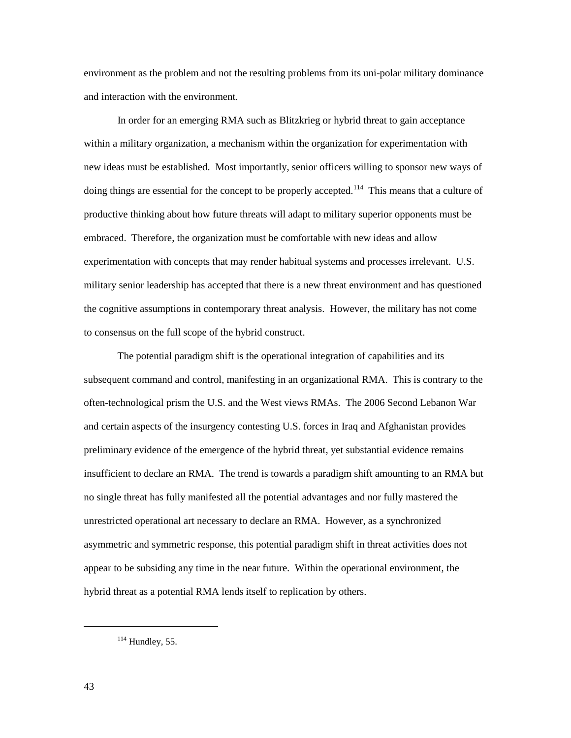environment as the problem and not the resulting problems from its uni-polar military dominance and interaction with the environment.

In order for an emerging RMA such as Blitzkrieg or hybrid threat to gain acceptance within a military organization, a mechanism within the organization for experimentation with new ideas must be established. Most importantly, senior officers willing to sponsor new ways of doing things are essential for the concept to be properly accepted.[114] This means that a culture of productive thinking about how future threats will adapt to military superior opponents must be embraced. Therefore, the organization must be comfortable with new ideas and allow experimentation with concepts that may render habitual systems and processes irrelevant. U.S. military senior leadership has accepted that there is a new threat environment and has questioned the cognitive assumptions in contemporary threat analysis. However, the military has not come to consensus on the full scope of the hybrid construct.

The potential paradigm shift is the operational integration of capabilities and its subsequent command and control, manifesting in an organizational RMA. This is contrary to the often-technological prism the U.S. and the West views RMAs. The 2006 Second Lebanon War and certain aspects of the insurgency contesting U.S. forces in Iraq and Afghanistan provides preliminary evidence of the emergence of the hybrid threat, yet substantial evidence remains insufficient to declare an RMA. The trend is towards a paradigm shift amounting to an RMA but no single threat has fully manifested all the potential advantages and nor fully mastered the unrestricted operational art necessary to declare an RMA. However, as a synchronized asymmetric and symmetric response, this potential paradigm shift in threat activities does not appear to be subsiding any time in the near future. Within the operational environment, the hybrid threat as a potential RMA lends itself to replication by others.

---

[114] Hundley, 55.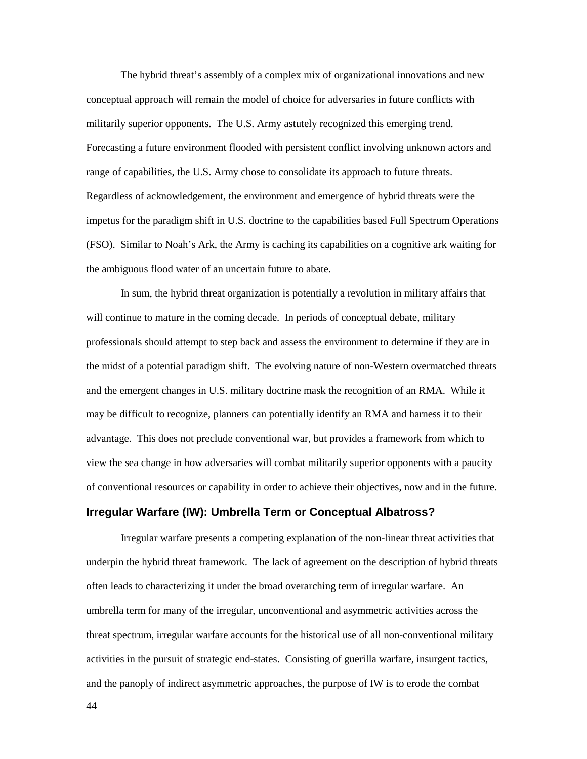The hybrid threat's assembly of a complex mix of organizational innovations and new conceptual approach will remain the model of choice for adversaries in future conflicts with militarily superior opponents. The U.S. Army astutely recognized this emerging trend. Forecasting a future environment flooded with persistent conflict involving unknown actors and range of capabilities, the U.S. Army chose to consolidate its approach to future threats. Regardless of acknowledgement, the environment and emergence of hybrid threats were the impetus for the paradigm shift in U.S. doctrine to the capabilities based Full Spectrum Operations (FSO). Similar to Noah's Ark, the Army is caching its capabilities on a cognitive ark waiting for the ambiguous flood water of an uncertain future to abate.

In sum, the hybrid threat organization is potentially a revolution in military affairs that will continue to mature in the coming decade. In periods of conceptual debate, military professionals should attempt to step back and assess the environment to determine if they are in the midst of a potential paradigm shift. The evolving nature of non-Western overmatched threats and the emergent changes in U.S. military doctrine mask the recognition of an RMA. While it may be difficult to recognize, planners can potentially identify an RMA and harness it to their advantage. This does not preclude conventional war, but provides a framework from which to view the sea change in how adversaries will combat militarily superior opponents with a paucity of conventional resources or capability in order to achieve their objectives, now and in the future.

## Irregular Warfare (IW): Umbrella Term or Conceptual Albatross?

Irregular warfare presents a competing explanation of the non-linear threat activities that underpin the hybrid threat framework. The lack of agreement on the description of hybrid threats often leads to characterizing it under the broad overarching term of irregular warfare. An umbrella term for many of the irregular, unconventional and asymmetric activities across the threat spectrum, irregular warfare accounts for the historical use of all non-conventional military activities in the pursuit of strategic end-states. Consisting of guerilla warfare, insurgent tactics, and the panoply of indirect asymmetric approaches, the purpose of IW is to erode the combat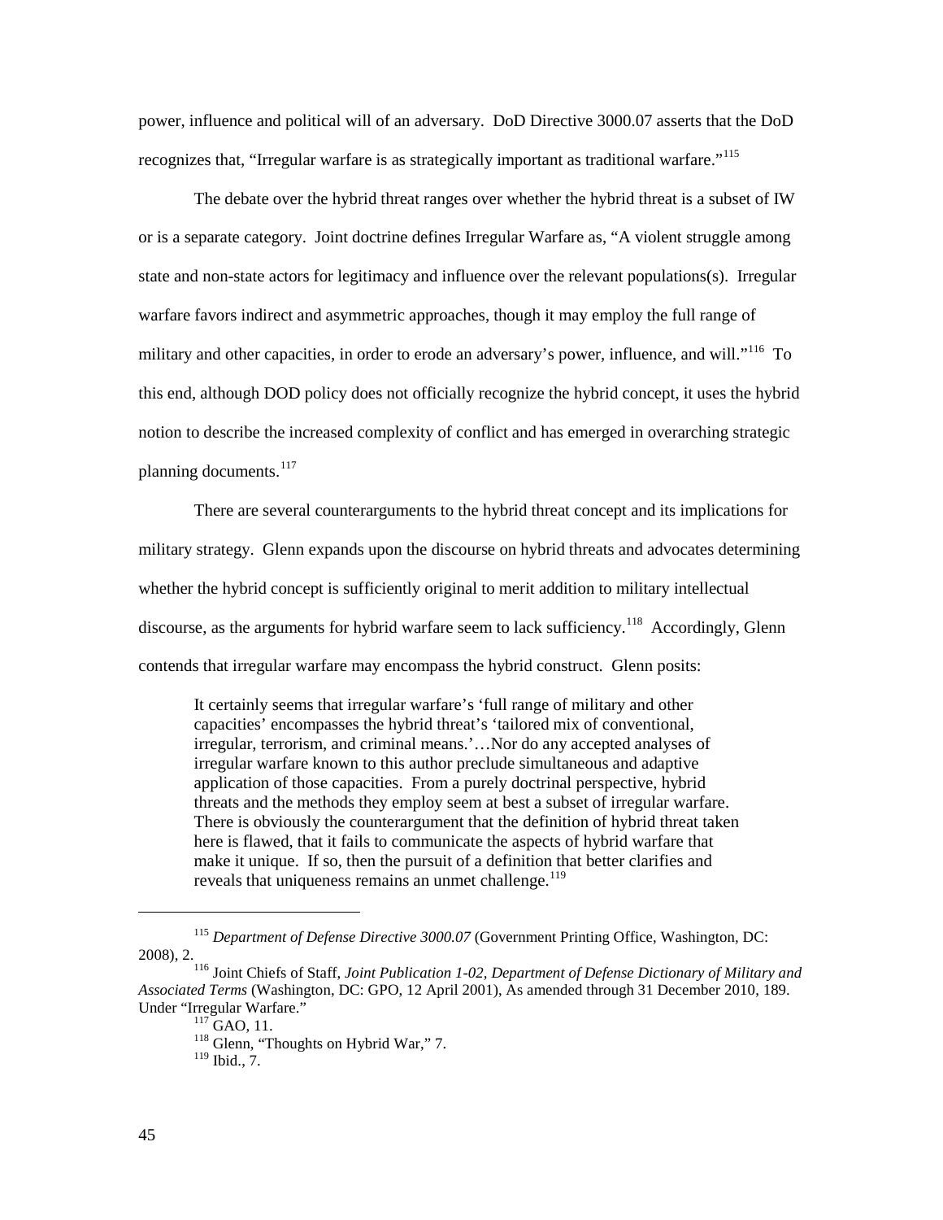power, influence and political will of an adversary. DoD Directive 3000.07 asserts that the DoD recognizes that, "Irregular warfare is as strategically important as traditional warfare."[115]

The debate over the hybrid threat ranges over whether the hybrid threat is a subset of IW or is a separate category. Joint doctrine defines Irregular Warfare as, "A violent struggle among state and non-state actors for legitimacy and influence over the relevant populations(s). Irregular warfare favors indirect and asymmetric approaches, though it may employ the full range of military and other capacities, in order to erode an adversary's power, influence, and will."[116] To this end, although DOD policy does not officially recognize the hybrid concept, it uses the hybrid notion to describe the increased complexity of conflict and has emerged in overarching strategic planning documents.[117]

There are several counterarguments to the hybrid threat concept and its implications for military strategy. Glenn expands upon the discourse on hybrid threats and advocates determining whether the hybrid concept is sufficiently original to merit addition to military intellectual discourse, as the arguments for hybrid warfare seem to lack sufficiency.[118] Accordingly, Glenn contends that irregular warfare may encompass the hybrid construct. Glenn posits:

> It certainly seems that irregular warfare's 'full range of military and other capacities' encompasses the hybrid threat's 'tailored mix of conventional, irregular, terrorism, and criminal means.'…Nor do any accepted analyses of irregular warfare known to this author preclude simultaneous and adaptive application of those capacities. From a purely doctrinal perspective, hybrid threats and the methods they employ seem at best a subset of irregular warfare. There is obviously the counterargument that the definition of hybrid threat taken here is flawed, that it fails to communicate the aspects of hybrid warfare that make it unique. If so, then the pursuit of a definition that better clarifies and reveals that uniqueness remains an unmet challenge.[119]

---

[115] *Department of Defense Directive 3000.07* (Government Printing Office, Washington, DC: 2008), 2.

[116] Joint Chiefs of Staff, *Joint Publication 1-02, Department of Defense Dictionary of Military and Associated Terms* (Washington, DC: GPO, 12 April 2001), As amended through 31 December 2010, 189. Under "Irregular Warfare."

[117] GAO, 11.

[118] Glenn, "Thoughts on Hybrid War," 7.

[119] Ibid., 7.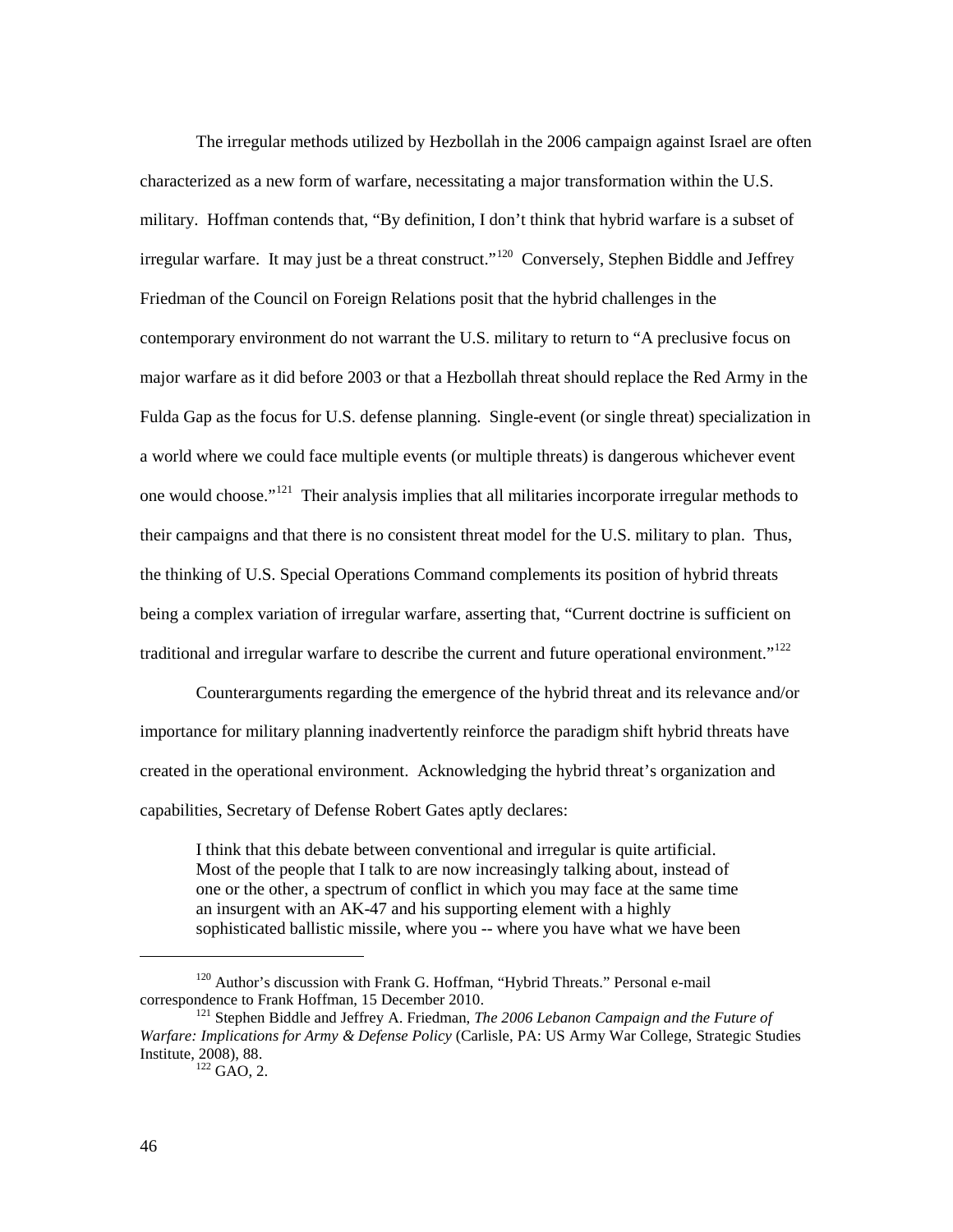The irregular methods utilized by Hezbollah in the 2006 campaign against Israel are often characterized as a new form of warfare, necessitating a major transformation within the U.S. military. Hoffman contends that, "By definition, I don't think that hybrid warfare is a subset of irregular warfare. It may just be a threat construct."[120] Conversely, Stephen Biddle and Jeffrey Friedman of the Council on Foreign Relations posit that the hybrid challenges in the contemporary environment do not warrant the U.S. military to return to "A preclusive focus on major warfare as it did before 2003 or that a Hezbollah threat should replace the Red Army in the Fulda Gap as the focus for U.S. defense planning. Single-event (or single threat) specialization in a world where we could face multiple events (or multiple threats) is dangerous whichever event one would choose."[121] Their analysis implies that all militaries incorporate irregular methods to their campaigns and that there is no consistent threat model for the U.S. military to plan. Thus, the thinking of U.S. Special Operations Command complements its position of hybrid threats being a complex variation of irregular warfare, asserting that, "Current doctrine is sufficient on traditional and irregular warfare to describe the current and future operational environment."[122]

Counterarguments regarding the emergence of the hybrid threat and its relevance and/or importance for military planning inadvertently reinforce the paradigm shift hybrid threats have created in the operational environment. Acknowledging the hybrid threat's organization and capabilities, Secretary of Defense Robert Gates aptly declares:

> I think that this debate between conventional and irregular is quite artificial. Most of the people that I talk to are now increasingly talking about, instead of one or the other, a spectrum of conflict in which you may face at the same time an insurgent with an AK-47 and his supporting element with a highly sophisticated ballistic missile, where you -- where you have what we have been

---

[120] Author's discussion with Frank G. Hoffman, "Hybrid Threats." Personal e-mail correspondence to Frank Hoffman, 15 December 2010.

[121] Stephen Biddle and Jeffrey A. Friedman, *The 2006 Lebanon Campaign and the Future of Warfare: Implications for Army & Defense Policy* (Carlisle, PA: US Army War College, Strategic Studies Institute, 2008), 88.

[122] GAO, 2.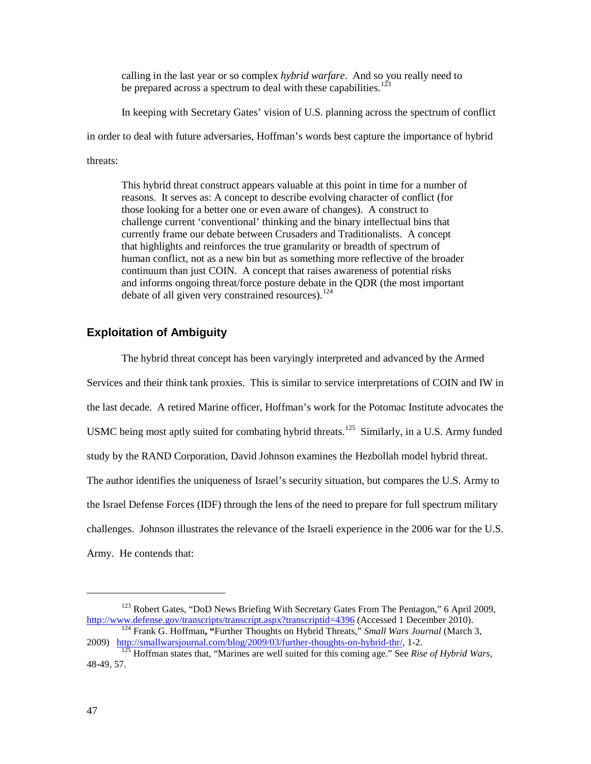> calling in the last year or so complex *hybrid warfare*. And so you really need to be prepared across a spectrum to deal with these capabilities.[123]

In keeping with Secretary Gates' vision of U.S. planning across the spectrum of conflict in order to deal with future adversaries, Hoffman's words best capture the importance of hybrid threats:

> This hybrid threat construct appears valuable at this point in time for a number of reasons. It serves as: A concept to describe evolving character of conflict (for those looking for a better one or even aware of changes). A construct to challenge current 'conventional' thinking and the binary intellectual bins that currently frame our debate between Crusaders and Traditionalists. A concept that highlights and reinforces the true granularity or breadth of spectrum of human conflict, not as a new bin but as something more reflective of the broader continuum than just COIN. A concept that raises awareness of potential risks and informs ongoing threat/force posture debate in the QDR (the most important debate of all given very constrained resources).[124]

## Exploitation of Ambiguity

The hybrid threat concept has been varyingly interpreted and advanced by the Armed Services and their think tank proxies. This is similar to service interpretations of COIN and IW in the last decade. A retired Marine officer, Hoffman's work for the Potomac Institute advocates the USMC being most aptly suited for combating hybrid threats.[125] Similarly, in a U.S. Army funded study by the RAND Corporation, David Johnson examines the Hezbollah model hybrid threat. The author identifies the uniqueness of Israel's security situation, but compares the U.S. Army to the Israel Defense Forces (IDF) through the lens of the need to prepare for full spectrum military challenges. Johnson illustrates the relevance of the Israeli experience in the 2006 war for the U.S. Army. He contends that:

---

[123] Robert Gates, "DoD News Briefing With Secretary Gates From The Pentagon," 6 April 2009, http://www.defense.gov/transcripts/transcript.aspx?transcriptid=4396 (Accessed 1 December 2010).

[124] Frank G. Hoffman, "Further Thoughts on Hybrid Threats," *Small Wars Journal* (March 3, 2009) http://smallwarsjournal.com/blog/2009/03/further-thoughts-on-hybrid-thr/, 1-2.

[125] Hoffman states that, "Marines are well suited for this coming age." See *Rise of Hybrid Wars*, 48-49, 57.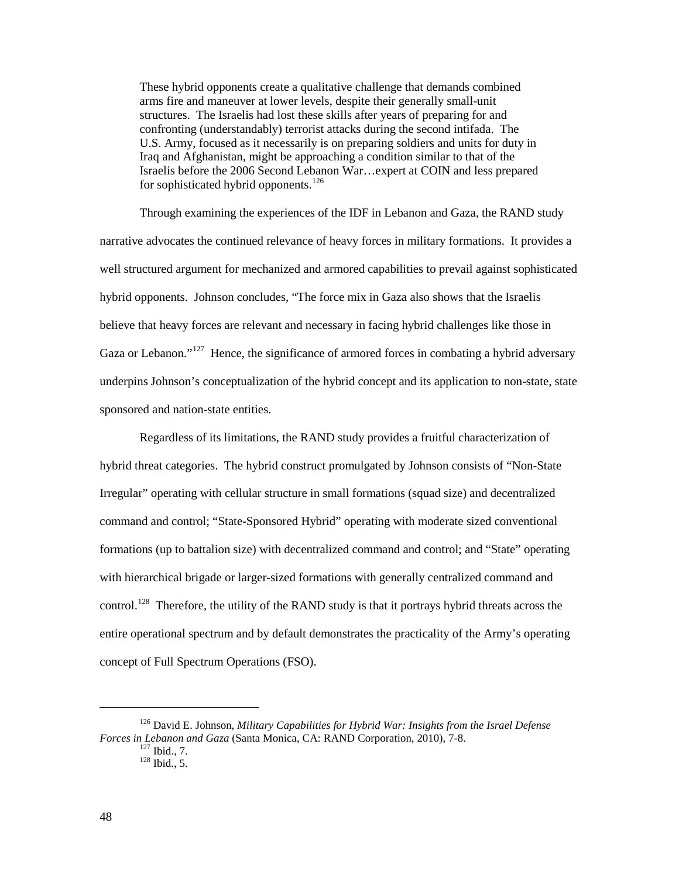> These hybrid opponents create a qualitative challenge that demands combined arms fire and maneuver at lower levels, despite their generally small-unit structures. The Israelis had lost these skills after years of preparing for and confronting (understandably) terrorist attacks during the second intifada. The U.S. Army, focused as it necessarily is on preparing soldiers and units for duty in Iraq and Afghanistan, might be approaching a condition similar to that of the Israelis before the 2006 Second Lebanon War…expert at COIN and less prepared for sophisticated hybrid opponents.[126]

Through examining the experiences of the IDF in Lebanon and Gaza, the RAND study narrative advocates the continued relevance of heavy forces in military formations. It provides a well structured argument for mechanized and armored capabilities to prevail against sophisticated hybrid opponents. Johnson concludes, "The force mix in Gaza also shows that the Israelis believe that heavy forces are relevant and necessary in facing hybrid challenges like those in Gaza or Lebanon."[127] Hence, the significance of armored forces in combating a hybrid adversary underpins Johnson's conceptualization of the hybrid concept and its application to non-state, state sponsored and nation-state entities.

Regardless of its limitations, the RAND study provides a fruitful characterization of hybrid threat categories. The hybrid construct promulgated by Johnson consists of "Non-State Irregular" operating with cellular structure in small formations (squad size) and decentralized command and control; "State-Sponsored Hybrid" operating with moderate sized conventional formations (up to battalion size) with decentralized command and control; and "State" operating with hierarchical brigade or larger-sized formations with generally centralized command and control.[128] Therefore, the utility of the RAND study is that it portrays hybrid threats across the entire operational spectrum and by default demonstrates the practicality of the Army's operating concept of Full Spectrum Operations (FSO).

---

[126] David E. Johnson, *Military Capabilities for Hybrid War: Insights from the Israel Defense Forces in Lebanon and Gaza* (Santa Monica, CA: RAND Corporation, 2010), 7-8.

[127] Ibid., 7.

[128] Ibid., 5.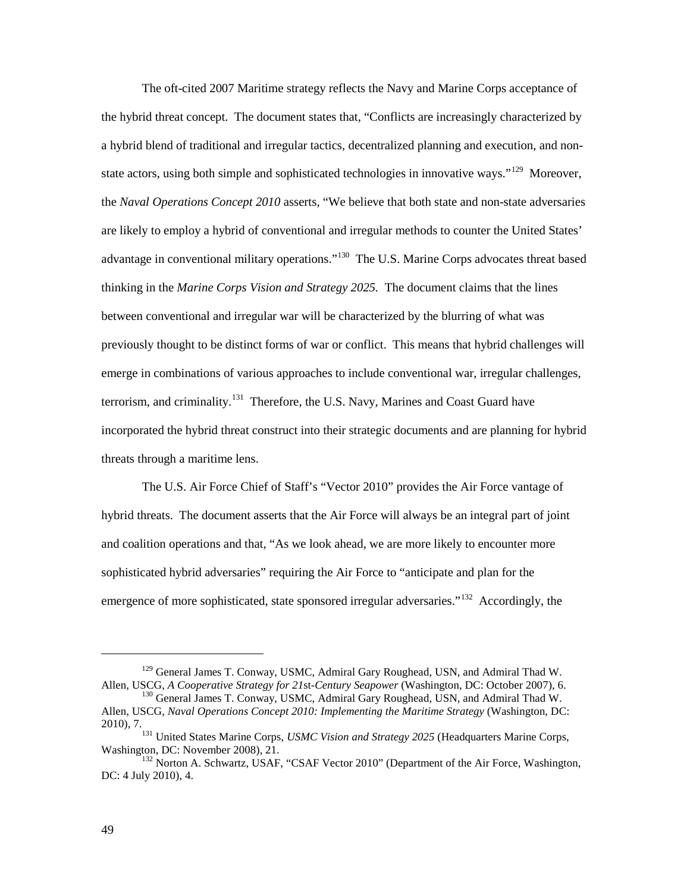The oft-cited 2007 Maritime strategy reflects the Navy and Marine Corps acceptance of the hybrid threat concept. The document states that, "Conflicts are increasingly characterized by a hybrid blend of traditional and irregular tactics, decentralized planning and execution, and non-state actors, using both simple and sophisticated technologies in innovative ways."[129] Moreover, the *Naval Operations Concept 2010* asserts, "We believe that both state and non-state adversaries are likely to employ a hybrid of conventional and irregular methods to counter the United States' advantage in conventional military operations."[130] The U.S. Marine Corps advocates threat based thinking in the *Marine Corps Vision and Strategy 2025.* The document claims that the lines between conventional and irregular war will be characterized by the blurring of what was previously thought to be distinct forms of war or conflict. This means that hybrid challenges will emerge in combinations of various approaches to include conventional war, irregular challenges, terrorism, and criminality.[131] Therefore, the U.S. Navy, Marines and Coast Guard have incorporated the hybrid threat construct into their strategic documents and are planning for hybrid threats through a maritime lens.

The U.S. Air Force Chief of Staff's "Vector 2010" provides the Air Force vantage of hybrid threats. The document asserts that the Air Force will always be an integral part of joint and coalition operations and that, "As we look ahead, we are more likely to encounter more sophisticated hybrid adversaries" requiring the Air Force to "anticipate and plan for the emergence of more sophisticated, state sponsored irregular adversaries."[132] Accordingly, the

---

[129] General James T. Conway, USMC, Admiral Gary Roughead, USN, and Admiral Thad W. Allen, USCG, *A Cooperative Strategy for 21st-Century Seapower* (Washington, DC: October 2007), 6.

[130] General James T. Conway, USMC, Admiral Gary Roughead, USN, and Admiral Thad W. Allen, USCG, *Naval Operations Concept 2010: Implementing the Maritime Strategy* (Washington, DC: 2010), 7.

[131] United States Marine Corps, *USMC Vision and Strategy 2025* (Headquarters Marine Corps, Washington, DC: November 2008), 21.

[132] Norton A. Schwartz, USAF, "CSAF Vector 2010" (Department of the Air Force, Washington, DC: 4 July 2010), 4.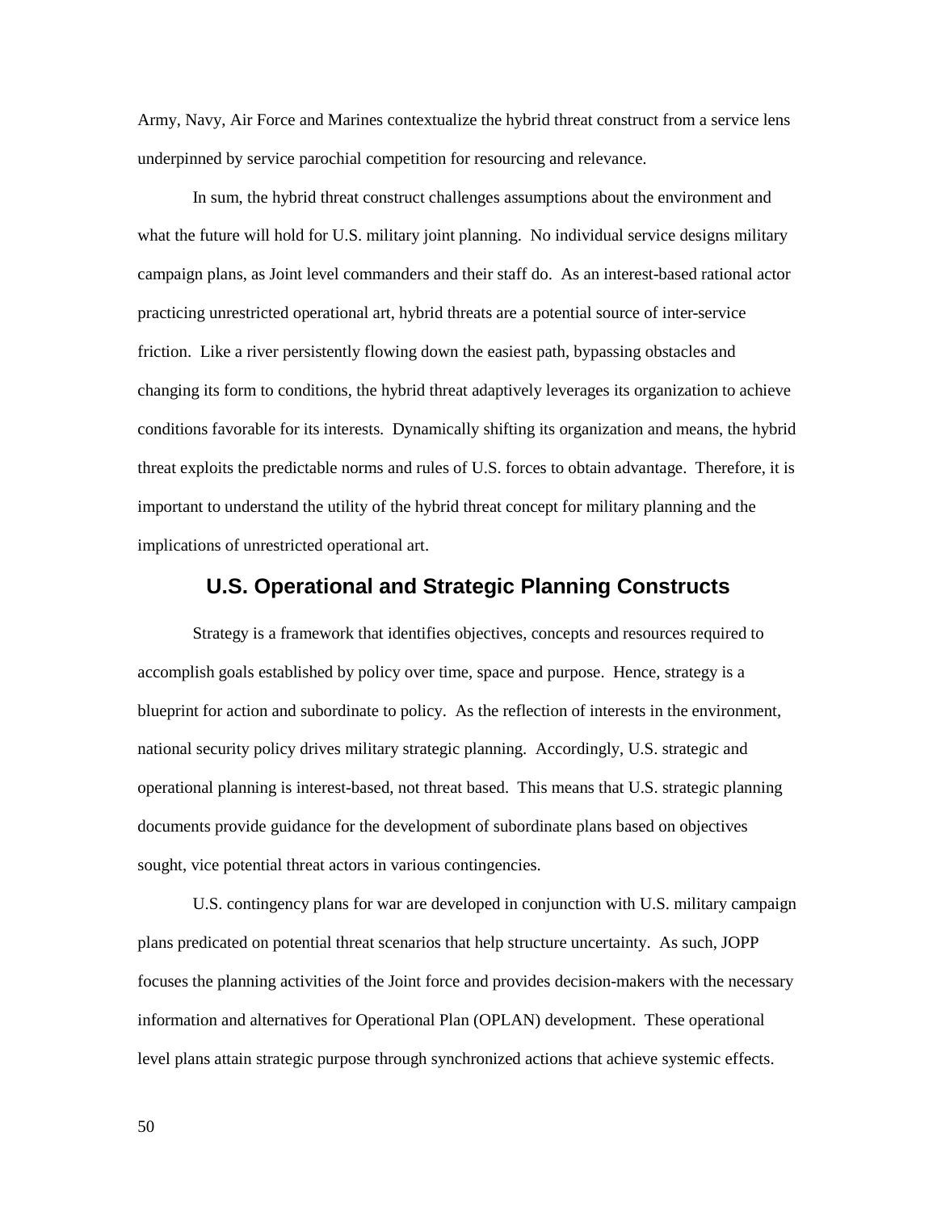Army, Navy, Air Force and Marines contextualize the hybrid threat construct from a service lens underpinned by service parochial competition for resourcing and relevance.

In sum, the hybrid threat construct challenges assumptions about the environment and what the future will hold for U.S. military joint planning. No individual service designs military campaign plans, as Joint level commanders and their staff do. As an interest-based rational actor practicing unrestricted operational art, hybrid threats are a potential source of inter-service friction. Like a river persistently flowing down the easiest path, bypassing obstacles and changing its form to conditions, the hybrid threat adaptively leverages its organization to achieve conditions favorable for its interests. Dynamically shifting its organization and means, the hybrid threat exploits the predictable norms and rules of U.S. forces to obtain advantage. Therefore, it is important to understand the utility of the hybrid threat concept for military planning and the implications of unrestricted operational art.

## U.S. Operational and Strategic Planning Constructs

Strategy is a framework that identifies objectives, concepts and resources required to accomplish goals established by policy over time, space and purpose. Hence, strategy is a blueprint for action and subordinate to policy. As the reflection of interests in the environment, national security policy drives military strategic planning. Accordingly, U.S. strategic and operational planning is interest-based, not threat based. This means that U.S. strategic planning documents provide guidance for the development of subordinate plans based on objectives sought, vice potential threat actors in various contingencies.

U.S. contingency plans for war are developed in conjunction with U.S. military campaign plans predicated on potential threat scenarios that help structure uncertainty. As such, JOPP focuses the planning activities of the Joint force and provides decision-makers with the necessary information and alternatives for Operational Plan (OPLAN) development. These operational level plans attain strategic purpose through synchronized actions that achieve systemic effects.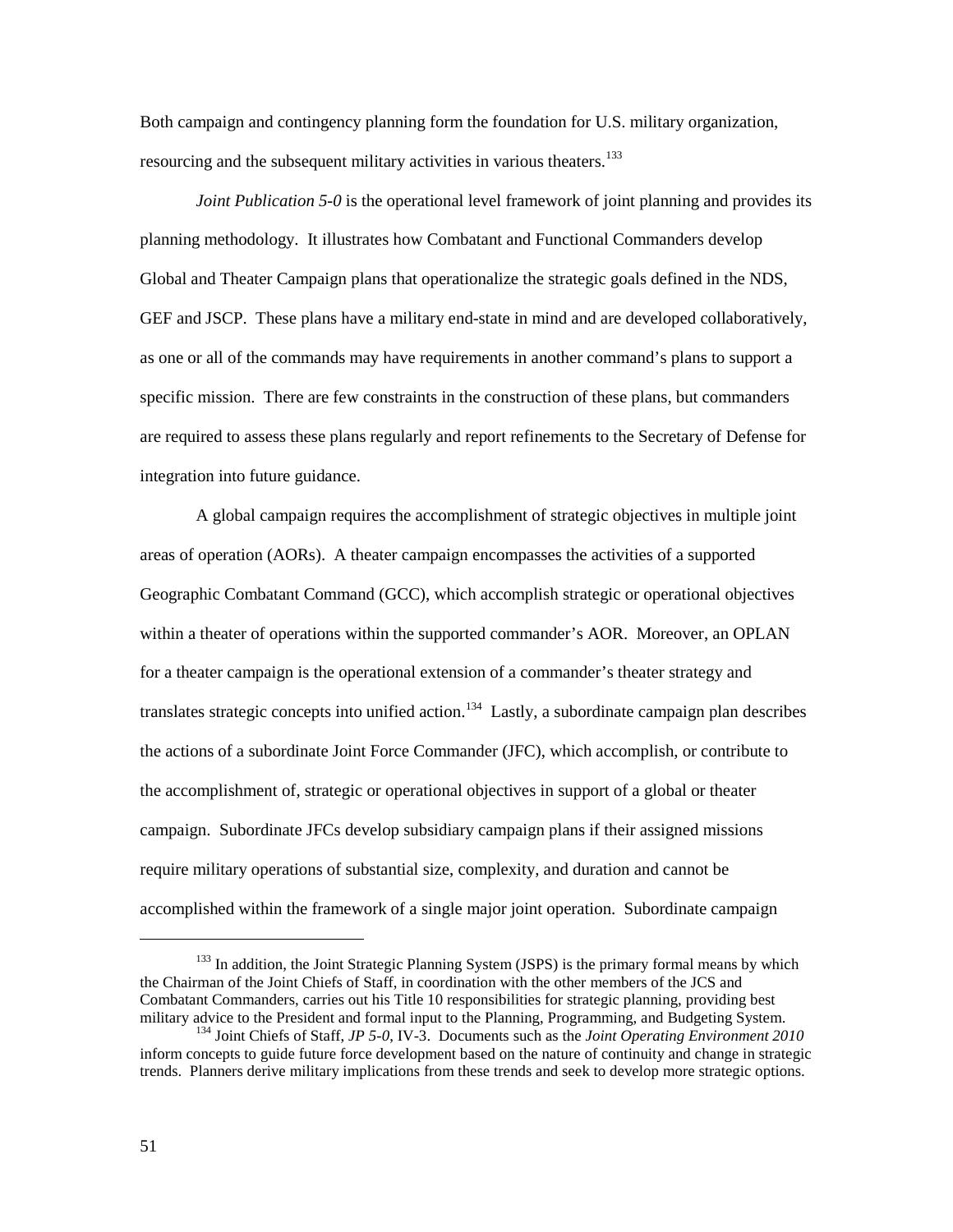Both campaign and contingency planning form the foundation for U.S. military organization, resourcing and the subsequent military activities in various theaters.[133]

*Joint Publication 5-0* is the operational level framework of joint planning and provides its planning methodology. It illustrates how Combatant and Functional Commanders develop Global and Theater Campaign plans that operationalize the strategic goals defined in the NDS, GEF and JSCP. These plans have a military end-state in mind and are developed collaboratively, as one or all of the commands may have requirements in another command's plans to support a specific mission. There are few constraints in the construction of these plans, but commanders are required to assess these plans regularly and report refinements to the Secretary of Defense for integration into future guidance.

A global campaign requires the accomplishment of strategic objectives in multiple joint areas of operation (AORs). A theater campaign encompasses the activities of a supported Geographic Combatant Command (GCC), which accomplish strategic or operational objectives within a theater of operations within the supported commander's AOR. Moreover, an OPLAN for a theater campaign is the operational extension of a commander's theater strategy and translates strategic concepts into unified action.[134] Lastly, a subordinate campaign plan describes the actions of a subordinate Joint Force Commander (JFC), which accomplish, or contribute to the accomplishment of, strategic or operational objectives in support of a global or theater campaign. Subordinate JFCs develop subsidiary campaign plans if their assigned missions require military operations of substantial size, complexity, and duration and cannot be accomplished within the framework of a single major joint operation. Subordinate campaign

---

[133] In addition, the Joint Strategic Planning System (JSPS) is the primary formal means by which the Chairman of the Joint Chiefs of Staff, in coordination with the other members of the JCS and Combatant Commanders, carries out his Title 10 responsibilities for strategic planning, providing best military advice to the President and formal input to the Planning, Programming, and Budgeting System.

[134] Joint Chiefs of Staff, *JP 5-0*, IV-3. Documents such as the *Joint Operating Environment 2010* inform concepts to guide future force development based on the nature of continuity and change in strategic trends. Planners derive military implications from these trends and seek to develop more strategic options.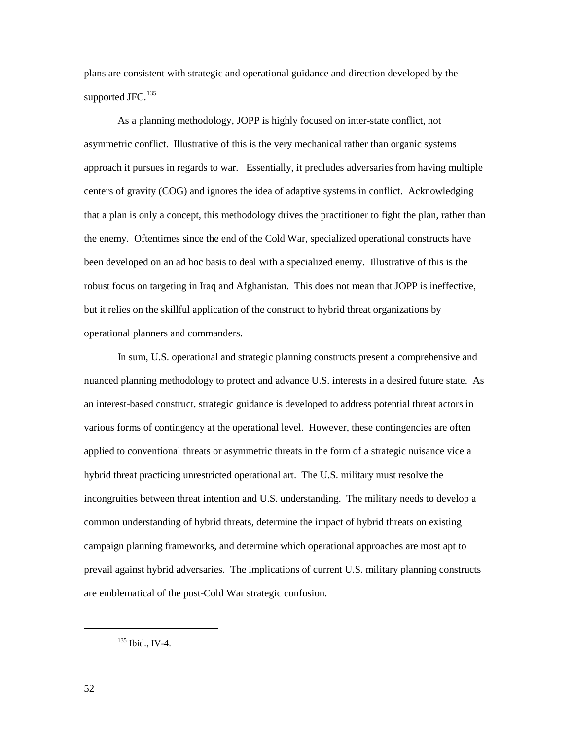plans are consistent with strategic and operational guidance and direction developed by the supported JFC.[135]

As a planning methodology, JOPP is highly focused on inter-state conflict, not asymmetric conflict. Illustrative of this is the very mechanical rather than organic systems approach it pursues in regards to war. Essentially, it precludes adversaries from having multiple centers of gravity (COG) and ignores the idea of adaptive systems in conflict. Acknowledging that a plan is only a concept, this methodology drives the practitioner to fight the plan, rather than the enemy. Oftentimes since the end of the Cold War, specialized operational constructs have been developed on an ad hoc basis to deal with a specialized enemy. Illustrative of this is the robust focus on targeting in Iraq and Afghanistan. This does not mean that JOPP is ineffective, but it relies on the skillful application of the construct to hybrid threat organizations by operational planners and commanders.

In sum, U.S. operational and strategic planning constructs present a comprehensive and nuanced planning methodology to protect and advance U.S. interests in a desired future state. As an interest-based construct, strategic guidance is developed to address potential threat actors in various forms of contingency at the operational level. However, these contingencies are often applied to conventional threats or asymmetric threats in the form of a strategic nuisance vice a hybrid threat practicing unrestricted operational art. The U.S. military must resolve the incongruities between threat intention and U.S. understanding. The military needs to develop a common understanding of hybrid threats, determine the impact of hybrid threats on existing campaign planning frameworks, and determine which operational approaches are most apt to prevail against hybrid adversaries. The implications of current U.S. military planning constructs are emblematical of the post-Cold War strategic confusion.

---

[135] Ibid., IV-4.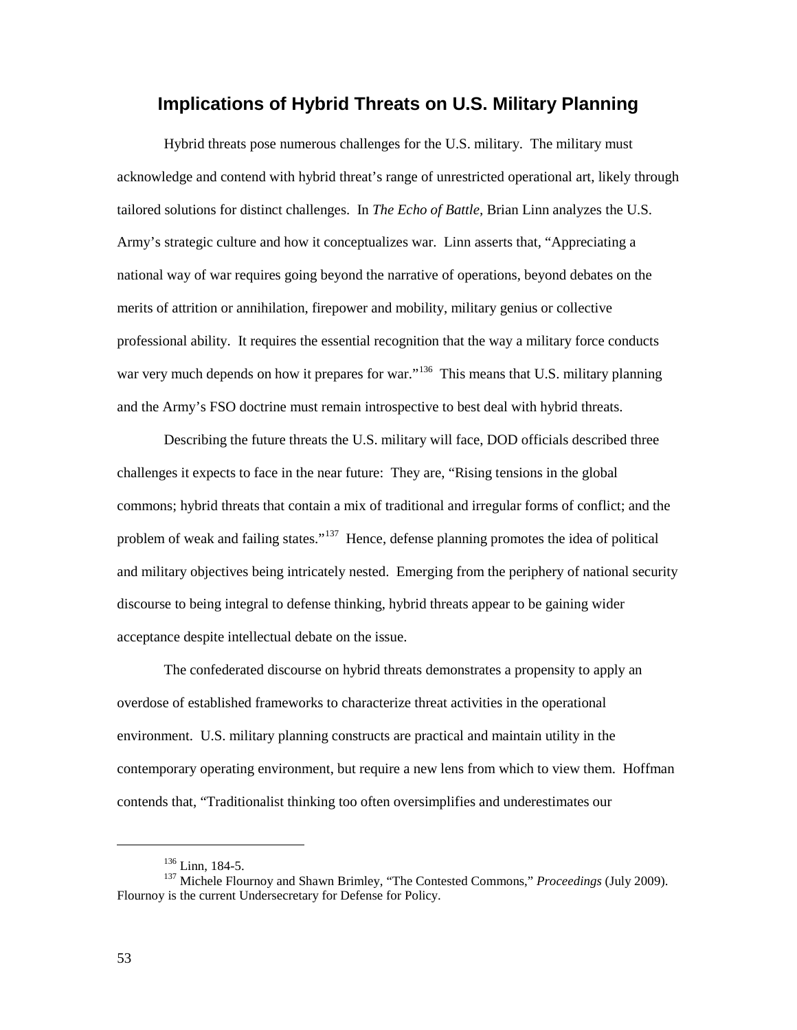## Implications of Hybrid Threats on U.S. Military Planning

Hybrid threats pose numerous challenges for the U.S. military. The military must acknowledge and contend with hybrid threat's range of unrestricted operational art, likely through tailored solutions for distinct challenges. In *The Echo of Battle,* Brian Linn analyzes the U.S. Army's strategic culture and how it conceptualizes war. Linn asserts that, "Appreciating a national way of war requires going beyond the narrative of operations, beyond debates on the merits of attrition or annihilation, firepower and mobility, military genius or collective professional ability. It requires the essential recognition that the way a military force conducts war very much depends on how it prepares for war."[136] This means that U.S. military planning and the Army's FSO doctrine must remain introspective to best deal with hybrid threats.

Describing the future threats the U.S. military will face, DOD officials described three challenges it expects to face in the near future: They are, "Rising tensions in the global commons; hybrid threats that contain a mix of traditional and irregular forms of conflict; and the problem of weak and failing states."[137] Hence, defense planning promotes the idea of political and military objectives being intricately nested. Emerging from the periphery of national security discourse to being integral to defense thinking, hybrid threats appear to be gaining wider acceptance despite intellectual debate on the issue.

The confederated discourse on hybrid threats demonstrates a propensity to apply an overdose of established frameworks to characterize threat activities in the operational environment. U.S. military planning constructs are practical and maintain utility in the contemporary operating environment, but require a new lens from which to view them. Hoffman contends that, "Traditionalist thinking too often oversimplifies and underestimates our

---

[136] Linn, 184-5.

[137] Michele Flournoy and Shawn Brimley, "The Contested Commons," *Proceedings* (July 2009). Flournoy is the current Undersecretary for Defense for Policy.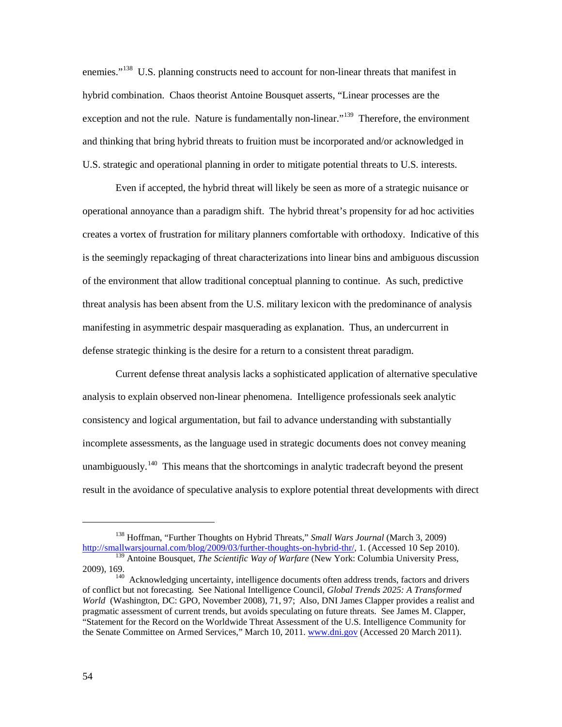enemies."[138] U.S. planning constructs need to account for non-linear threats that manifest in hybrid combination. Chaos theorist Antoine Bousquet asserts, "Linear processes are the exception and not the rule. Nature is fundamentally non-linear."[139] Therefore, the environment and thinking that bring hybrid threats to fruition must be incorporated and/or acknowledged in U.S. strategic and operational planning in order to mitigate potential threats to U.S. interests.

Even if accepted, the hybrid threat will likely be seen as more of a strategic nuisance or operational annoyance than a paradigm shift. The hybrid threat's propensity for ad hoc activities creates a vortex of frustration for military planners comfortable with orthodoxy. Indicative of this is the seemingly repackaging of threat characterizations into linear bins and ambiguous discussion of the environment that allow traditional conceptual planning to continue. As such, predictive threat analysis has been absent from the U.S. military lexicon with the predominance of analysis manifesting in asymmetric despair masquerading as explanation. Thus, an undercurrent in defense strategic thinking is the desire for a return to a consistent threat paradigm.

Current defense threat analysis lacks a sophisticated application of alternative speculative analysis to explain observed non-linear phenomena. Intelligence professionals seek analytic consistency and logical argumentation, but fail to advance understanding with substantially incomplete assessments, as the language used in strategic documents does not convey meaning unambiguously.[140] This means that the shortcomings in analytic tradecraft beyond the present result in the avoidance of speculative analysis to explore potential threat developments with direct

---

[138] Hoffman, "Further Thoughts on Hybrid Threats," *Small Wars Journal* (March 3, 2009) http://smallwarsjournal.com/blog/2009/03/further-thoughts-on-hybrid-thr/, 1. (Accessed 10 Sep 2010).

[139] Antoine Bousquet, *The Scientific Way of Warfare* (New York: Columbia University Press, 2009), 169.

[140] Acknowledging uncertainty, intelligence documents often address trends, factors and drivers of conflict but not forecasting. See National Intelligence Council, *Global Trends 2025: A Transformed World* (Washington, DC: GPO, November 2008), 71, 97; Also, DNI James Clapper provides a realist and pragmatic assessment of current trends, but avoids speculating on future threats. See James M. Clapper, "Statement for the Record on the Worldwide Threat Assessment of the U.S. Intelligence Community for the Senate Committee on Armed Services," March 10, 2011. www.dni.gov (Accessed 20 March 2011).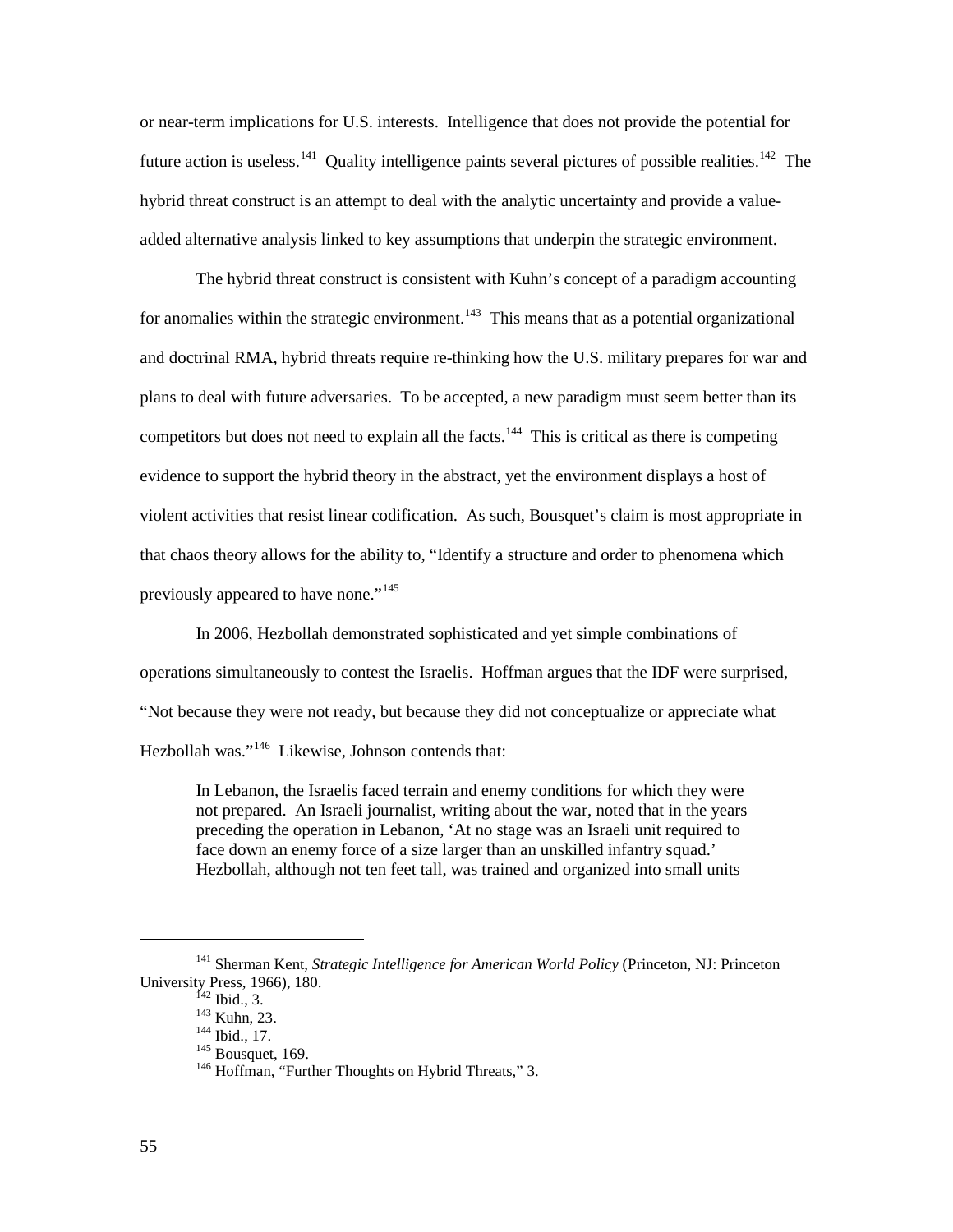or near-term implications for U.S. interests. Intelligence that does not provide the potential for future action is useless.[141] Quality intelligence paints several pictures of possible realities.[142] The hybrid threat construct is an attempt to deal with the analytic uncertainty and provide a value-added alternative analysis linked to key assumptions that underpin the strategic environment.

The hybrid threat construct is consistent with Kuhn's concept of a paradigm accounting for anomalies within the strategic environment.[143] This means that as a potential organizational and doctrinal RMA, hybrid threats require re-thinking how the U.S. military prepares for war and plans to deal with future adversaries. To be accepted, a new paradigm must seem better than its competitors but does not need to explain all the facts.[144] This is critical as there is competing evidence to support the hybrid theory in the abstract, yet the environment displays a host of violent activities that resist linear codification. As such, Bousquet's claim is most appropriate in that chaos theory allows for the ability to, "Identify a structure and order to phenomena which previously appeared to have none."[145]

In 2006, Hezbollah demonstrated sophisticated and yet simple combinations of operations simultaneously to contest the Israelis. Hoffman argues that the IDF were surprised, "Not because they were not ready, but because they did not conceptualize or appreciate what Hezbollah was."[146] Likewise, Johnson contends that:

> In Lebanon, the Israelis faced terrain and enemy conditions for which they were not prepared. An Israeli journalist, writing about the war, noted that in the years preceding the operation in Lebanon, 'At no stage was an Israeli unit required to face down an enemy force of a size larger than an unskilled infantry squad.' Hezbollah, although not ten feet tall, was trained and organized into small units

---

[141] Sherman Kent, *Strategic Intelligence for American World Policy* (Princeton, NJ: Princeton University Press, 1966), 180.

[142] Ibid., 3.

[143] Kuhn, 23.

[144] Ibid., 17.

[145] Bousquet, 169.

[146] Hoffman, "Further Thoughts on Hybrid Threats," 3.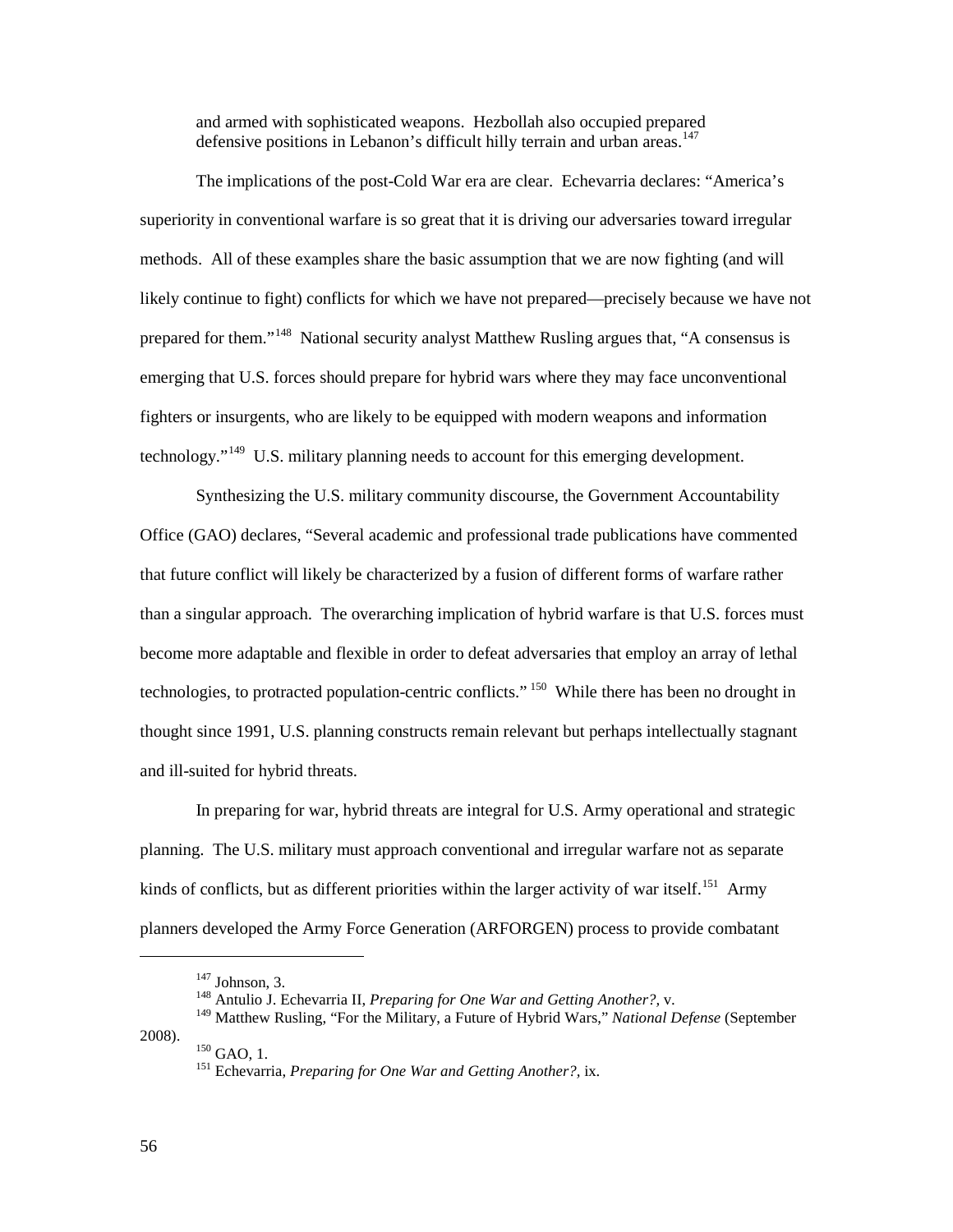> and armed with sophisticated weapons. Hezbollah also occupied prepared defensive positions in Lebanon's difficult hilly terrain and urban areas.[147]

The implications of the post-Cold War era are clear. Echevarria declares: "America's superiority in conventional warfare is so great that it is driving our adversaries toward irregular methods. All of these examples share the basic assumption that we are now fighting (and will likely continue to fight) conflicts for which we have not prepared—precisely because we have not prepared for them."[148] National security analyst Matthew Rusling argues that, "A consensus is emerging that U.S. forces should prepare for hybrid wars where they may face unconventional fighters or insurgents, who are likely to be equipped with modern weapons and information technology."[149] U.S. military planning needs to account for this emerging development.

Synthesizing the U.S. military community discourse, the Government Accountability Office (GAO) declares, "Several academic and professional trade publications have commented that future conflict will likely be characterized by a fusion of different forms of warfare rather than a singular approach. The overarching implication of hybrid warfare is that U.S. forces must become more adaptable and flexible in order to defeat adversaries that employ an array of lethal technologies, to protracted population-centric conflicts." [150] While there has been no drought in thought since 1991, U.S. planning constructs remain relevant but perhaps intellectually stagnant and ill-suited for hybrid threats.

In preparing for war, hybrid threats are integral for U.S. Army operational and strategic planning. The U.S. military must approach conventional and irregular warfare not as separate kinds of conflicts, but as different priorities within the larger activity of war itself.[151] Army planners developed the Army Force Generation (ARFORGEN) process to provide combatant

---

[147] Johnson, 3.

[148] Antulio J. Echevarria II, *Preparing for One War and Getting Another?*, v.

[149] Matthew Rusling, "For the Military, a Future of Hybrid Wars," *National Defense* (September 2008).

[150] GAO, 1.

[151] Echevarria, *Preparing for One War and Getting Another?*, ix.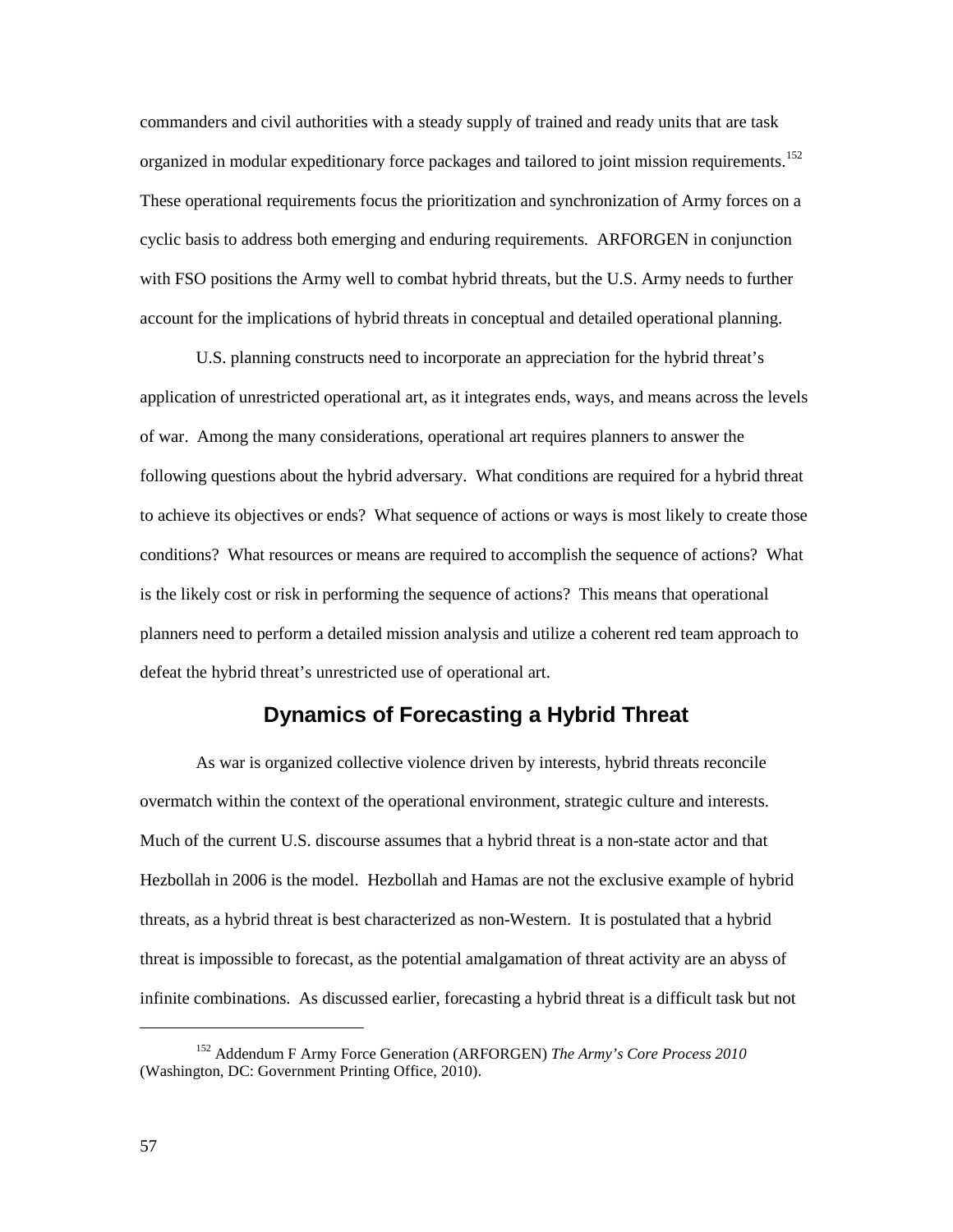commanders and civil authorities with a steady supply of trained and ready units that are task organized in modular expeditionary force packages and tailored to joint mission requirements.[152] These operational requirements focus the prioritization and synchronization of Army forces on a cyclic basis to address both emerging and enduring requirements. ARFORGEN in conjunction with FSO positions the Army well to combat hybrid threats, but the U.S. Army needs to further account for the implications of hybrid threats in conceptual and detailed operational planning.

U.S. planning constructs need to incorporate an appreciation for the hybrid threat's application of unrestricted operational art, as it integrates ends, ways, and means across the levels of war. Among the many considerations, operational art requires planners to answer the following questions about the hybrid adversary. What conditions are required for a hybrid threat to achieve its objectives or ends? What sequence of actions or ways is most likely to create those conditions? What resources or means are required to accomplish the sequence of actions? What is the likely cost or risk in performing the sequence of actions? This means that operational planners need to perform a detailed mission analysis and utilize a coherent red team approach to defeat the hybrid threat's unrestricted use of operational art.

## Dynamics of Forecasting a Hybrid Threat

As war is organized collective violence driven by interests, hybrid threats reconcile overmatch within the context of the operational environment, strategic culture and interests. Much of the current U.S. discourse assumes that a hybrid threat is a non-state actor and that Hezbollah in 2006 is the model. Hezbollah and Hamas are not the exclusive example of hybrid threats, as a hybrid threat is best characterized as non-Western. It is postulated that a hybrid threat is impossible to forecast, as the potential amalgamation of threat activity are an abyss of infinite combinations. As discussed earlier, forecasting a hybrid threat is a difficult task but not

---

[152] Addendum F Army Force Generation (ARFORGEN) *The Army's Core Process 2010* (Washington, DC: Government Printing Office, 2010).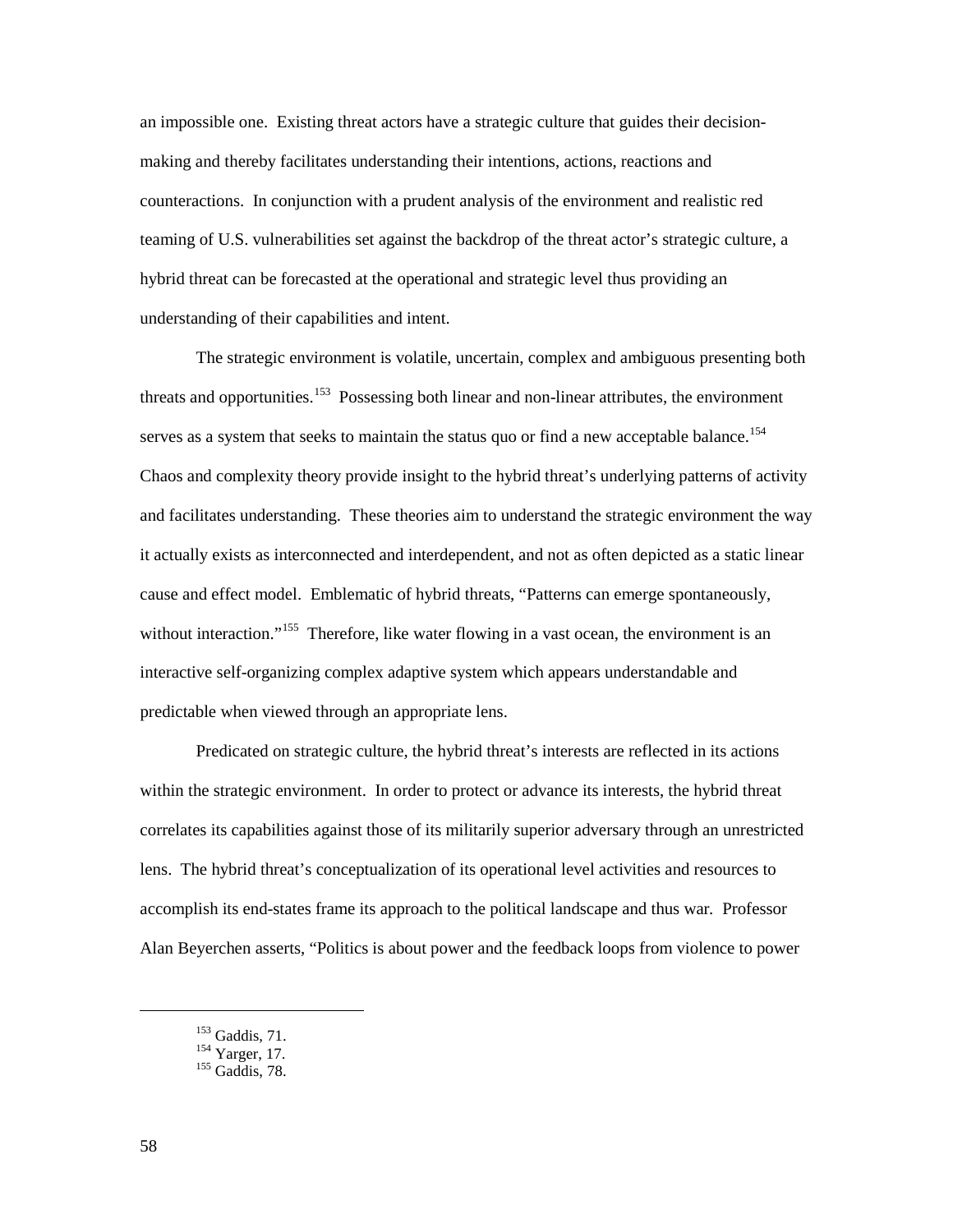an impossible one. Existing threat actors have a strategic culture that guides their decision-making and thereby facilitates understanding their intentions, actions, reactions and counteractions. In conjunction with a prudent analysis of the environment and realistic red teaming of U.S. vulnerabilities set against the backdrop of the threat actor's strategic culture, a hybrid threat can be forecasted at the operational and strategic level thus providing an understanding of their capabilities and intent.

The strategic environment is volatile, uncertain, complex and ambiguous presenting both threats and opportunities.[153] Possessing both linear and non-linear attributes, the environment serves as a system that seeks to maintain the status quo or find a new acceptable balance.[154] Chaos and complexity theory provide insight to the hybrid threat's underlying patterns of activity and facilitates understanding. These theories aim to understand the strategic environment the way it actually exists as interconnected and interdependent, and not as often depicted as a static linear cause and effect model. Emblematic of hybrid threats, "Patterns can emerge spontaneously, without interaction."[155] Therefore, like water flowing in a vast ocean, the environment is an interactive self-organizing complex adaptive system which appears understandable and predictable when viewed through an appropriate lens.

Predicated on strategic culture, the hybrid threat's interests are reflected in its actions within the strategic environment. In order to protect or advance its interests, the hybrid threat correlates its capabilities against those of its militarily superior adversary through an unrestricted lens. The hybrid threat's conceptualization of its operational level activities and resources to accomplish its end-states frame its approach to the political landscape and thus war. Professor Alan Beyerchen asserts, "Politics is about power and the feedback loops from violence to power

---

[153] Gaddis, 71.
[154] Yarger, 17.
[155] Gaddis, 78.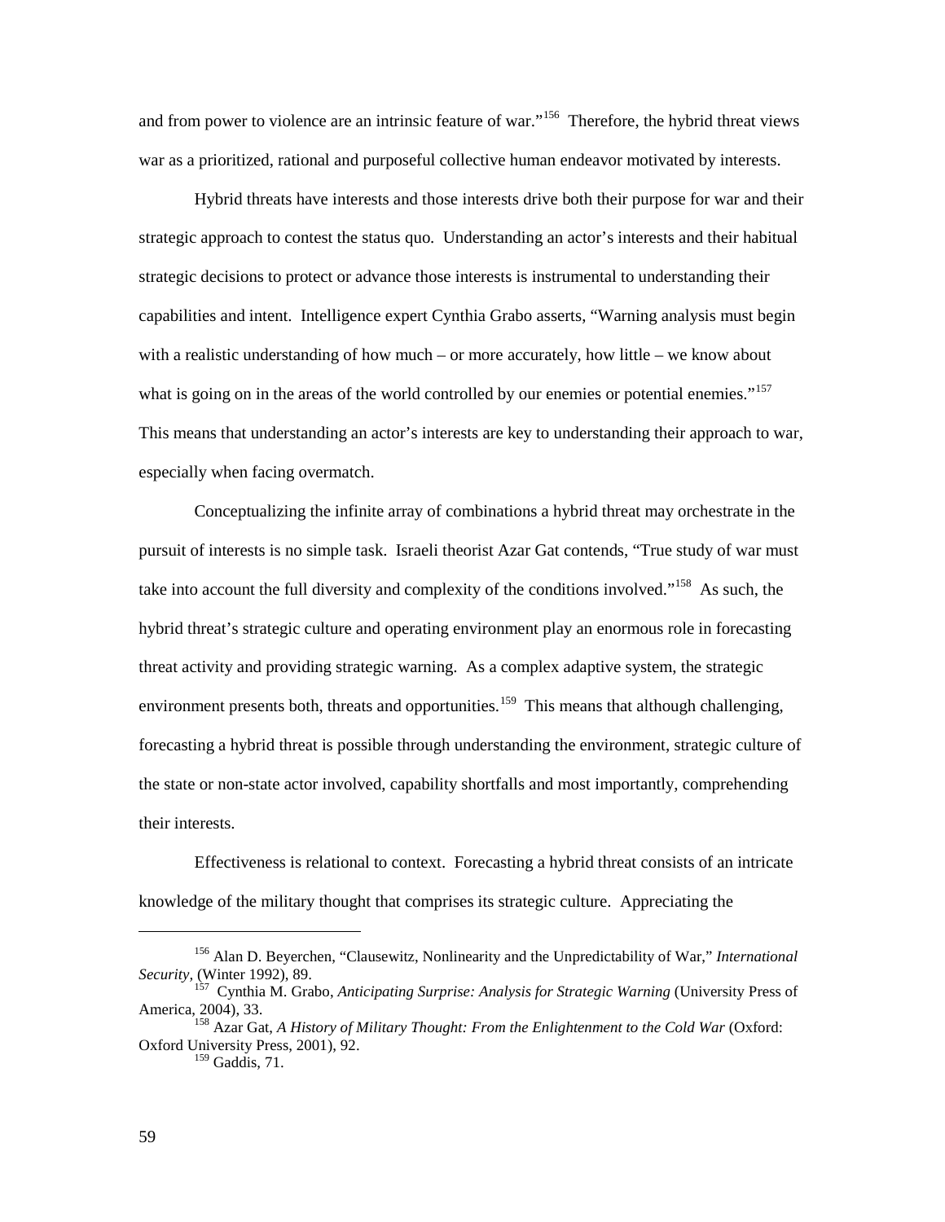and from power to violence are an intrinsic feature of war."[156] Therefore, the hybrid threat views war as a prioritized, rational and purposeful collective human endeavor motivated by interests.

Hybrid threats have interests and those interests drive both their purpose for war and their strategic approach to contest the status quo. Understanding an actor's interests and their habitual strategic decisions to protect or advance those interests is instrumental to understanding their capabilities and intent. Intelligence expert Cynthia Grabo asserts, "Warning analysis must begin with a realistic understanding of how much – or more accurately, how little – we know about what is going on in the areas of the world controlled by our enemies or potential enemies."[157] This means that understanding an actor's interests are key to understanding their approach to war, especially when facing overmatch.

Conceptualizing the infinite array of combinations a hybrid threat may orchestrate in the pursuit of interests is no simple task. Israeli theorist Azar Gat contends, "True study of war must take into account the full diversity and complexity of the conditions involved."[158] As such, the hybrid threat's strategic culture and operating environment play an enormous role in forecasting threat activity and providing strategic warning. As a complex adaptive system, the strategic environment presents both, threats and opportunities.[159] This means that although challenging, forecasting a hybrid threat is possible through understanding the environment, strategic culture of the state or non-state actor involved, capability shortfalls and most importantly, comprehending their interests.

Effectiveness is relational to context. Forecasting a hybrid threat consists of an intricate knowledge of the military thought that comprises its strategic culture. Appreciating the

---

[156] Alan D. Beyerchen, "Clausewitz, Nonlinearity and the Unpredictability of War," *International Security*, (Winter 1992), 89.

[157] Cynthia M. Grabo, *Anticipating Surprise: Analysis for Strategic Warning* (University Press of America, 2004), 33.

[158] Azar Gat, *A History of Military Thought: From the Enlightenment to the Cold War* (Oxford: Oxford University Press, 2001), 92.

[159] Gaddis, 71.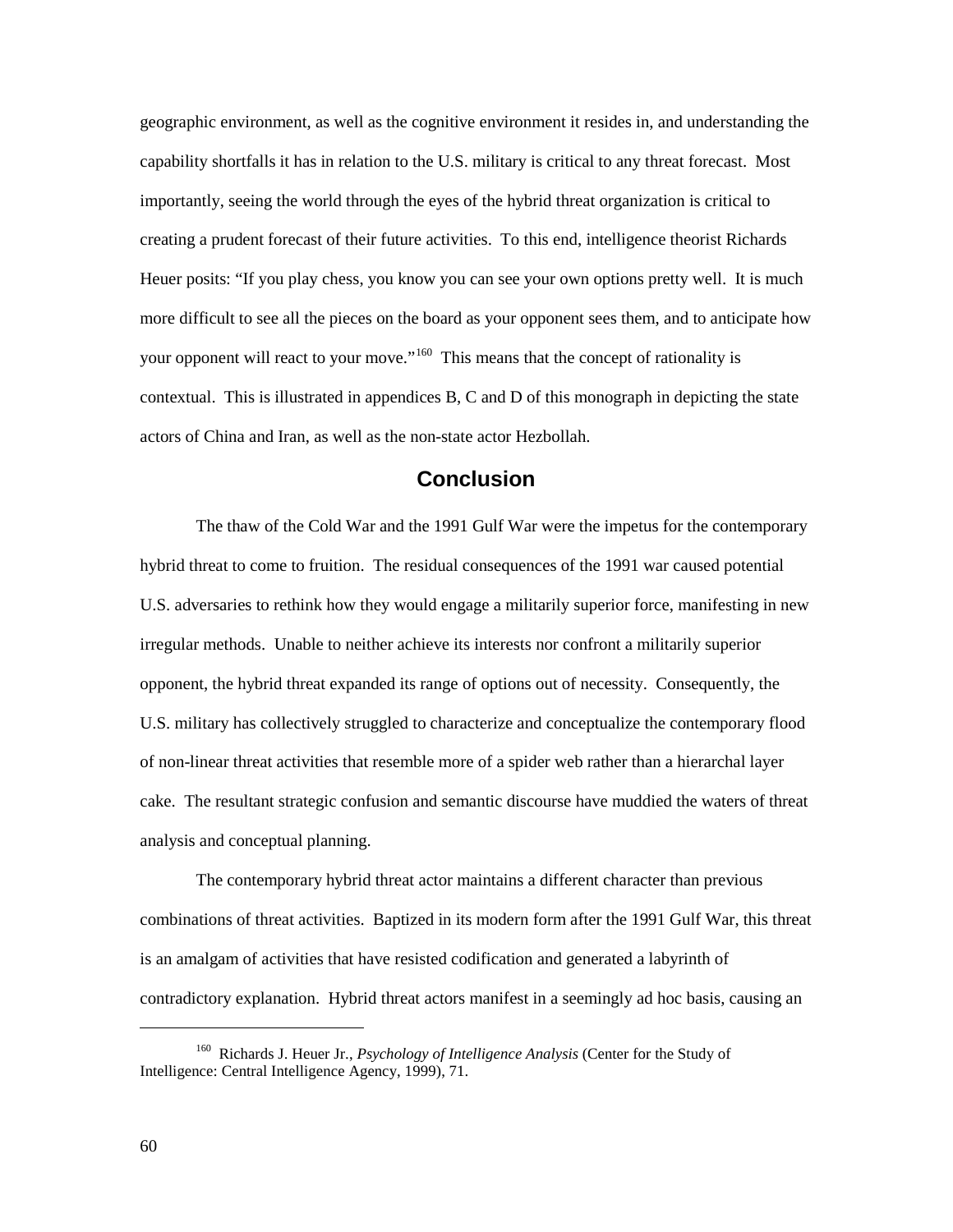geographic environment, as well as the cognitive environment it resides in, and understanding the capability shortfalls it has in relation to the U.S. military is critical to any threat forecast. Most importantly, seeing the world through the eyes of the hybrid threat organization is critical to creating a prudent forecast of their future activities. To this end, intelligence theorist Richards Heuer posits: "If you play chess, you know you can see your own options pretty well. It is much more difficult to see all the pieces on the board as your opponent sees them, and to anticipate how your opponent will react to your move."[160] This means that the concept of rationality is contextual. This is illustrated in appendices B, C and D of this monograph in depicting the state actors of China and Iran, as well as the non-state actor Hezbollah.

## Conclusion

The thaw of the Cold War and the 1991 Gulf War were the impetus for the contemporary hybrid threat to come to fruition. The residual consequences of the 1991 war caused potential U.S. adversaries to rethink how they would engage a militarily superior force, manifesting in new irregular methods. Unable to neither achieve its interests nor confront a militarily superior opponent, the hybrid threat expanded its range of options out of necessity. Consequently, the U.S. military has collectively struggled to characterize and conceptualize the contemporary flood of non-linear threat activities that resemble more of a spider web rather than a hierarchal layer cake. The resultant strategic confusion and semantic discourse have muddied the waters of threat analysis and conceptual planning.

The contemporary hybrid threat actor maintains a different character than previous combinations of threat activities. Baptized in its modern form after the 1991 Gulf War, this threat is an amalgam of activities that have resisted codification and generated a labyrinth of contradictory explanation. Hybrid threat actors manifest in a seemingly ad hoc basis, causing an

---

[160] Richards J. Heuer Jr., *Psychology of Intelligence Analysis* (Center for the Study of Intelligence: Central Intelligence Agency, 1999), 71.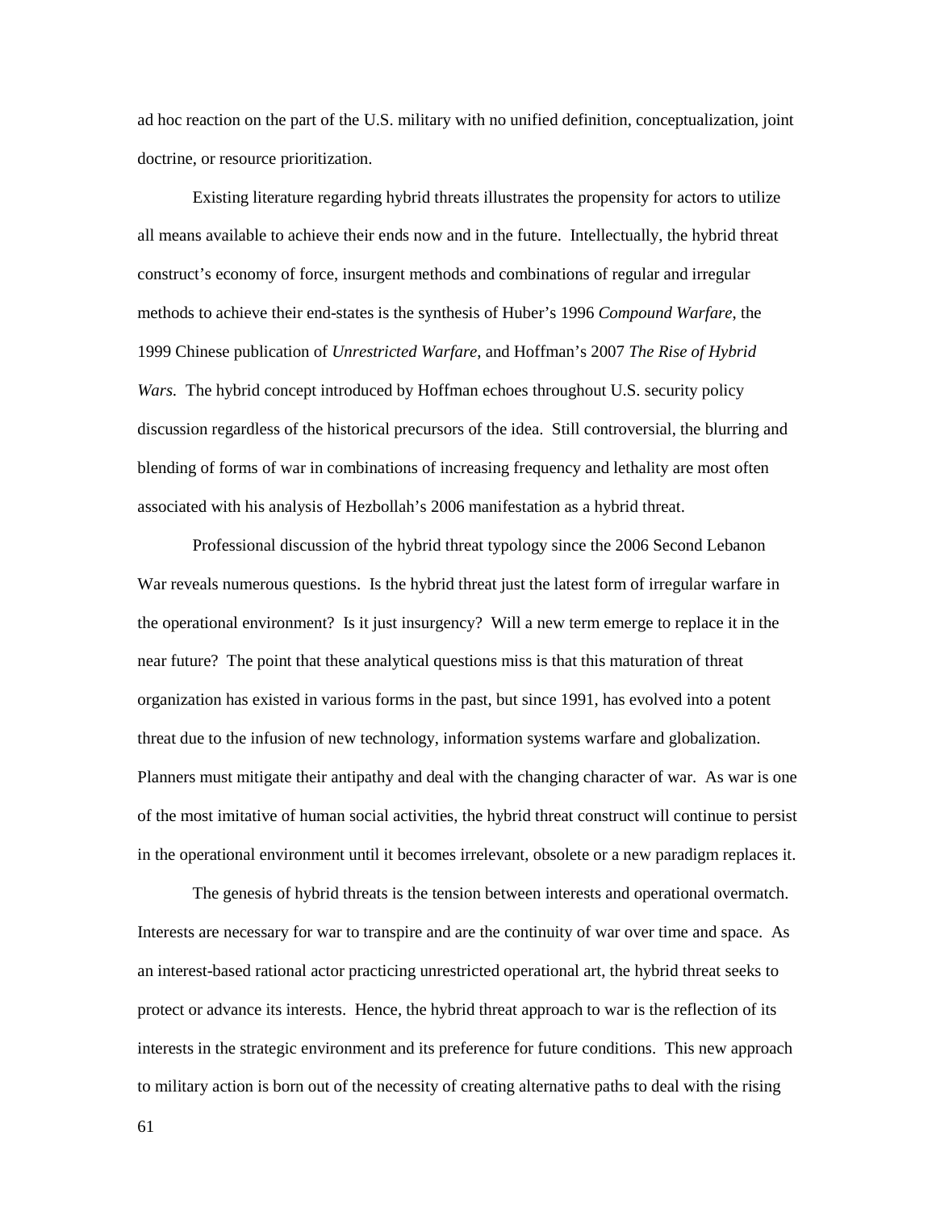ad hoc reaction on the part of the U.S. military with no unified definition, conceptualization, joint doctrine, or resource prioritization.

Existing literature regarding hybrid threats illustrates the propensity for actors to utilize all means available to achieve their ends now and in the future. Intellectually, the hybrid threat construct's economy of force, insurgent methods and combinations of regular and irregular methods to achieve their end-states is the synthesis of Huber's 1996 *Compound Warfare*, the 1999 Chinese publication of *Unrestricted Warfare*, and Hoffman's 2007 *The Rise of Hybrid Wars.* The hybrid concept introduced by Hoffman echoes throughout U.S. security policy discussion regardless of the historical precursors of the idea. Still controversial, the blurring and blending of forms of war in combinations of increasing frequency and lethality are most often associated with his analysis of Hezbollah's 2006 manifestation as a hybrid threat.

Professional discussion of the hybrid threat typology since the 2006 Second Lebanon War reveals numerous questions. Is the hybrid threat just the latest form of irregular warfare in the operational environment? Is it just insurgency? Will a new term emerge to replace it in the near future? The point that these analytical questions miss is that this maturation of threat organization has existed in various forms in the past, but since 1991, has evolved into a potent threat due to the infusion of new technology, information systems warfare and globalization. Planners must mitigate their antipathy and deal with the changing character of war. As war is one of the most imitative of human social activities, the hybrid threat construct will continue to persist in the operational environment until it becomes irrelevant, obsolete or a new paradigm replaces it.

The genesis of hybrid threats is the tension between interests and operational overmatch. Interests are necessary for war to transpire and are the continuity of war over time and space. As an interest-based rational actor practicing unrestricted operational art, the hybrid threat seeks to protect or advance its interests. Hence, the hybrid threat approach to war is the reflection of its interests in the strategic environment and its preference for future conditions. This new approach to military action is born out of the necessity of creating alternative paths to deal with the rising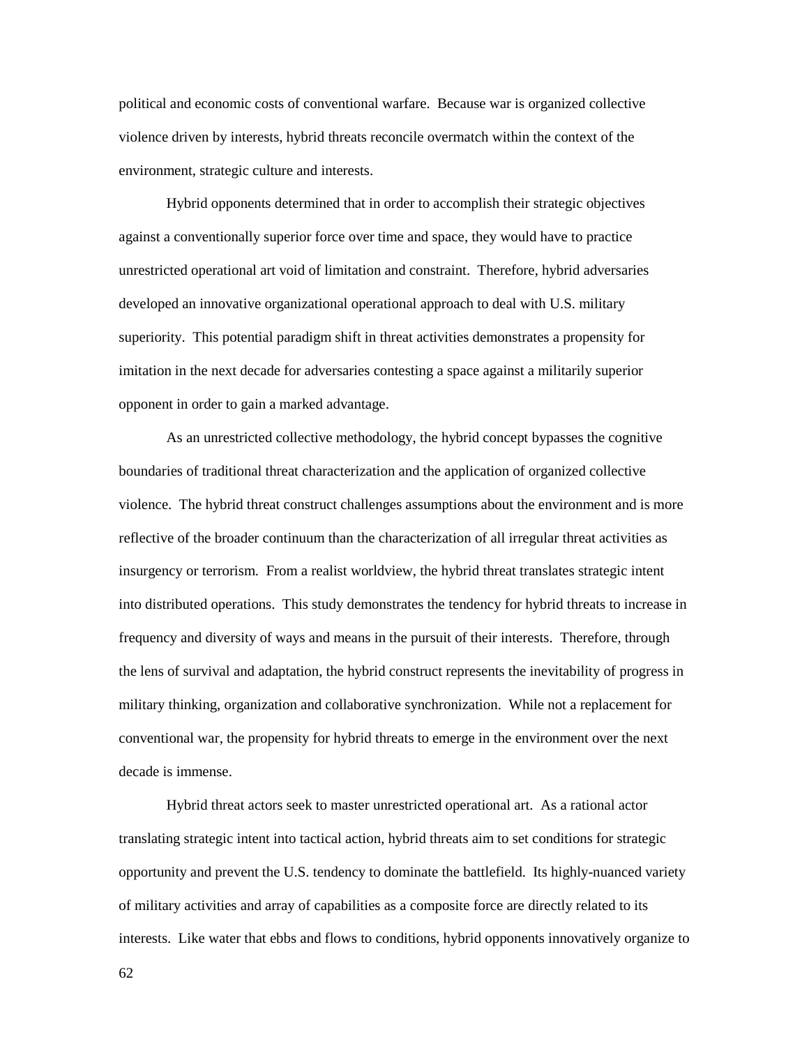political and economic costs of conventional warfare. Because war is organized collective violence driven by interests, hybrid threats reconcile overmatch within the context of the environment, strategic culture and interests.

Hybrid opponents determined that in order to accomplish their strategic objectives against a conventionally superior force over time and space, they would have to practice unrestricted operational art void of limitation and constraint. Therefore, hybrid adversaries developed an innovative organizational operational approach to deal with U.S. military superiority. This potential paradigm shift in threat activities demonstrates a propensity for imitation in the next decade for adversaries contesting a space against a militarily superior opponent in order to gain a marked advantage.

As an unrestricted collective methodology, the hybrid concept bypasses the cognitive boundaries of traditional threat characterization and the application of organized collective violence. The hybrid threat construct challenges assumptions about the environment and is more reflective of the broader continuum than the characterization of all irregular threat activities as insurgency or terrorism. From a realist worldview, the hybrid threat translates strategic intent into distributed operations. This study demonstrates the tendency for hybrid threats to increase in frequency and diversity of ways and means in the pursuit of their interests. Therefore, through the lens of survival and adaptation, the hybrid construct represents the inevitability of progress in military thinking, organization and collaborative synchronization. While not a replacement for conventional war, the propensity for hybrid threats to emerge in the environment over the next decade is immense.

Hybrid threat actors seek to master unrestricted operational art. As a rational actor translating strategic intent into tactical action, hybrid threats aim to set conditions for strategic opportunity and prevent the U.S. tendency to dominate the battlefield. Its highly-nuanced variety of military activities and array of capabilities as a composite force are directly related to its interests. Like water that ebbs and flows to conditions, hybrid opponents innovatively organize to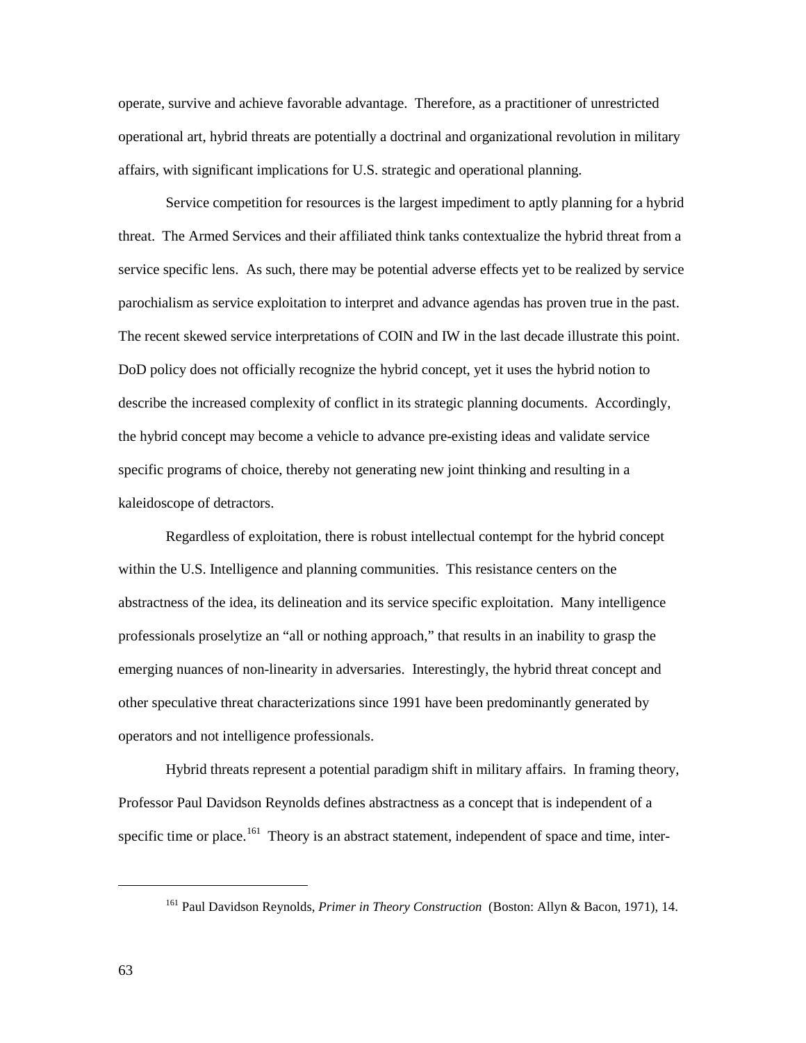operate, survive and achieve favorable advantage. Therefore, as a practitioner of unrestricted operational art, hybrid threats are potentially a doctrinal and organizational revolution in military affairs, with significant implications for U.S. strategic and operational planning.

Service competition for resources is the largest impediment to aptly planning for a hybrid threat. The Armed Services and their affiliated think tanks contextualize the hybrid threat from a service specific lens. As such, there may be potential adverse effects yet to be realized by service parochialism as service exploitation to interpret and advance agendas has proven true in the past. The recent skewed service interpretations of COIN and IW in the last decade illustrate this point. DoD policy does not officially recognize the hybrid concept, yet it uses the hybrid notion to describe the increased complexity of conflict in its strategic planning documents. Accordingly, the hybrid concept may become a vehicle to advance pre-existing ideas and validate service specific programs of choice, thereby not generating new joint thinking and resulting in a kaleidoscope of detractors.

Regardless of exploitation, there is robust intellectual contempt for the hybrid concept within the U.S. Intelligence and planning communities. This resistance centers on the abstractness of the idea, its delineation and its service specific exploitation. Many intelligence professionals proselytize an "all or nothing approach," that results in an inability to grasp the emerging nuances of non-linearity in adversaries. Interestingly, the hybrid threat concept and other speculative threat characterizations since 1991 have been predominantly generated by operators and not intelligence professionals.

Hybrid threats represent a potential paradigm shift in military affairs. In framing theory, Professor Paul Davidson Reynolds defines abstractness as a concept that is independent of a specific time or place.[161] Theory is an abstract statement, independent of space and time, inter-

---

[161] Paul Davidson Reynolds, *Primer in Theory Construction* (Boston: Allyn & Bacon, 1971), 14.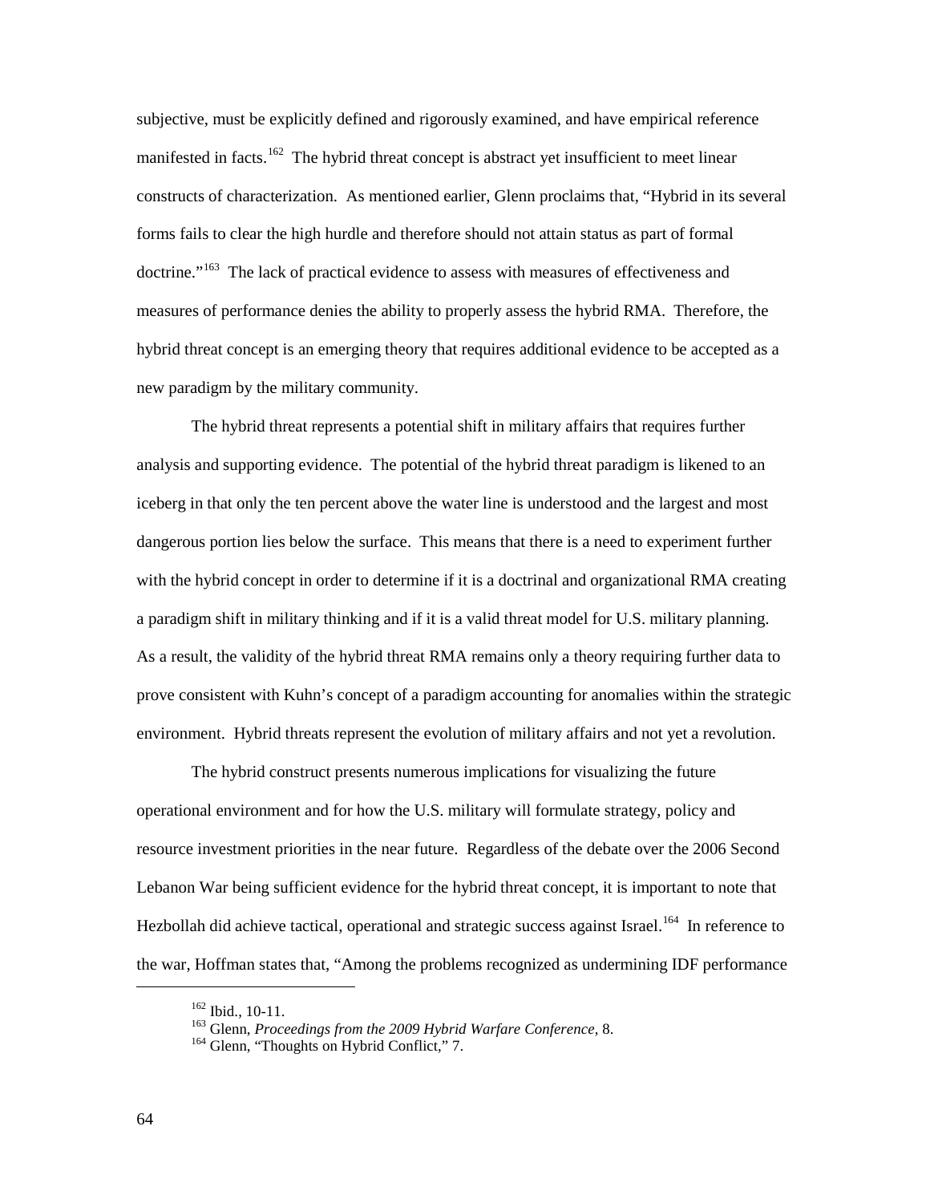subjective, must be explicitly defined and rigorously examined, and have empirical reference manifested in facts.[162] The hybrid threat concept is abstract yet insufficient to meet linear constructs of characterization. As mentioned earlier, Glenn proclaims that, "Hybrid in its several forms fails to clear the high hurdle and therefore should not attain status as part of formal doctrine."[163] The lack of practical evidence to assess with measures of effectiveness and measures of performance denies the ability to properly assess the hybrid RMA. Therefore, the hybrid threat concept is an emerging theory that requires additional evidence to be accepted as a new paradigm by the military community.

The hybrid threat represents a potential shift in military affairs that requires further analysis and supporting evidence. The potential of the hybrid threat paradigm is likened to an iceberg in that only the ten percent above the water line is understood and the largest and most dangerous portion lies below the surface. This means that there is a need to experiment further with the hybrid concept in order to determine if it is a doctrinal and organizational RMA creating a paradigm shift in military thinking and if it is a valid threat model for U.S. military planning. As a result, the validity of the hybrid threat RMA remains only a theory requiring further data to prove consistent with Kuhn's concept of a paradigm accounting for anomalies within the strategic environment. Hybrid threats represent the evolution of military affairs and not yet a revolution.

The hybrid construct presents numerous implications for visualizing the future operational environment and for how the U.S. military will formulate strategy, policy and resource investment priorities in the near future. Regardless of the debate over the 2006 Second Lebanon War being sufficient evidence for the hybrid threat concept, it is important to note that Hezbollah did achieve tactical, operational and strategic success against Israel.[164] In reference to the war, Hoffman states that, "Among the problems recognized as undermining IDF performance

---

[162] Ibid., 10-11.

[163] Glenn, *Proceedings from the 2009 Hybrid Warfare Conference*, 8.

[164] Glenn, "Thoughts on Hybrid Conflict," 7.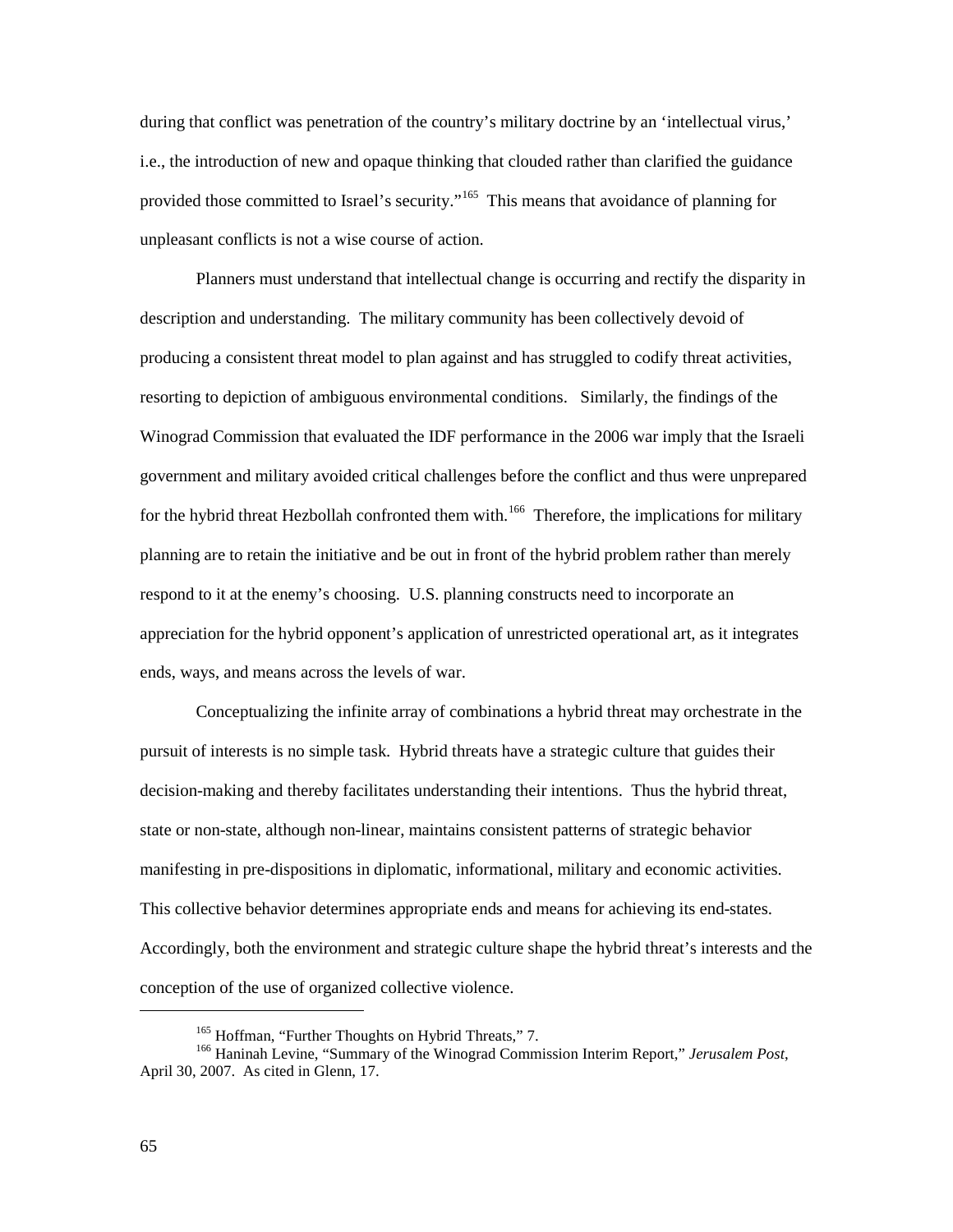during that conflict was penetration of the country's military doctrine by an 'intellectual virus,' i.e., the introduction of new and opaque thinking that clouded rather than clarified the guidance provided those committed to Israel's security."[165] This means that avoidance of planning for unpleasant conflicts is not a wise course of action.

Planners must understand that intellectual change is occurring and rectify the disparity in description and understanding. The military community has been collectively devoid of producing a consistent threat model to plan against and has struggled to codify threat activities, resorting to depiction of ambiguous environmental conditions. Similarly, the findings of the Winograd Commission that evaluated the IDF performance in the 2006 war imply that the Israeli government and military avoided critical challenges before the conflict and thus were unprepared for the hybrid threat Hezbollah confronted them with.[166] Therefore, the implications for military planning are to retain the initiative and be out in front of the hybrid problem rather than merely respond to it at the enemy's choosing. U.S. planning constructs need to incorporate an appreciation for the hybrid opponent's application of unrestricted operational art, as it integrates ends, ways, and means across the levels of war.

Conceptualizing the infinite array of combinations a hybrid threat may orchestrate in the pursuit of interests is no simple task. Hybrid threats have a strategic culture that guides their decision-making and thereby facilitates understanding their intentions. Thus the hybrid threat, state or non-state, although non-linear, maintains consistent patterns of strategic behavior manifesting in pre-dispositions in diplomatic, informational, military and economic activities. This collective behavior determines appropriate ends and means for achieving its end-states. Accordingly, both the environment and strategic culture shape the hybrid threat's interests and the conception of the use of organized collective violence.

---

[165] Hoffman, "Further Thoughts on Hybrid Threats," 7.

[166] Haninah Levine, "Summary of the Winograd Commission Interim Report," *Jerusalem Post*, April 30, 2007. As cited in Glenn, 17.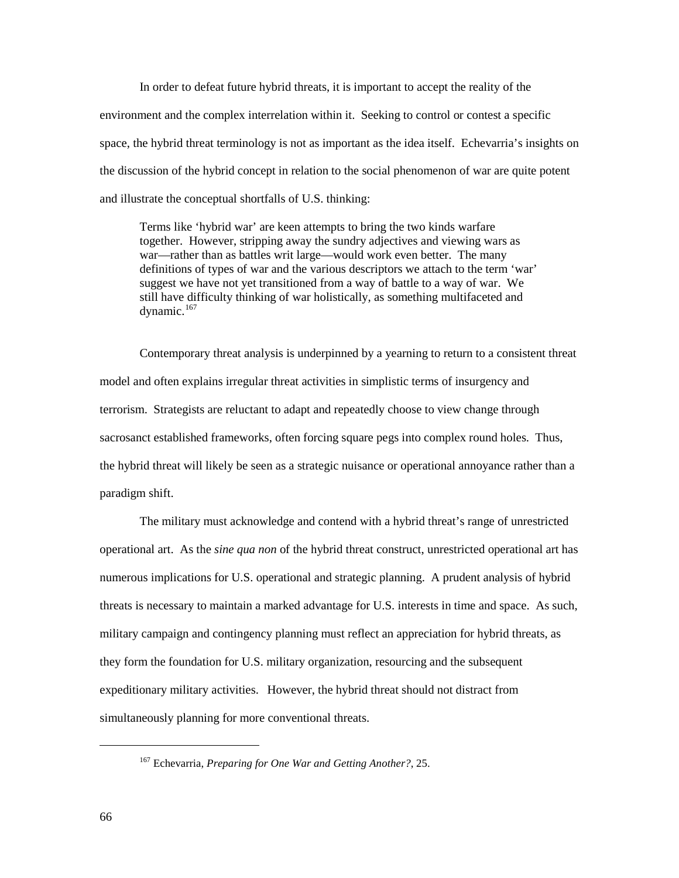In order to defeat future hybrid threats, it is important to accept the reality of the environment and the complex interrelation within it. Seeking to control or contest a specific space, the hybrid threat terminology is not as important as the idea itself. Echevarria's insights on the discussion of the hybrid concept in relation to the social phenomenon of war are quite potent and illustrate the conceptual shortfalls of U.S. thinking:

> Terms like 'hybrid war' are keen attempts to bring the two kinds warfare together. However, stripping away the sundry adjectives and viewing wars as war—rather than as battles writ large—would work even better. The many definitions of types of war and the various descriptors we attach to the term 'war' suggest we have not yet transitioned from a way of battle to a way of war. We still have difficulty thinking of war holistically, as something multifaceted and dynamic.[167]

Contemporary threat analysis is underpinned by a yearning to return to a consistent threat model and often explains irregular threat activities in simplistic terms of insurgency and terrorism. Strategists are reluctant to adapt and repeatedly choose to view change through sacrosanct established frameworks, often forcing square pegs into complex round holes. Thus, the hybrid threat will likely be seen as a strategic nuisance or operational annoyance rather than a paradigm shift.

The military must acknowledge and contend with a hybrid threat's range of unrestricted operational art. As the *sine qua non* of the hybrid threat construct, unrestricted operational art has numerous implications for U.S. operational and strategic planning. A prudent analysis of hybrid threats is necessary to maintain a marked advantage for U.S. interests in time and space. As such, military campaign and contingency planning must reflect an appreciation for hybrid threats, as they form the foundation for U.S. military organization, resourcing and the subsequent expeditionary military activities. However, the hybrid threat should not distract from simultaneously planning for more conventional threats.

---

[167] Echevarria, *Preparing for One War and Getting Another?*, 25.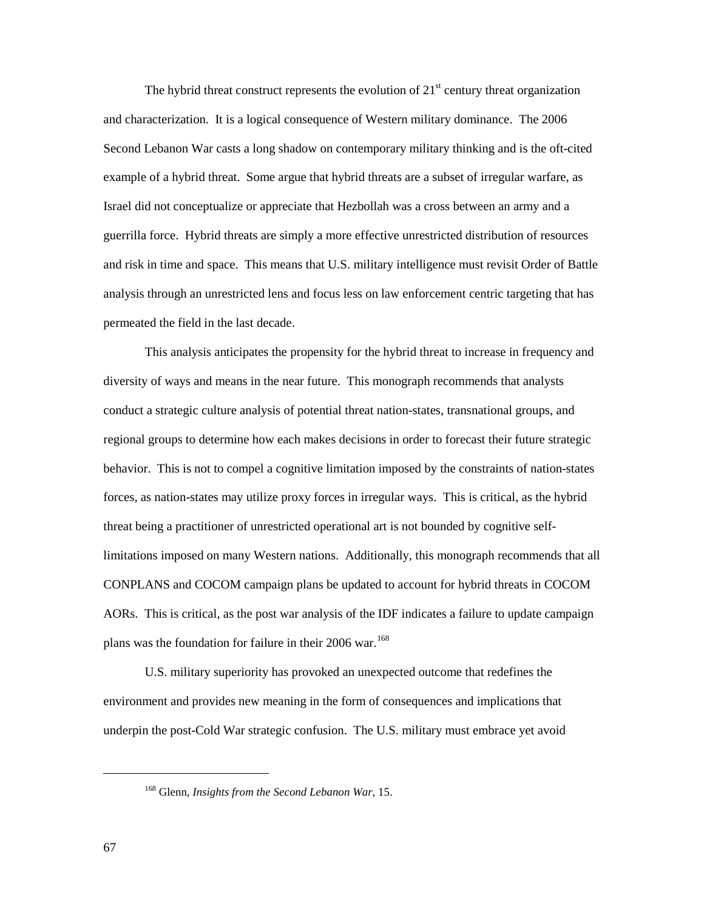The hybrid threat construct represents the evolution of 21st century threat organization and characterization. It is a logical consequence of Western military dominance. The 2006 Second Lebanon War casts a long shadow on contemporary military thinking and is the oft-cited example of a hybrid threat. Some argue that hybrid threats are a subset of irregular warfare, as Israel did not conceptualize or appreciate that Hezbollah was a cross between an army and a guerrilla force. Hybrid threats are simply a more effective unrestricted distribution of resources and risk in time and space. This means that U.S. military intelligence must revisit Order of Battle analysis through an unrestricted lens and focus less on law enforcement centric targeting that has permeated the field in the last decade.

This analysis anticipates the propensity for the hybrid threat to increase in frequency and diversity of ways and means in the near future. This monograph recommends that analysts conduct a strategic culture analysis of potential threat nation-states, transnational groups, and regional groups to determine how each makes decisions in order to forecast their future strategic behavior. This is not to compel a cognitive limitation imposed by the constraints of nation-states forces, as nation-states may utilize proxy forces in irregular ways. This is critical, as the hybrid threat being a practitioner of unrestricted operational art is not bounded by cognitive self-limitations imposed on many Western nations. Additionally, this monograph recommends that all CONPLANS and COCOM campaign plans be updated to account for hybrid threats in COCOM AORs. This is critical, as the post war analysis of the IDF indicates a failure to update campaign plans was the foundation for failure in their 2006 war.[168]

U.S. military superiority has provoked an unexpected outcome that redefines the environment and provides new meaning in the form of consequences and implications that underpin the post-Cold War strategic confusion. The U.S. military must embrace yet avoid

---

[168] Glenn, *Insights from the Second Lebanon War*, 15.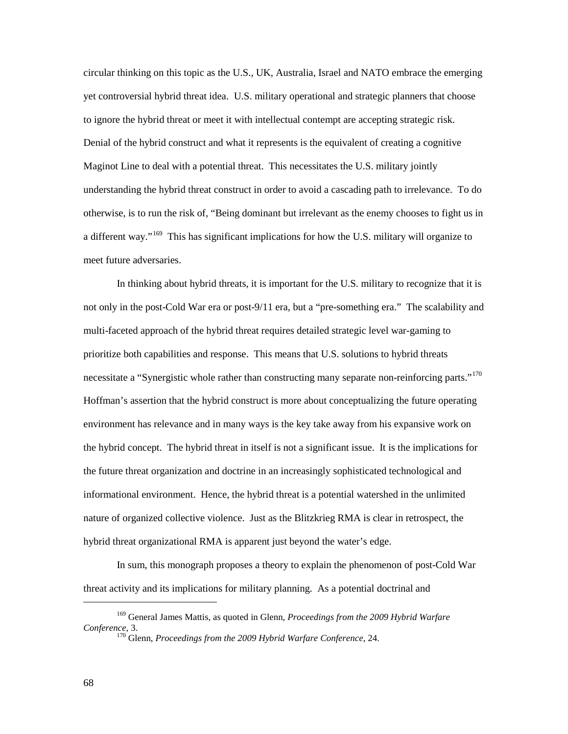circular thinking on this topic as the U.S., UK, Australia, Israel and NATO embrace the emerging yet controversial hybrid threat idea. U.S. military operational and strategic planners that choose to ignore the hybrid threat or meet it with intellectual contempt are accepting strategic risk. Denial of the hybrid construct and what it represents is the equivalent of creating a cognitive Maginot Line to deal with a potential threat. This necessitates the U.S. military jointly understanding the hybrid threat construct in order to avoid a cascading path to irrelevance. To do otherwise, is to run the risk of, "Being dominant but irrelevant as the enemy chooses to fight us in a different way."[169] This has significant implications for how the U.S. military will organize to meet future adversaries.

In thinking about hybrid threats, it is important for the U.S. military to recognize that it is not only in the post-Cold War era or post-9/11 era, but a "pre-something era." The scalability and multi-faceted approach of the hybrid threat requires detailed strategic level war-gaming to prioritize both capabilities and response. This means that U.S. solutions to hybrid threats necessitate a "Synergistic whole rather than constructing many separate non-reinforcing parts."[170] Hoffman's assertion that the hybrid construct is more about conceptualizing the future operating environment has relevance and in many ways is the key take away from his expansive work on the hybrid concept. The hybrid threat in itself is not a significant issue. It is the implications for the future threat organization and doctrine in an increasingly sophisticated technological and informational environment. Hence, the hybrid threat is a potential watershed in the unlimited nature of organized collective violence. Just as the Blitzkrieg RMA is clear in retrospect, the hybrid threat organizational RMA is apparent just beyond the water's edge.

In sum, this monograph proposes a theory to explain the phenomenon of post-Cold War threat activity and its implications for military planning. As a potential doctrinal and

---

[169] General James Mattis, as quoted in Glenn, *Proceedings from the 2009 Hybrid Warfare Conference*, 3.

[170] Glenn, *Proceedings from the 2009 Hybrid Warfare Conference*, 24.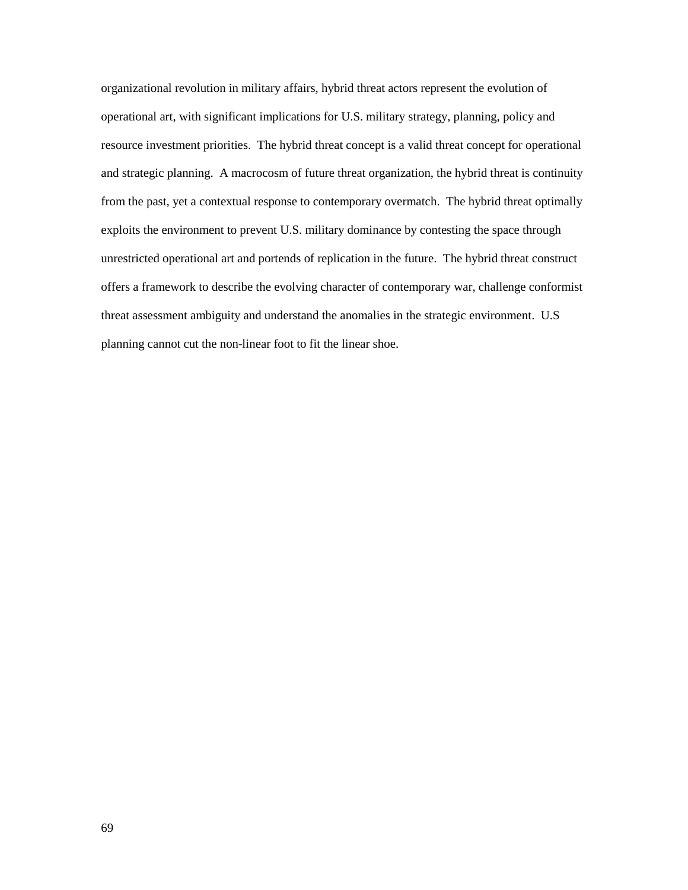organizational revolution in military affairs, hybrid threat actors represent the evolution of operational art, with significant implications for U.S. military strategy, planning, policy and resource investment priorities. The hybrid threat concept is a valid threat concept for operational and strategic planning. A macrocosm of future threat organization, the hybrid threat is continuity from the past, yet a contextual response to contemporary overmatch. The hybrid threat optimally exploits the environment to prevent U.S. military dominance by contesting the space through unrestricted operational art and portends of replication in the future. The hybrid threat construct offers a framework to describe the evolving character of contemporary war, challenge conformist threat assessment ambiguity and understand the anomalies in the strategic environment. U.S planning cannot cut the non-linear foot to fit the linear shoe.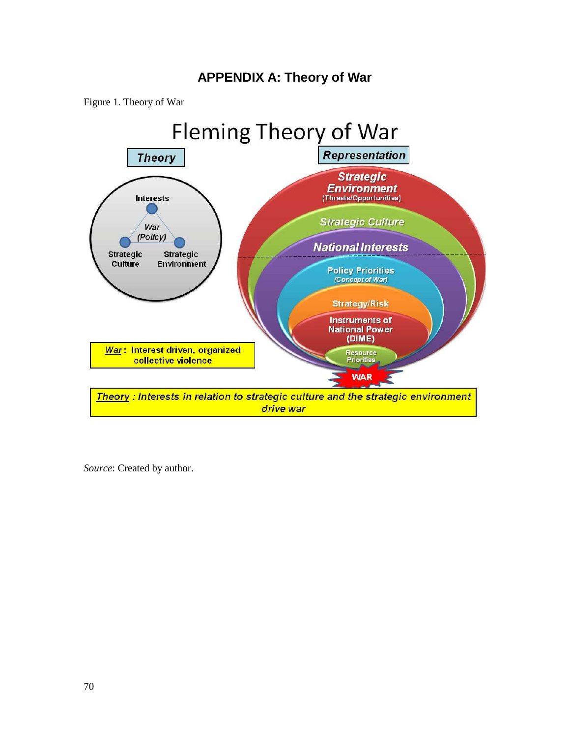## APPENDIX A: Theory of War

Figure 1. Theory of War

Fleming Theory of War

**Theory**

Interests

*War (Policy)*

Strategic Culture

Strategic Environment

**Representation**

*Strategic Environment* (Threats/Opportunities)

*Strategic Culture*

*National Interests*

Policy Priorities *(Concept of War)*

Strategy/Risk

Instruments of National Power (DIME)

Resource Priorities

WAR

***War***: Interest driven, organized collective violence

***Theory*** *: Interests in relation to strategic culture and the strategic environment drive war*

*Source*: Created by author.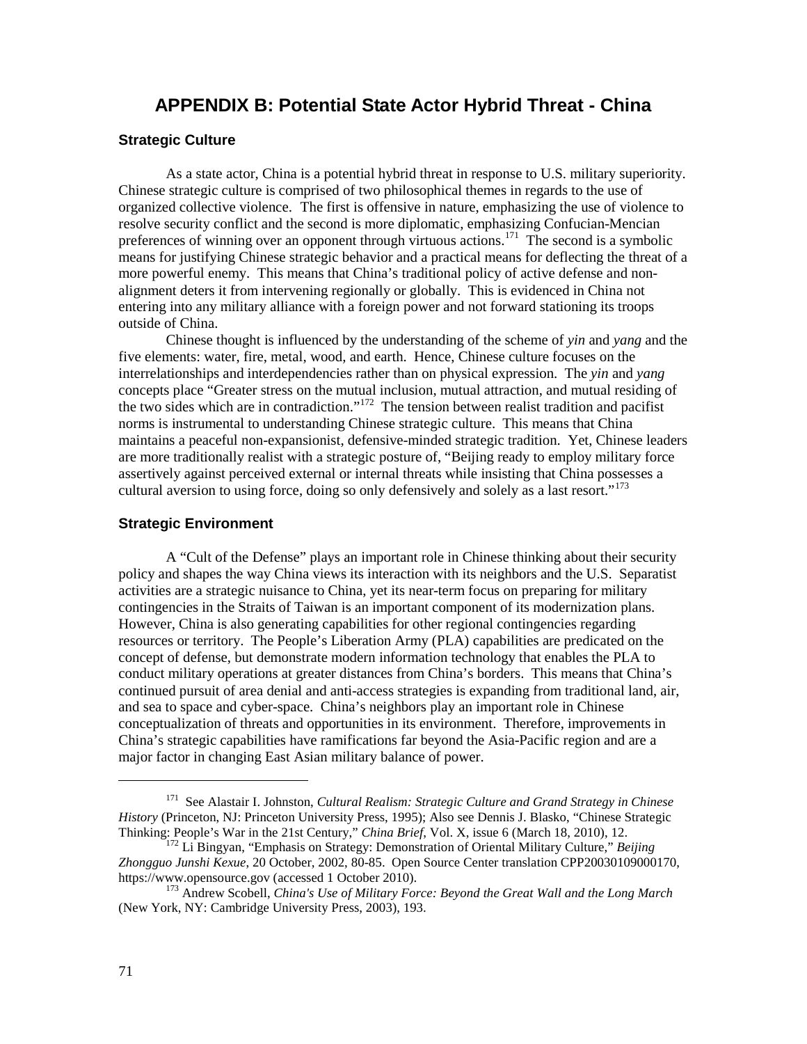# APPENDIX B: Potential State Actor Hybrid Threat - China

## Strategic Culture

As a state actor, China is a potential hybrid threat in response to U.S. military superiority. Chinese strategic culture is comprised of two philosophical themes in regards to the use of organized collective violence. The first is offensive in nature, emphasizing the use of violence to resolve security conflict and the second is more diplomatic, emphasizing Confucian-Mencian preferences of winning over an opponent through virtuous actions.[171] The second is a symbolic means for justifying Chinese strategic behavior and a practical means for deflecting the threat of a more powerful enemy. This means that China's traditional policy of active defense and non-alignment deters it from intervening regionally or globally. This is evidenced in China not entering into any military alliance with a foreign power and not forward stationing its troops outside of China.

Chinese thought is influenced by the understanding of the scheme of *yin* and *yang* and the five elements: water, fire, metal, wood, and earth. Hence, Chinese culture focuses on the interrelationships and interdependencies rather than on physical expression. The *yin* and *yang* concepts place "Greater stress on the mutual inclusion, mutual attraction, and mutual residing of the two sides which are in contradiction."[172] The tension between realist tradition and pacifist norms is instrumental to understanding Chinese strategic culture. This means that China maintains a peaceful non-expansionist, defensive-minded strategic tradition. Yet, Chinese leaders are more traditionally realist with a strategic posture of, "Beijing ready to employ military force assertively against perceived external or internal threats while insisting that China possesses a cultural aversion to using force, doing so only defensively and solely as a last resort."[173]

## Strategic Environment

A "Cult of the Defense" plays an important role in Chinese thinking about their security policy and shapes the way China views its interaction with its neighbors and the U.S. Separatist activities are a strategic nuisance to China, yet its near-term focus on preparing for military contingencies in the Straits of Taiwan is an important component of its modernization plans. However, China is also generating capabilities for other regional contingencies regarding resources or territory. The People's Liberation Army (PLA) capabilities are predicated on the concept of defense, but demonstrate modern information technology that enables the PLA to conduct military operations at greater distances from China's borders. This means that China's continued pursuit of area denial and anti-access strategies is expanding from traditional land, air, and sea to space and cyber-space. China's neighbors play an important role in Chinese conceptualization of threats and opportunities in its environment. Therefore, improvements in China's strategic capabilities have ramifications far beyond the Asia-Pacific region and are a major factor in changing East Asian military balance of power.

---

[171] See Alastair I. Johnston, *Cultural Realism: Strategic Culture and Grand Strategy in Chinese History* (Princeton, NJ: Princeton University Press, 1995); Also see Dennis J. Blasko, "Chinese Strategic Thinking: People's War in the 21st Century," *China Brief*, Vol. X, issue 6 (March 18, 2010), 12.

[172] Li Bingyan, "Emphasis on Strategy: Demonstration of Oriental Military Culture," *Beijing Zhongguo Junshi Kexue*, 20 October, 2002, 80-85. Open Source Center translation CPP20030109000170, https://www.opensource.gov (accessed 1 October 2010).

[173] Andrew Scobell, *China's Use of Military Force: Beyond the Great Wall and the Long March* (New York, NY: Cambridge University Press, 2003), 193.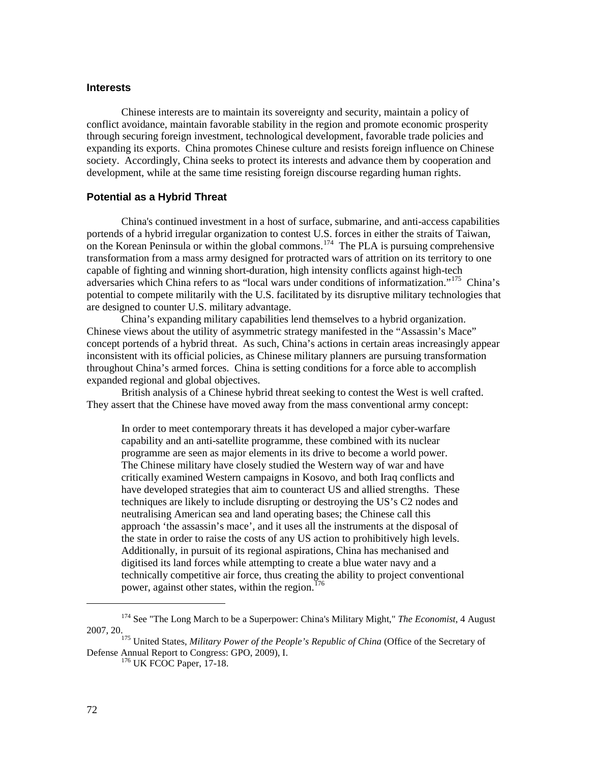### Interests

Chinese interests are to maintain its sovereignty and security, maintain a policy of conflict avoidance, maintain favorable stability in the region and promote economic prosperity through securing foreign investment, technological development, favorable trade policies and expanding its exports. China promotes Chinese culture and resists foreign influence on Chinese society. Accordingly, China seeks to protect its interests and advance them by cooperation and development, while at the same time resisting foreign discourse regarding human rights.

### Potential as a Hybrid Threat

China's continued investment in a host of surface, submarine, and anti-access capabilities portends of a hybrid irregular organization to contest U.S. forces in either the straits of Taiwan, on the Korean Peninsula or within the global commons.[174] The PLA is pursuing comprehensive transformation from a mass army designed for protracted wars of attrition on its territory to one capable of fighting and winning short-duration, high intensity conflicts against high-tech adversaries which China refers to as "local wars under conditions of informatization."[175] China's potential to compete militarily with the U.S. facilitated by its disruptive military technologies that are designed to counter U.S. military advantage.

China's expanding military capabilities lend themselves to a hybrid organization. Chinese views about the utility of asymmetric strategy manifested in the "Assassin's Mace" concept portends of a hybrid threat. As such, China's actions in certain areas increasingly appear inconsistent with its official policies, as Chinese military planners are pursuing transformation throughout China's armed forces. China is setting conditions for a force able to accomplish expanded regional and global objectives.

British analysis of a Chinese hybrid threat seeking to contest the West is well crafted. They assert that the Chinese have moved away from the mass conventional army concept:

> In order to meet contemporary threats it has developed a major cyber-warfare capability and an anti-satellite programme, these combined with its nuclear programme are seen as major elements in its drive to become a world power. The Chinese military have closely studied the Western way of war and have critically examined Western campaigns in Kosovo, and both Iraq conflicts and have developed strategies that aim to counteract US and allied strengths. These techniques are likely to include disrupting or destroying the US's C2 nodes and neutralising American sea and land operating bases; the Chinese call this approach 'the assassin's mace', and it uses all the instruments at the disposal of the state in order to raise the costs of any US action to prohibitively high levels. Additionally, in pursuit of its regional aspirations, China has mechanised and digitised its land forces while attempting to create a blue water navy and a technically competitive air force, thus creating the ability to project conventional power, against other states, within the region.[176]

---

[174] See "The Long March to be a Superpower: China's Military Might," *The Economist*, 4 August 2007, 20.

[175] United States, *Military Power of the People's Republic of China* (Office of the Secretary of Defense Annual Report to Congress: GPO, 2009), I.

[176] UK FCOC Paper, 17-18.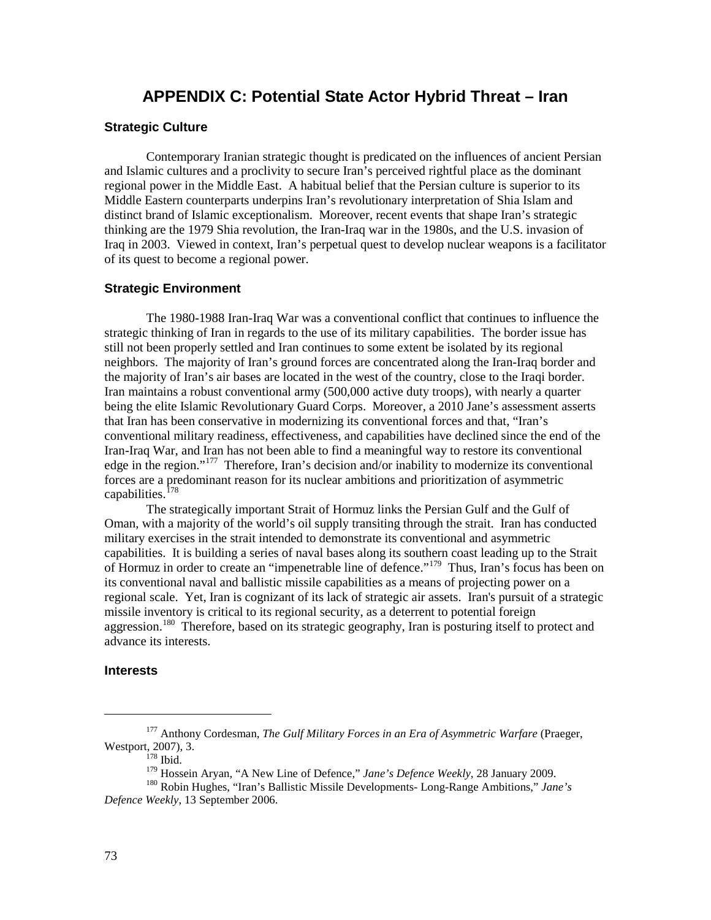# APPENDIX C: Potential State Actor Hybrid Threat – Iran

## Strategic Culture

Contemporary Iranian strategic thought is predicated on the influences of ancient Persian and Islamic cultures and a proclivity to secure Iran's perceived rightful place as the dominant regional power in the Middle East. A habitual belief that the Persian culture is superior to its Middle Eastern counterparts underpins Iran's revolutionary interpretation of Shia Islam and distinct brand of Islamic exceptionalism. Moreover, recent events that shape Iran's strategic thinking are the 1979 Shia revolution, the Iran-Iraq war in the 1980s, and the U.S. invasion of Iraq in 2003. Viewed in context, Iran's perpetual quest to develop nuclear weapons is a facilitator of its quest to become a regional power.

## Strategic Environment

The 1980-1988 Iran-Iraq War was a conventional conflict that continues to influence the strategic thinking of Iran in regards to the use of its military capabilities. The border issue has still not been properly settled and Iran continues to some extent be isolated by its regional neighbors. The majority of Iran's ground forces are concentrated along the Iran-Iraq border and the majority of Iran's air bases are located in the west of the country, close to the Iraqi border. Iran maintains a robust conventional army (500,000 active duty troops), with nearly a quarter being the elite Islamic Revolutionary Guard Corps. Moreover, a 2010 Jane's assessment asserts that Iran has been conservative in modernizing its conventional forces and that, "Iran's conventional military readiness, effectiveness, and capabilities have declined since the end of the Iran-Iraq War, and Iran has not been able to find a meaningful way to restore its conventional edge in the region."[177] Therefore, Iran's decision and/or inability to modernize its conventional forces are a predominant reason for its nuclear ambitions and prioritization of asymmetric capabilities.[178]

The strategically important Strait of Hormuz links the Persian Gulf and the Gulf of Oman, with a majority of the world's oil supply transiting through the strait. Iran has conducted military exercises in the strait intended to demonstrate its conventional and asymmetric capabilities. It is building a series of naval bases along its southern coast leading up to the Strait of Hormuz in order to create an "impenetrable line of defence."[179] Thus, Iran's focus has been on its conventional naval and ballistic missile capabilities as a means of projecting power on a regional scale. Yet, Iran is cognizant of its lack of strategic air assets. Iran's pursuit of a strategic missile inventory is critical to its regional security, as a deterrent to potential foreign aggression.[180] Therefore, based on its strategic geography, Iran is posturing itself to protect and advance its interests.

## Interests

---

[177] Anthony Cordesman, *The Gulf Military Forces in an Era of Asymmetric Warfare* (Praeger, Westport, 2007), 3.

[178] Ibid.

[179] Hossein Aryan, "A New Line of Defence," *Jane's Defence Weekly*, 28 January 2009.

[180] Robin Hughes, "Iran's Ballistic Missile Developments- Long-Range Ambitions," *Jane's Defence Weekly*, 13 September 2006.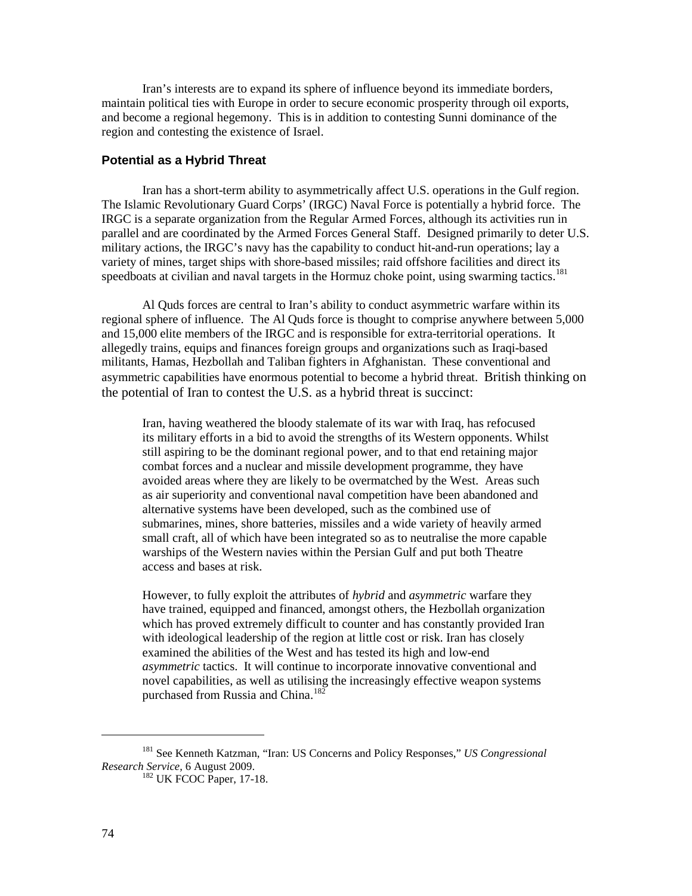Iran's interests are to expand its sphere of influence beyond its immediate borders, maintain political ties with Europe in order to secure economic prosperity through oil exports, and become a regional hegemony. This is in addition to contesting Sunni dominance of the region and contesting the existence of Israel.

### Potential as a Hybrid Threat

Iran has a short-term ability to asymmetrically affect U.S. operations in the Gulf region. The Islamic Revolutionary Guard Corps' (IRGC) Naval Force is potentially a hybrid force. The IRGC is a separate organization from the Regular Armed Forces, although its activities run in parallel and are coordinated by the Armed Forces General Staff. Designed primarily to deter U.S. military actions, the IRGC's navy has the capability to conduct hit-and-run operations; lay a variety of mines, target ships with shore-based missiles; raid offshore facilities and direct its speedboats at civilian and naval targets in the Hormuz choke point, using swarming tactics.[181]

Al Quds forces are central to Iran's ability to conduct asymmetric warfare within its regional sphere of influence. The Al Quds force is thought to comprise anywhere between 5,000 and 15,000 elite members of the IRGC and is responsible for extra-territorial operations. It allegedly trains, equips and finances foreign groups and organizations such as Iraqi-based militants, Hamas, Hezbollah and Taliban fighters in Afghanistan. These conventional and asymmetric capabilities have enormous potential to become a hybrid threat. British thinking on the potential of Iran to contest the U.S. as a hybrid threat is succinct:

> Iran, having weathered the bloody stalemate of its war with Iraq, has refocused its military efforts in a bid to avoid the strengths of its Western opponents. Whilst still aspiring to be the dominant regional power, and to that end retaining major combat forces and a nuclear and missile development programme, they have avoided areas where they are likely to be overmatched by the West. Areas such as air superiority and conventional naval competition have been abandoned and alternative systems have been developed, such as the combined use of submarines, mines, shore batteries, missiles and a wide variety of heavily armed small craft, all of which have been integrated so as to neutralise the more capable warships of the Western navies within the Persian Gulf and put both Theatre access and bases at risk.
>
> However, to fully exploit the attributes of *hybrid* and *asymmetric* warfare they have trained, equipped and financed, amongst others, the Hezbollah organization which has proved extremely difficult to counter and has constantly provided Iran with ideological leadership of the region at little cost or risk. Iran has closely examined the abilities of the West and has tested its high and low-end *asymmetric* tactics. It will continue to incorporate innovative conventional and novel capabilities, as well as utilising the increasingly effective weapon systems purchased from Russia and China.[182]

---

[181] See Kenneth Katzman, "Iran: US Concerns and Policy Responses," *US Congressional Research Service*, 6 August 2009.

[182] UK FCOC Paper, 17-18.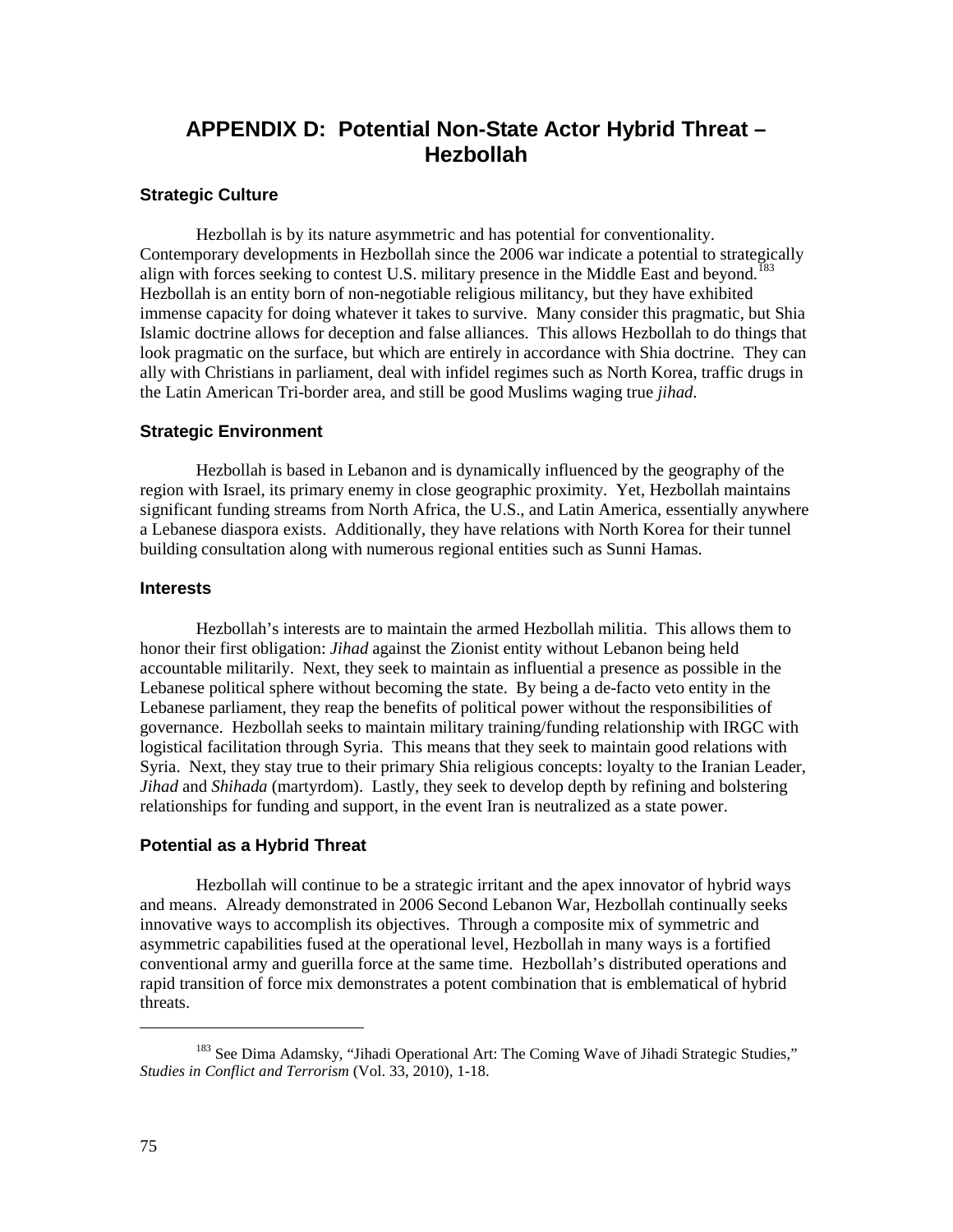# APPENDIX D: Potential Non-State Actor Hybrid Threat – Hezbollah

### Strategic Culture

Hezbollah is by its nature asymmetric and has potential for conventionality. Contemporary developments in Hezbollah since the 2006 war indicate a potential to strategically align with forces seeking to contest U.S. military presence in the Middle East and beyond.[183] Hezbollah is an entity born of non-negotiable religious militancy, but they have exhibited immense capacity for doing whatever it takes to survive. Many consider this pragmatic, but Shia Islamic doctrine allows for deception and false alliances. This allows Hezbollah to do things that look pragmatic on the surface, but which are entirely in accordance with Shia doctrine. They can ally with Christians in parliament, deal with infidel regimes such as North Korea, traffic drugs in the Latin American Tri-border area, and still be good Muslims waging true *jihad*.

### Strategic Environment

Hezbollah is based in Lebanon and is dynamically influenced by the geography of the region with Israel, its primary enemy in close geographic proximity. Yet, Hezbollah maintains significant funding streams from North Africa, the U.S., and Latin America, essentially anywhere a Lebanese diaspora exists. Additionally, they have relations with North Korea for their tunnel building consultation along with numerous regional entities such as Sunni Hamas.

### Interests

Hezbollah's interests are to maintain the armed Hezbollah militia. This allows them to honor their first obligation: *Jihad* against the Zionist entity without Lebanon being held accountable militarily. Next, they seek to maintain as influential a presence as possible in the Lebanese political sphere without becoming the state. By being a de-facto veto entity in the Lebanese parliament, they reap the benefits of political power without the responsibilities of governance. Hezbollah seeks to maintain military training/funding relationship with IRGC with logistical facilitation through Syria. This means that they seek to maintain good relations with Syria. Next, they stay true to their primary Shia religious concepts: loyalty to the Iranian Leader, *Jihad* and *Shihada* (martyrdom). Lastly, they seek to develop depth by refining and bolstering relationships for funding and support, in the event Iran is neutralized as a state power.

### Potential as a Hybrid Threat

Hezbollah will continue to be a strategic irritant and the apex innovator of hybrid ways and means. Already demonstrated in 2006 Second Lebanon War, Hezbollah continually seeks innovative ways to accomplish its objectives. Through a composite mix of symmetric and asymmetric capabilities fused at the operational level, Hezbollah in many ways is a fortified conventional army and guerilla force at the same time. Hezbollah's distributed operations and rapid transition of force mix demonstrates a potent combination that is emblematical of hybrid threats.

---

[183] See Dima Adamsky, "Jihadi Operational Art: The Coming Wave of Jihadi Strategic Studies," *Studies in Conflict and Terrorism* (Vol. 33, 2010), 1-18.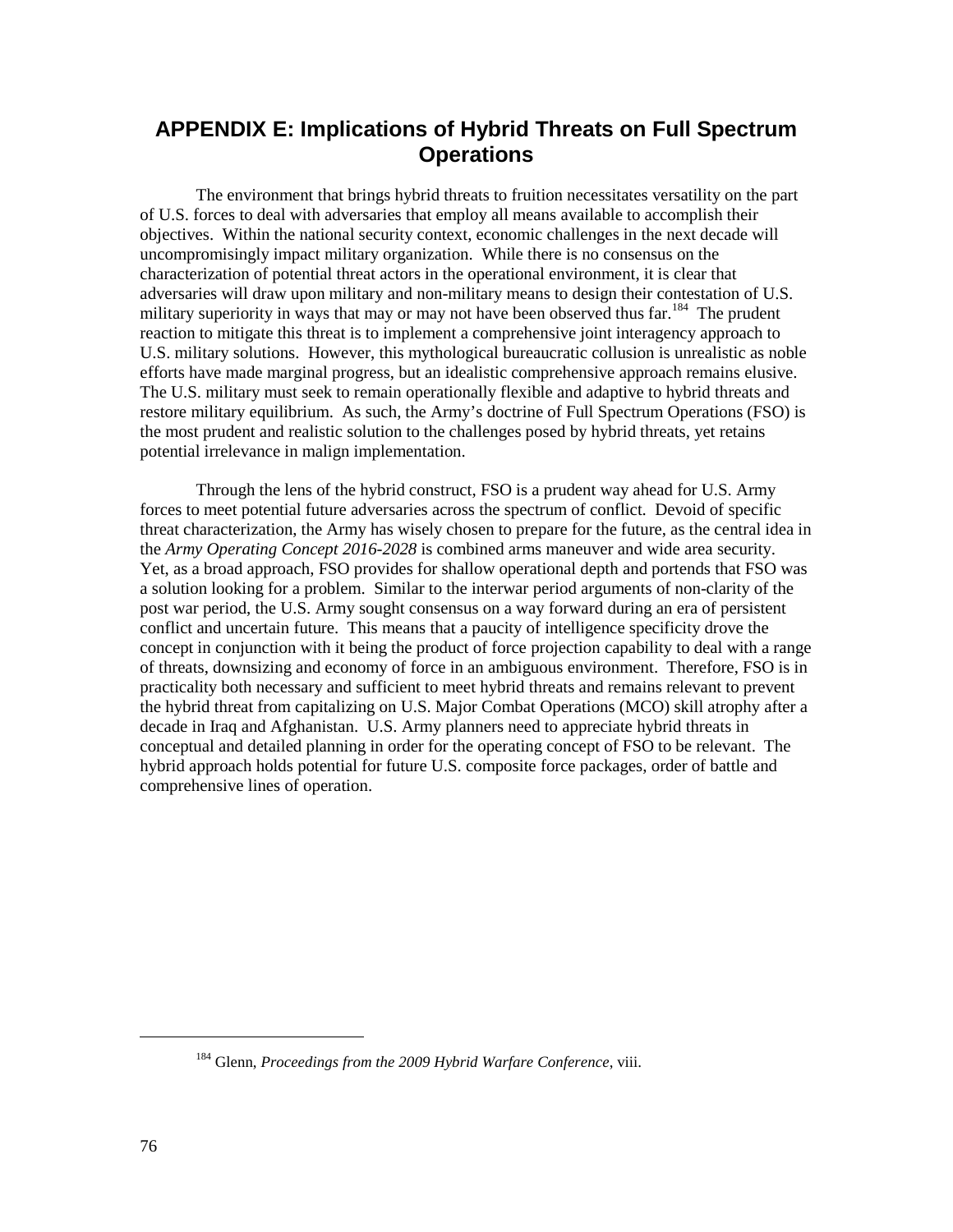# APPENDIX E: Implications of Hybrid Threats on Full Spectrum Operations

The environment that brings hybrid threats to fruition necessitates versatility on the part of U.S. forces to deal with adversaries that employ all means available to accomplish their objectives. Within the national security context, economic challenges in the next decade will uncompromisingly impact military organization. While there is no consensus on the characterization of potential threat actors in the operational environment, it is clear that adversaries will draw upon military and non-military means to design their contestation of U.S. military superiority in ways that may or may not have been observed thus far.[184] The prudent reaction to mitigate this threat is to implement a comprehensive joint interagency approach to U.S. military solutions. However, this mythological bureaucratic collusion is unrealistic as noble efforts have made marginal progress, but an idealistic comprehensive approach remains elusive. The U.S. military must seek to remain operationally flexible and adaptive to hybrid threats and restore military equilibrium. As such, the Army's doctrine of Full Spectrum Operations (FSO) is the most prudent and realistic solution to the challenges posed by hybrid threats, yet retains potential irrelevance in malign implementation.

Through the lens of the hybrid construct, FSO is a prudent way ahead for U.S. Army forces to meet potential future adversaries across the spectrum of conflict. Devoid of specific threat characterization, the Army has wisely chosen to prepare for the future, as the central idea in the *Army Operating Concept 2016-2028* is combined arms maneuver and wide area security. Yet, as a broad approach, FSO provides for shallow operational depth and portends that FSO was a solution looking for a problem. Similar to the interwar period arguments of non-clarity of the post war period, the U.S. Army sought consensus on a way forward during an era of persistent conflict and uncertain future. This means that a paucity of intelligence specificity drove the concept in conjunction with it being the product of force projection capability to deal with a range of threats, downsizing and economy of force in an ambiguous environment. Therefore, FSO is in practicality both necessary and sufficient to meet hybrid threats and remains relevant to prevent the hybrid threat from capitalizing on U.S. Major Combat Operations (MCO) skill atrophy after a decade in Iraq and Afghanistan. U.S. Army planners need to appreciate hybrid threats in conceptual and detailed planning in order for the operating concept of FSO to be relevant. The hybrid approach holds potential for future U.S. composite force packages, order of battle and comprehensive lines of operation.

---

[184] Glenn, *Proceedings from the 2009 Hybrid Warfare Conference*, viii.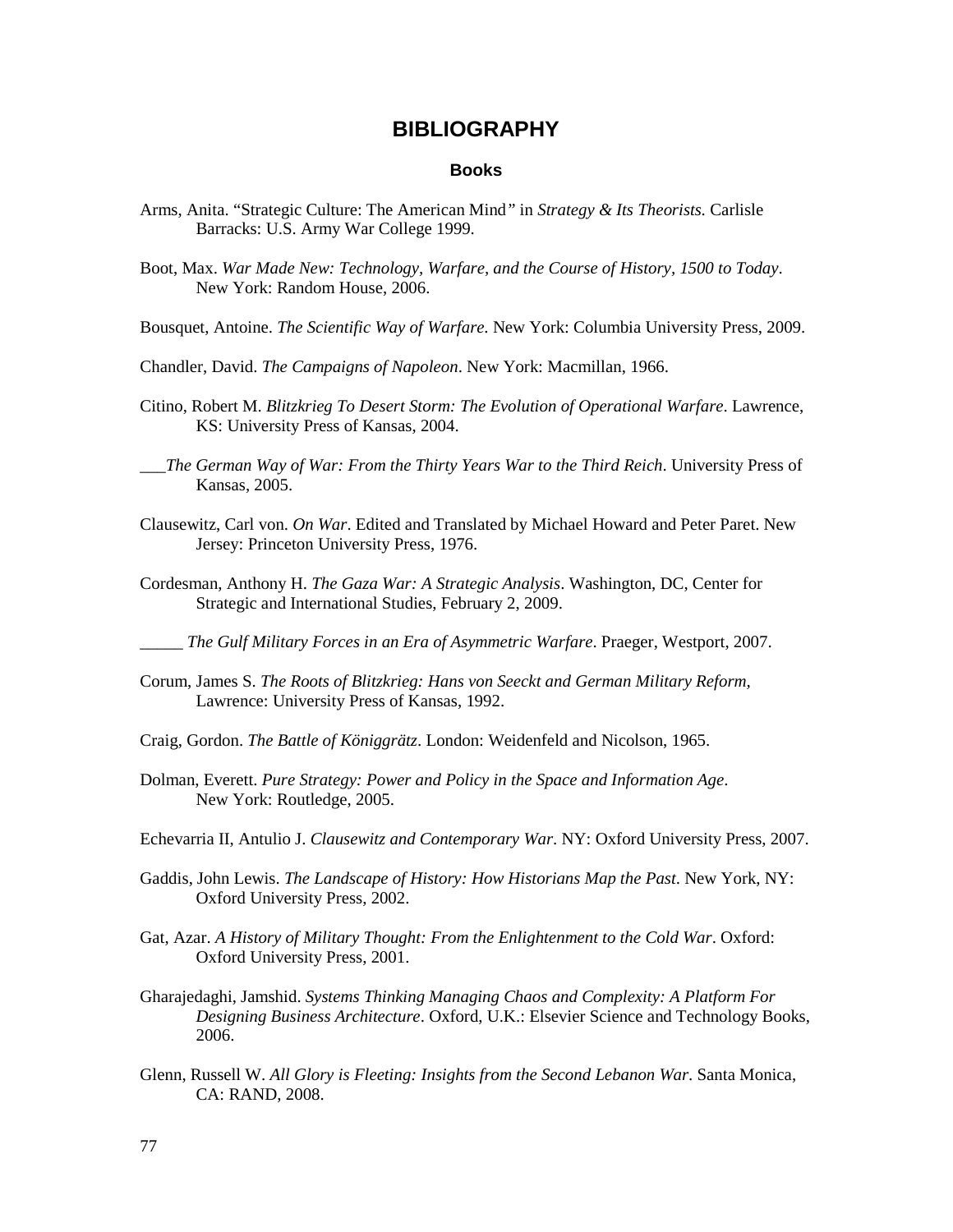# BIBLIOGRAPHY

### Books

Arms, Anita. "Strategic Culture: The American Mind" in *Strategy & Its Theorists*. Carlisle Barracks: U.S. Army War College 1999.

Boot, Max. *War Made New: Technology, Warfare, and the Course of History, 1500 to Today*. New York: Random House, 2006.

Bousquet, Antoine. *The Scientific Way of Warfare*. New York: Columbia University Press, 2009.

Chandler, David. *The Campaigns of Napoleon*. New York: Macmillan, 1966.

Citino, Robert M. *Blitzkrieg To Desert Storm: The Evolution of Operational Warfare*. Lawrence, KS: University Press of Kansas, 2004.

___*The German Way of War: From the Thirty Years War to the Third Reich*. University Press of Kansas, 2005.

Clausewitz, Carl von. *On War*. Edited and Translated by Michael Howard and Peter Paret. New Jersey: Princeton University Press, 1976.

Cordesman, Anthony H. *The Gaza War: A Strategic Analysis*. Washington, DC, Center for Strategic and International Studies, February 2, 2009.

_____ *The Gulf Military Forces in an Era of Asymmetric Warfare*. Praeger, Westport, 2007.

Corum, James S. *The Roots of Blitzkrieg: Hans von Seeckt and German Military Reform*, Lawrence: University Press of Kansas, 1992.

Craig, Gordon. *The Battle of Königgrätz*. London: Weidenfeld and Nicolson, 1965.

Dolman, Everett. *Pure Strategy: Power and Policy in the Space and Information Age*. New York: Routledge, 2005.

Echevarria II, Antulio J. *Clausewitz and Contemporary War*. NY: Oxford University Press, 2007.

Gaddis, John Lewis. *The Landscape of History: How Historians Map the Past*. New York, NY: Oxford University Press, 2002.

Gat, Azar. *A History of Military Thought: From the Enlightenment to the Cold War*. Oxford: Oxford University Press, 2001.

Gharajedaghi, Jamshid. *Systems Thinking Managing Chaos and Complexity: A Platform For Designing Business Architecture*. Oxford, U.K.: Elsevier Science and Technology Books, 2006.

Glenn, Russell W. *All Glory is Fleeting: Insights from the Second Lebanon War*. Santa Monica, CA: RAND, 2008.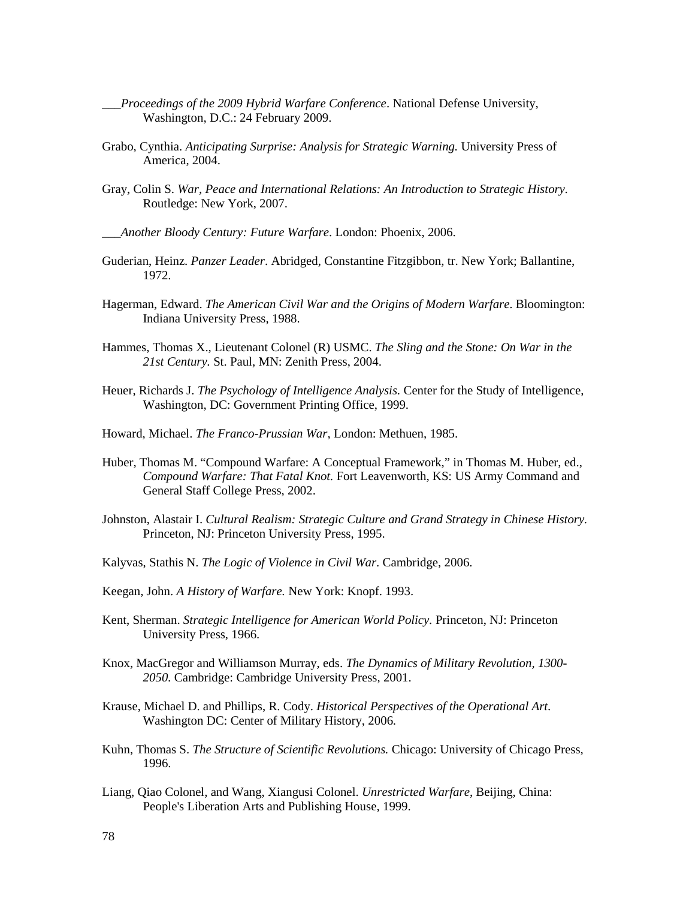___*Proceedings of the 2009 Hybrid Warfare Conference*. National Defense University, Washington, D.C.: 24 February 2009.

Grabo, Cynthia. *Anticipating Surprise: Analysis for Strategic Warning.* University Press of America, 2004.

Gray, Colin S. *War, Peace and International Relations: An Introduction to Strategic History*. Routledge: New York, 2007.

___*Another Bloody Century: Future Warfare*. London: Phoenix, 2006.

Guderian, Heinz. *Panzer Leader*. Abridged, Constantine Fitzgibbon, tr. New York; Ballantine, 1972.

Hagerman, Edward. *The American Civil War and the Origins of Modern Warfare*. Bloomington: Indiana University Press, 1988.

Hammes, Thomas X., Lieutenant Colonel (R) USMC. *The Sling and the Stone: On War in the 21st Century.* St. Paul, MN: Zenith Press, 2004.

Heuer, Richards J. *The Psychology of Intelligence Analysis.* Center for the Study of Intelligence, Washington, DC: Government Printing Office, 1999.

Howard, Michael. *The Franco-Prussian War*, London: Methuen, 1985.

Huber, Thomas M. "Compound Warfare: A Conceptual Framework," in Thomas M. Huber, ed., *Compound Warfare: That Fatal Knot.* Fort Leavenworth, KS: US Army Command and General Staff College Press, 2002.

Johnston, Alastair I. *Cultural Realism: Strategic Culture and Grand Strategy in Chinese History.* Princeton, NJ: Princeton University Press, 1995.

Kalyvas, Stathis N. *The Logic of Violence in Civil War*. Cambridge, 2006.

Keegan, John. *A History of Warfare.* New York: Knopf. 1993.

Kent, Sherman. *Strategic Intelligence for American World Policy*. Princeton, NJ: Princeton University Press, 1966.

Knox, MacGregor and Williamson Murray, eds. *The Dynamics of Military Revolution, 1300-2050.* Cambridge: Cambridge University Press, 2001.

Krause, Michael D. and Phillips, R. Cody. *Historical Perspectives of the Operational Art*. Washington DC: Center of Military History, 2006.

Kuhn, Thomas S. *The Structure of Scientific Revolutions.* Chicago: University of Chicago Press, 1996.

Liang, Qiao Colonel, and Wang, Xiangusi Colonel. *Unrestricted Warfare*, Beijing, China: People's Liberation Arts and Publishing House, 1999.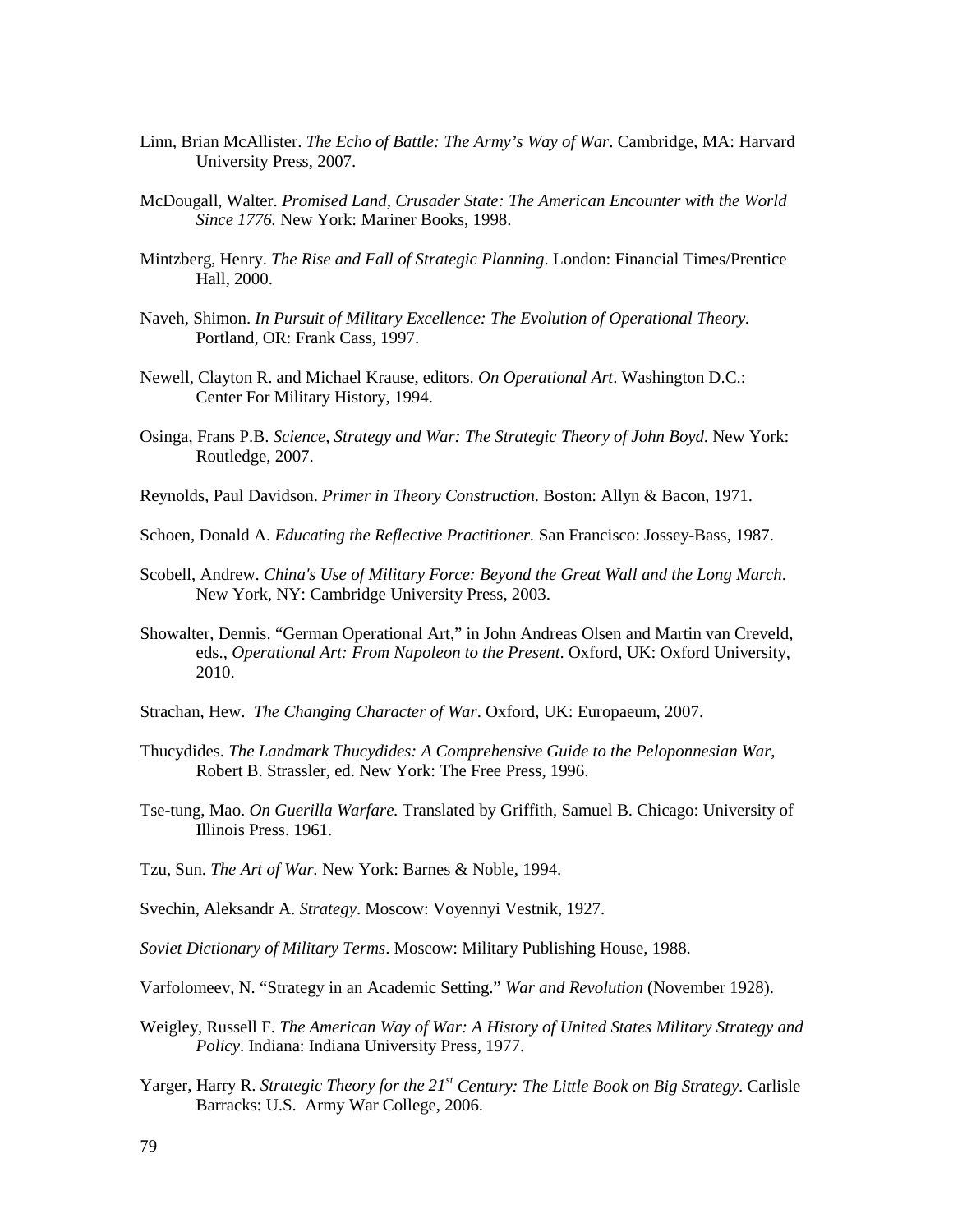Linn, Brian McAllister. *The Echo of Battle: The Army's Way of War*. Cambridge, MA: Harvard University Press, 2007.

McDougall, Walter. *Promised Land, Crusader State: The American Encounter with the World Since 1776.* New York: Mariner Books, 1998.

Mintzberg, Henry. *The Rise and Fall of Strategic Planning*. London: Financial Times/Prentice Hall, 2000.

Naveh, Shimon. *In Pursuit of Military Excellence: The Evolution of Operational Theory.* Portland, OR: Frank Cass, 1997.

Newell, Clayton R. and Michael Krause, editors. *On Operational Art*. Washington D.C.: Center For Military History, 1994.

Osinga, Frans P.B. *Science, Strategy and War: The Strategic Theory of John Boyd*. New York: Routledge, 2007.

Reynolds, Paul Davidson. *Primer in Theory Construction*. Boston: Allyn & Bacon, 1971.

Schoen, Donald A. *Educating the Reflective Practitioner.* San Francisco: Jossey-Bass, 1987.

Scobell, Andrew. *China's Use of Military Force: Beyond the Great Wall and the Long March*. New York, NY: Cambridge University Press, 2003.

Showalter, Dennis. "German Operational Art," in John Andreas Olsen and Martin van Creveld, eds., *Operational Art: From Napoleon to the Present*. Oxford, UK: Oxford University, 2010.

Strachan, Hew. *The Changing Character of War*. Oxford, UK: Europaeum, 2007.

Thucydides. *The Landmark Thucydides: A Comprehensive Guide to the Peloponnesian War*, Robert B. Strassler, ed. New York: The Free Press, 1996.

Tse-tung, Mao. *On Guerilla Warfare.* Translated by Griffith, Samuel B. Chicago: University of Illinois Press. 1961.

Tzu, Sun. *The Art of War.* New York: Barnes & Noble, 1994.

Svechin, Aleksandr A. *Strategy*. Moscow: Voyennyi Vestnik, 1927.

*Soviet Dictionary of Military Terms*. Moscow: Military Publishing House, 1988.

Varfolomeev, N. "Strategy in an Academic Setting." *War and Revolution* (November 1928).

Weigley, Russell F. *The American Way of War: A History of United States Military Strategy and Policy*. Indiana: Indiana University Press, 1977.

Yarger, Harry R. *Strategic Theory for the 21st Century: The Little Book on Big Strategy*. Carlisle Barracks: U.S. Army War College, 2006.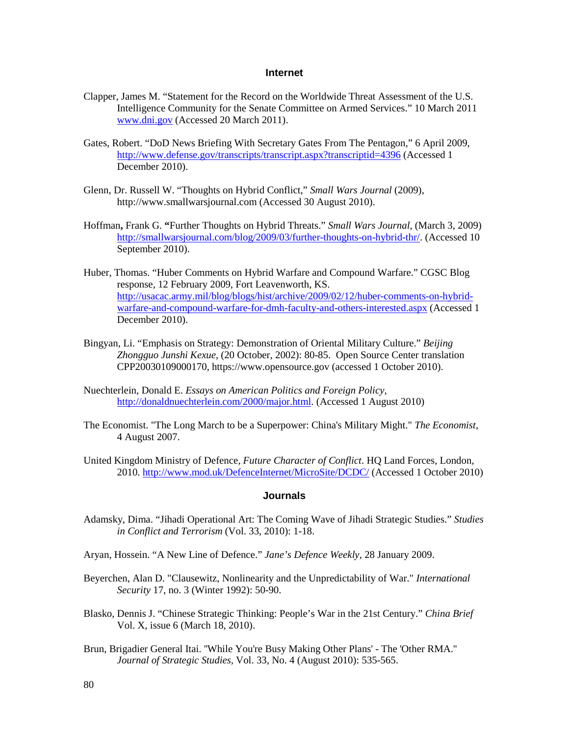## Internet

Clapper, James M. "Statement for the Record on the Worldwide Threat Assessment of the U.S. Intelligence Community for the Senate Committee on Armed Services." 10 March 2011 www.dni.gov (Accessed 20 March 2011).

Gates, Robert. "DoD News Briefing With Secretary Gates From The Pentagon," 6 April 2009, http://www.defense.gov/transcripts/transcript.aspx?transcriptid=4396 (Accessed 1 December 2010).

Glenn, Dr. Russell W. "Thoughts on Hybrid Conflict," *Small Wars Journal* (2009), http://www.smallwarsjournal.com (Accessed 30 August 2010).

Hoffman**,** Frank G. **"**Further Thoughts on Hybrid Threats." *Small Wars Journal*, (March 3, 2009) http://smallwarsjournal.com/blog/2009/03/further-thoughts-on-hybrid-thr/. (Accessed 10 September 2010).

Huber, Thomas. "Huber Comments on Hybrid Warfare and Compound Warfare." CGSC Blog response, 12 February 2009, Fort Leavenworth, KS. http://usacac.army.mil/blog/blogs/hist/archive/2009/02/12/huber-comments-on-hybrid-warfare-and-compound-warfare-for-dmh-faculty-and-others-interested.aspx (Accessed 1 December 2010).

Bingyan, Li. "Emphasis on Strategy: Demonstration of Oriental Military Culture." *Beijing Zhongguo Junshi Kexue*, (20 October, 2002): 80-85. Open Source Center translation CPP20030109000170, https://www.opensource.gov (accessed 1 October 2010).

Nuechterlein, Donald E. *Essays on American Politics and Foreign Policy*, http://donaldnuechterlein.com/2000/major.html. (Accessed 1 August 2010)

The Economist. "The Long March to be a Superpower: China's Military Might." *The Economist*, 4 August 2007.

United Kingdom Ministry of Defence, *Future Character of Conflict*. HQ Land Forces, London, 2010. http://www.mod.uk/DefenceInternet/MicroSite/DCDC/ (Accessed 1 October 2010)

## Journals

Adamsky, Dima. "Jihadi Operational Art: The Coming Wave of Jihadi Strategic Studies." *Studies in Conflict and Terrorism* (Vol. 33, 2010): 1-18.

Aryan, Hossein. "A New Line of Defence." *Jane's Defence Weekly,* 28 January 2009.

Beyerchen, Alan D. "Clausewitz, Nonlinearity and the Unpredictability of War." *International Security* 17, no. 3 (Winter 1992): 50-90.

Blasko, Dennis J. "Chinese Strategic Thinking: People's War in the 21st Century." *China Brief* Vol. X, issue 6 (March 18, 2010).

Brun, Brigadier General Itai. "While You're Busy Making Other Plans' - The 'Other RMA." *Journal of Strategic Studies*, Vol. 33, No. 4 (August 2010): 535-565.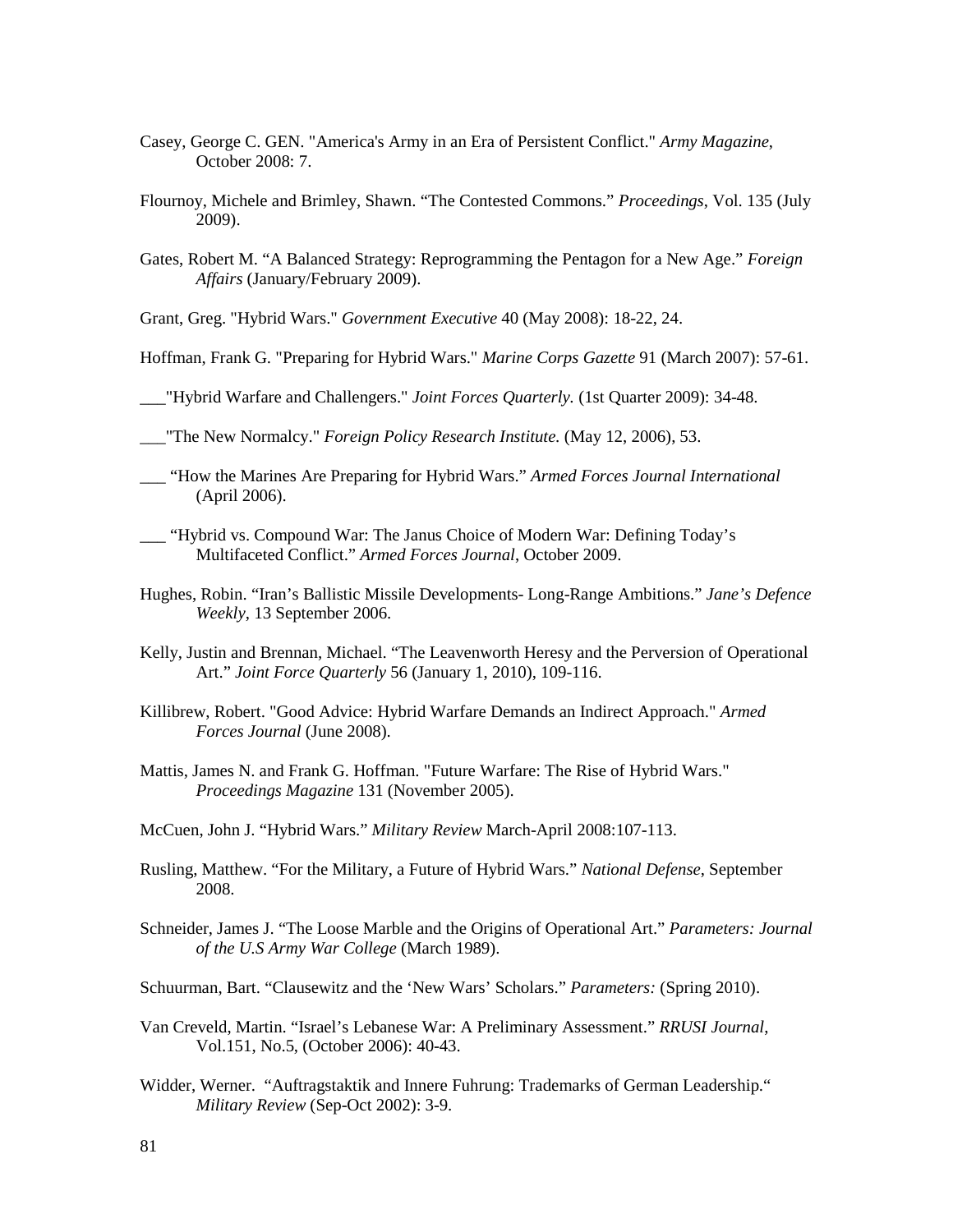Casey, George C. GEN. "America's Army in an Era of Persistent Conflict." *Army Magazine*, October 2008: 7.

Flournoy, Michele and Brimley, Shawn. "The Contested Commons." *Proceedings*, Vol. 135 (July 2009).

Gates, Robert M. "A Balanced Strategy: Reprogramming the Pentagon for a New Age." *Foreign Affairs* (January/February 2009).

Grant, Greg. "Hybrid Wars." *Government Executive* 40 (May 2008): 18-22, 24.

Hoffman, Frank G. "Preparing for Hybrid Wars." *Marine Corps Gazette* 91 (March 2007): 57-61.

___"Hybrid Warfare and Challengers." *Joint Forces Quarterly.* (1st Quarter 2009): 34-48.

___"The New Normalcy." *Foreign Policy Research Institute.* (May 12, 2006), 53.

___ "How the Marines Are Preparing for Hybrid Wars." *Armed Forces Journal International* (April 2006).

___ "Hybrid vs. Compound War: The Janus Choice of Modern War: Defining Today's Multifaceted Conflict." *Armed Forces Journal*, October 2009.

Hughes, Robin. "Iran's Ballistic Missile Developments- Long-Range Ambitions." *Jane's Defence Weekly*, 13 September 2006.

Kelly, Justin and Brennan, Michael. "The Leavenworth Heresy and the Perversion of Operational Art." *Joint Force Quarterly* 56 (January 1, 2010), 109-116.

Killibrew, Robert. "Good Advice: Hybrid Warfare Demands an Indirect Approach." *Armed Forces Journal* (June 2008).

Mattis, James N. and Frank G. Hoffman. "Future Warfare: The Rise of Hybrid Wars." *Proceedings Magazine* 131 (November 2005).

McCuen, John J. "Hybrid Wars." *Military Review* March-April 2008:107-113.

Rusling, Matthew. "For the Military, a Future of Hybrid Wars." *National Defense*, September 2008.

Schneider, James J. "The Loose Marble and the Origins of Operational Art." *Parameters: Journal of the U.S Army War College* (March 1989).

Schuurman, Bart. "Clausewitz and the 'New Wars' Scholars." *Parameters:* (Spring 2010).

Van Creveld, Martin. "Israel's Lebanese War: A Preliminary Assessment." *RRUSI Journal*, Vol.151, No.5, (October 2006): 40-43.

Widder, Werner. "Auftragstaktik and Innere Fuhrung: Trademarks of German Leadership." *Military Review* (Sep-Oct 2002): 3-9.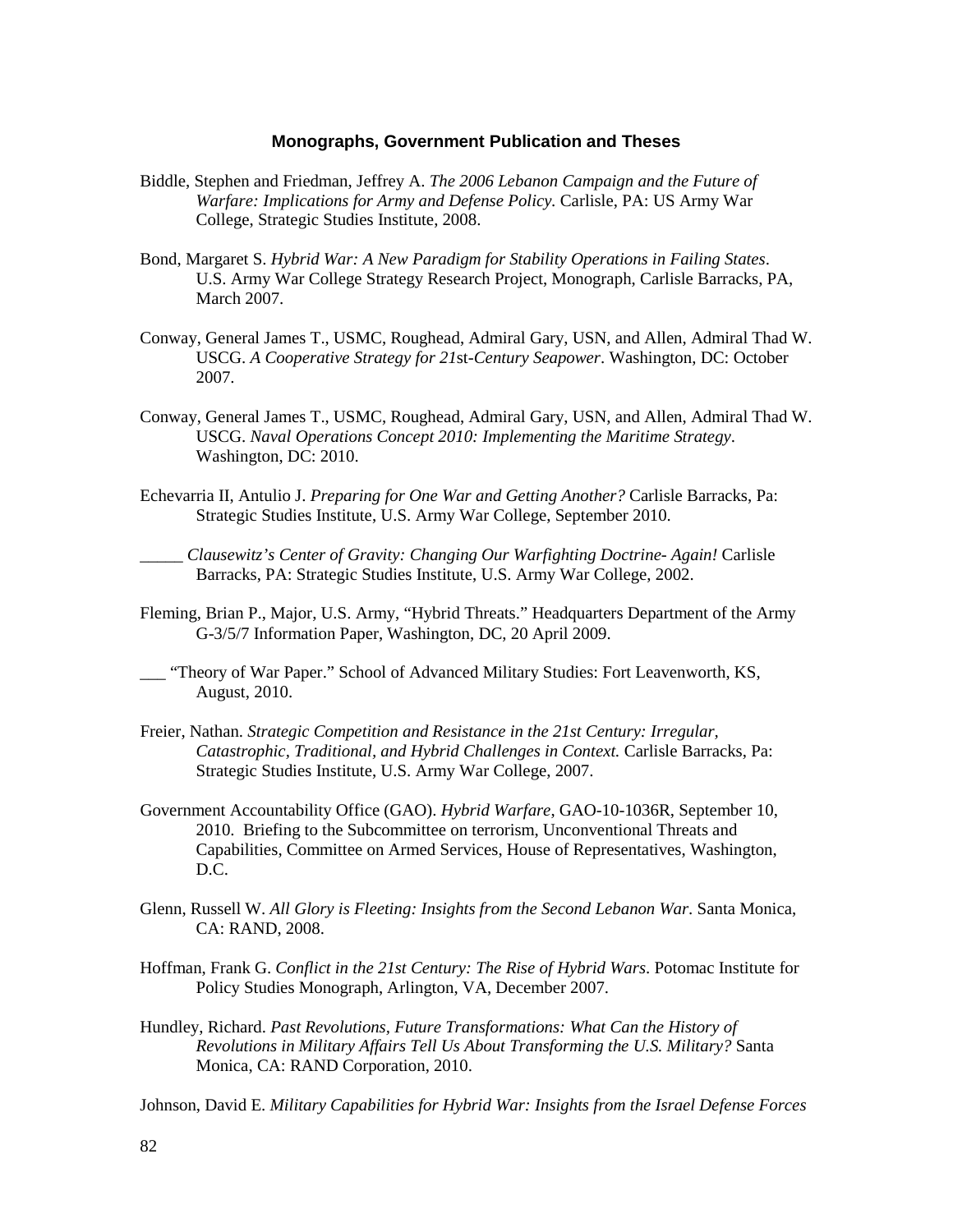### Monographs, Government Publication and Theses

Biddle, Stephen and Friedman, Jeffrey A. *The 2006 Lebanon Campaign and the Future of Warfare: Implications for Army and Defense Policy.* Carlisle, PA: US Army War College, Strategic Studies Institute, 2008.

Bond, Margaret S. *Hybrid War: A New Paradigm for Stability Operations in Failing States*. U.S. Army War College Strategy Research Project, Monograph, Carlisle Barracks, PA, March 2007.

Conway, General James T., USMC, Roughead, Admiral Gary, USN, and Allen, Admiral Thad W. USCG. *A Cooperative Strategy for 21st-Century Seapower*. Washington, DC: October 2007.

Conway, General James T., USMC, Roughead, Admiral Gary, USN, and Allen, Admiral Thad W. USCG. *Naval Operations Concept 2010: Implementing the Maritime Strategy*. Washington, DC: 2010.

Echevarria II, Antulio J. *Preparing for One War and Getting Another?* Carlisle Barracks, Pa: Strategic Studies Institute, U.S. Army War College, September 2010.

_____ *Clausewitz's Center of Gravity: Changing Our Warfighting Doctrine- Again!* Carlisle Barracks, PA: Strategic Studies Institute, U.S. Army War College, 2002.

Fleming, Brian P., Major, U.S. Army, "Hybrid Threats." Headquarters Department of the Army G-3/5/7 Information Paper, Washington, DC, 20 April 2009.

___ "Theory of War Paper." School of Advanced Military Studies: Fort Leavenworth, KS, August, 2010.

Freier, Nathan. *Strategic Competition and Resistance in the 21st Century: Irregular, Catastrophic, Traditional, and Hybrid Challenges in Context.* Carlisle Barracks, Pa: Strategic Studies Institute, U.S. Army War College, 2007.

Government Accountability Office (GAO). *Hybrid Warfare*, GAO-10-1036R, September 10, 2010. Briefing to the Subcommittee on terrorism, Unconventional Threats and Capabilities, Committee on Armed Services, House of Representatives, Washington, D.C.

Glenn, Russell W. *All Glory is Fleeting: Insights from the Second Lebanon War*. Santa Monica, CA: RAND, 2008.

Hoffman, Frank G. *Conflict in the 21st Century: The Rise of Hybrid Wars*. Potomac Institute for Policy Studies Monograph, Arlington, VA, December 2007.

Hundley, Richard. *Past Revolutions, Future Transformations: What Can the History of Revolutions in Military Affairs Tell Us About Transforming the U.S. Military?* Santa Monica, CA: RAND Corporation, 2010.

Johnson, David E. *Military Capabilities for Hybrid War: Insights from the Israel Defense Forces*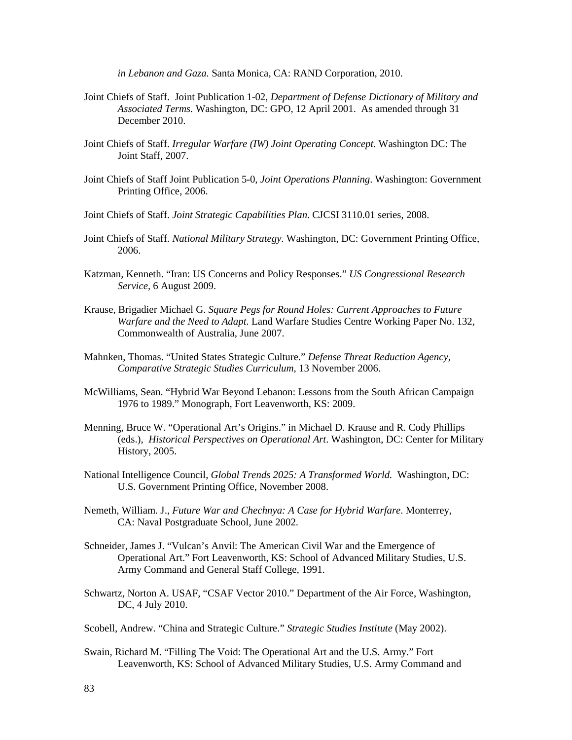*in Lebanon and Gaza.* Santa Monica, CA: RAND Corporation, 2010.

Joint Chiefs of Staff. Joint Publication 1-02, *Department of Defense Dictionary of Military and Associated Terms.* Washington, DC: GPO, 12 April 2001. As amended through 31 December 2010.

Joint Chiefs of Staff. *Irregular Warfare (IW) Joint Operating Concept.* Washington DC: The Joint Staff, 2007.

Joint Chiefs of Staff Joint Publication 5-0, *Joint Operations Planning*. Washington: Government Printing Office, 2006.

Joint Chiefs of Staff. *Joint Strategic Capabilities Plan*. CJCSI 3110.01 series, 2008.

Joint Chiefs of Staff. *National Military Strategy.* Washington, DC: Government Printing Office, 2006.

Katzman, Kenneth. "Iran: US Concerns and Policy Responses." *US Congressional Research Service,* 6 August 2009.

Krause, Brigadier Michael G. *Square Pegs for Round Holes: Current Approaches to Future Warfare and the Need to Adapt.* Land Warfare Studies Centre Working Paper No. 132, Commonwealth of Australia, June 2007.

Mahnken, Thomas. "United States Strategic Culture." *Defense Threat Reduction Agency, Comparative Strategic Studies Curriculum,* 13 November 2006.

McWilliams, Sean. "Hybrid War Beyond Lebanon: Lessons from the South African Campaign 1976 to 1989." Monograph, Fort Leavenworth, KS: 2009.

Menning, Bruce W. "Operational Art's Origins." in Michael D. Krause and R. Cody Phillips (eds.), *Historical Perspectives on Operational Art*. Washington, DC: Center for Military History, 2005.

National Intelligence Council, *Global Trends 2025: A Transformed World.* Washington, DC: U.S. Government Printing Office, November 2008.

Nemeth, William. J., *Future War and Chechnya: A Case for Hybrid Warfare*. Monterrey, CA: Naval Postgraduate School, June 2002.

Schneider, James J. "Vulcan's Anvil: The American Civil War and the Emergence of Operational Art." Fort Leavenworth, KS: School of Advanced Military Studies, U.S. Army Command and General Staff College, 1991.

Schwartz, Norton A. USAF, "CSAF Vector 2010." Department of the Air Force, Washington, DC, 4 July 2010.

Scobell, Andrew. "China and Strategic Culture." *Strategic Studies Institute* (May 2002).

Swain, Richard M. "Filling The Void: The Operational Art and the U.S. Army." Fort Leavenworth, KS: School of Advanced Military Studies, U.S. Army Command and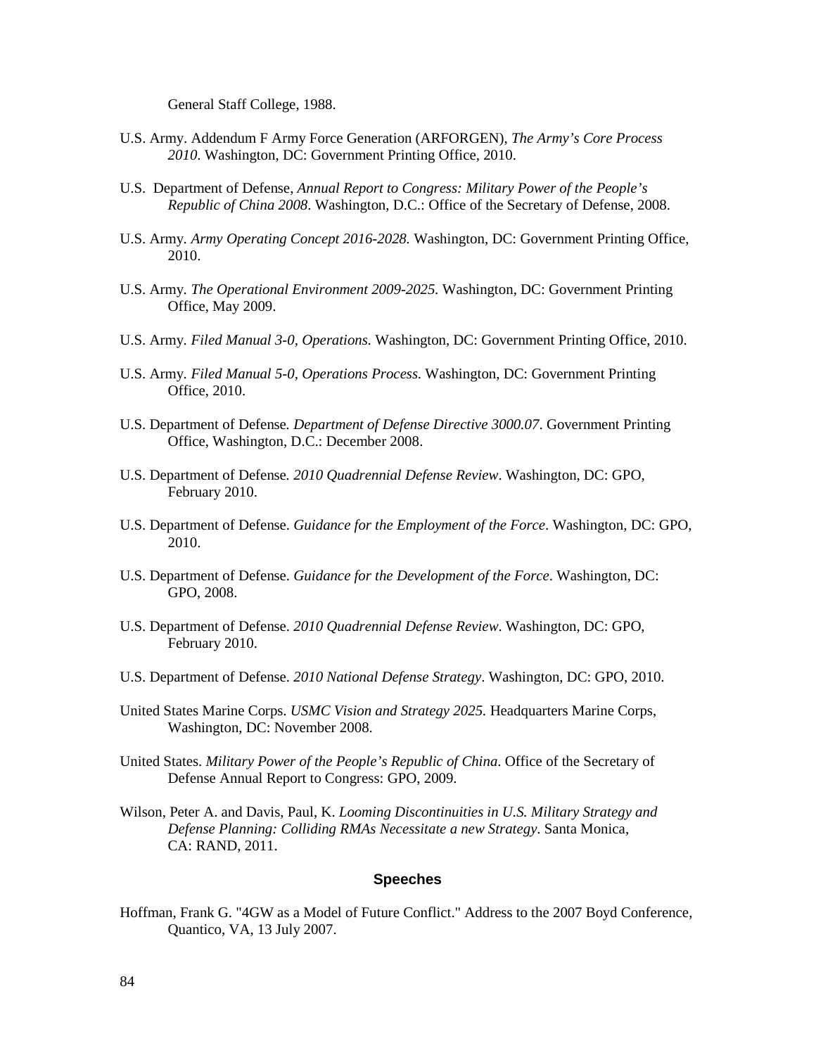General Staff College, 1988.

U.S. Army. Addendum F Army Force Generation (ARFORGEN), *The Army's Core Process 2010*. Washington, DC: Government Printing Office, 2010.

U.S. Department of Defense, *Annual Report to Congress: Military Power of the People's Republic of China 2008*. Washington, D.C.: Office of the Secretary of Defense, 2008.

U.S. Army. *Army Operating Concept 2016-2028.* Washington, DC: Government Printing Office, 2010.

U.S. Army. *The Operational Environment 2009-2025.* Washington, DC: Government Printing Office, May 2009.

U.S. Army. *Filed Manual 3-0, Operations.* Washington, DC: Government Printing Office, 2010.

U.S. Army. *Filed Manual 5-0, Operations Process.* Washington, DC: Government Printing Office, 2010.

U.S. Department of Defense. *Department of Defense Directive 3000.07*. Government Printing Office, Washington, D.C.: December 2008.

U.S. Department of Defense. *2010 Quadrennial Defense Review*. Washington, DC: GPO, February 2010.

U.S. Department of Defense. *Guidance for the Employment of the Force*. Washington, DC: GPO, 2010.

U.S. Department of Defense. *Guidance for the Development of the Force*. Washington, DC: GPO, 2008.

U.S. Department of Defense. *2010 Quadrennial Defense Review*. Washington, DC: GPO, February 2010.

U.S. Department of Defense. *2010 National Defense Strategy*. Washington, DC: GPO, 2010.

United States Marine Corps. *USMC Vision and Strategy 2025.* Headquarters Marine Corps, Washington, DC: November 2008.

United States. *Military Power of the People's Republic of China*. Office of the Secretary of Defense Annual Report to Congress: GPO, 2009.

Wilson, Peter A. and Davis, Paul, K. *Looming Discontinuities in U.S. Military Strategy and Defense Planning: Colliding RMAs Necessitate a new Strategy*. Santa Monica, CA: RAND, 2011.

## Speeches

Hoffman, Frank G. "4GW as a Model of Future Conflict." Address to the 2007 Boyd Conference, Quantico, VA, 13 July 2007.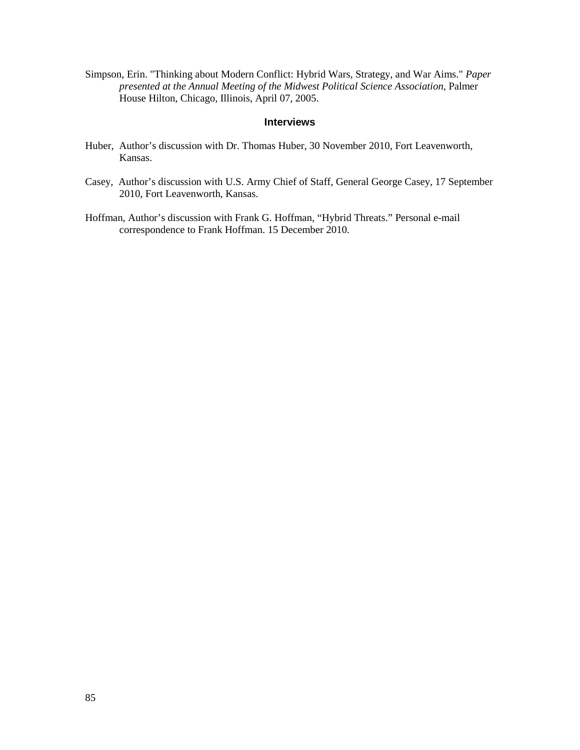Simpson, Erin. "Thinking about Modern Conflict: Hybrid Wars, Strategy, and War Aims." *Paper presented at the Annual Meeting of the Midwest Political Science Association,* Palmer House Hilton, Chicago, Illinois, April 07, 2005.

## Interviews

Huber, Author's discussion with Dr. Thomas Huber, 30 November 2010, Fort Leavenworth, Kansas.

Casey, Author's discussion with U.S. Army Chief of Staff, General George Casey, 17 September 2010, Fort Leavenworth, Kansas.

Hoffman, Author's discussion with Frank G. Hoffman, "Hybrid Threats." Personal e-mail correspondence to Frank Hoffman. 15 December 2010.